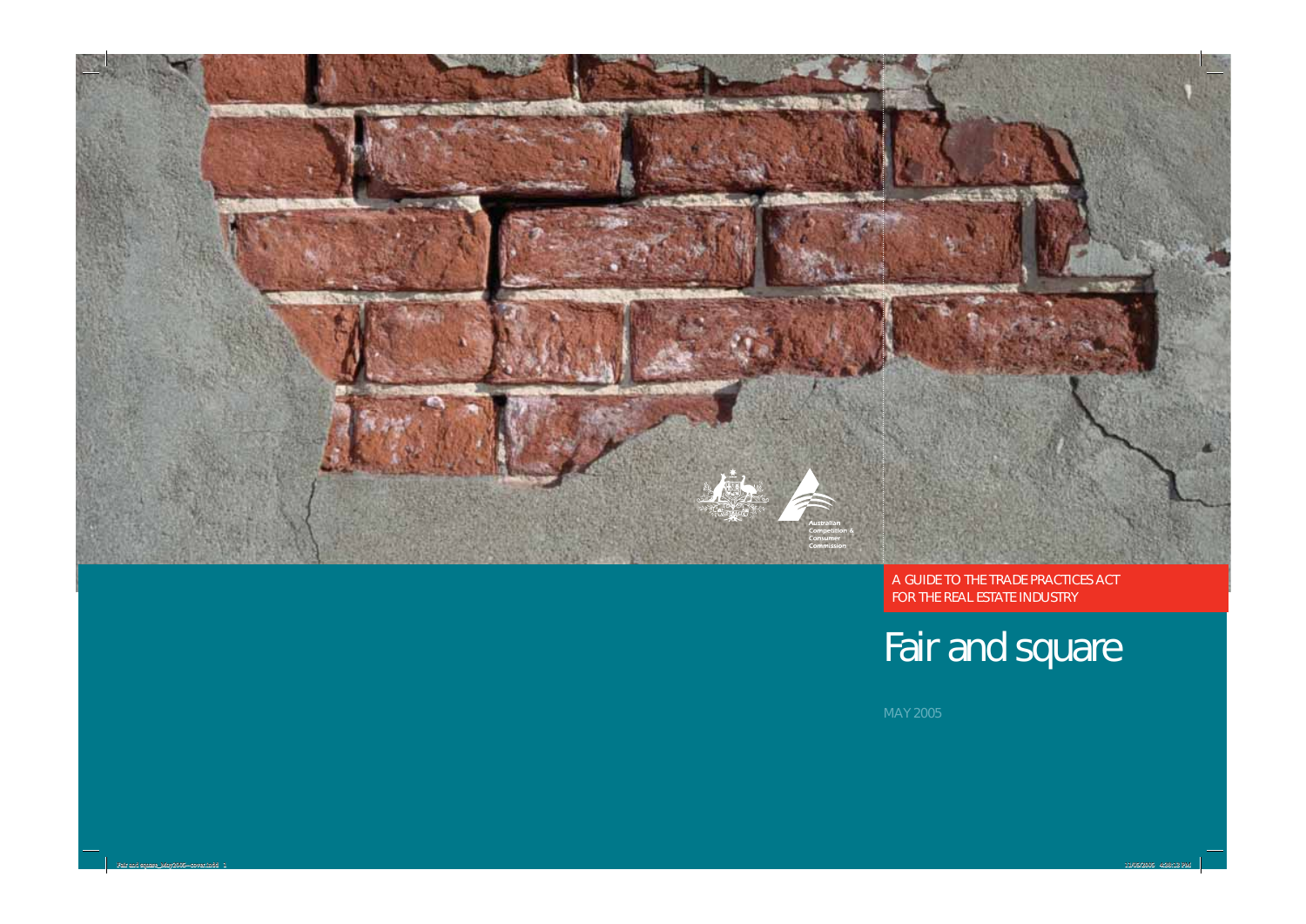Australian Competition & Consumer Commission

A GUIDE TO THE TRADE PRACTICES ACT FOR THE REAL ESTATE INDUSTRY

# Fair and square

MAY 2005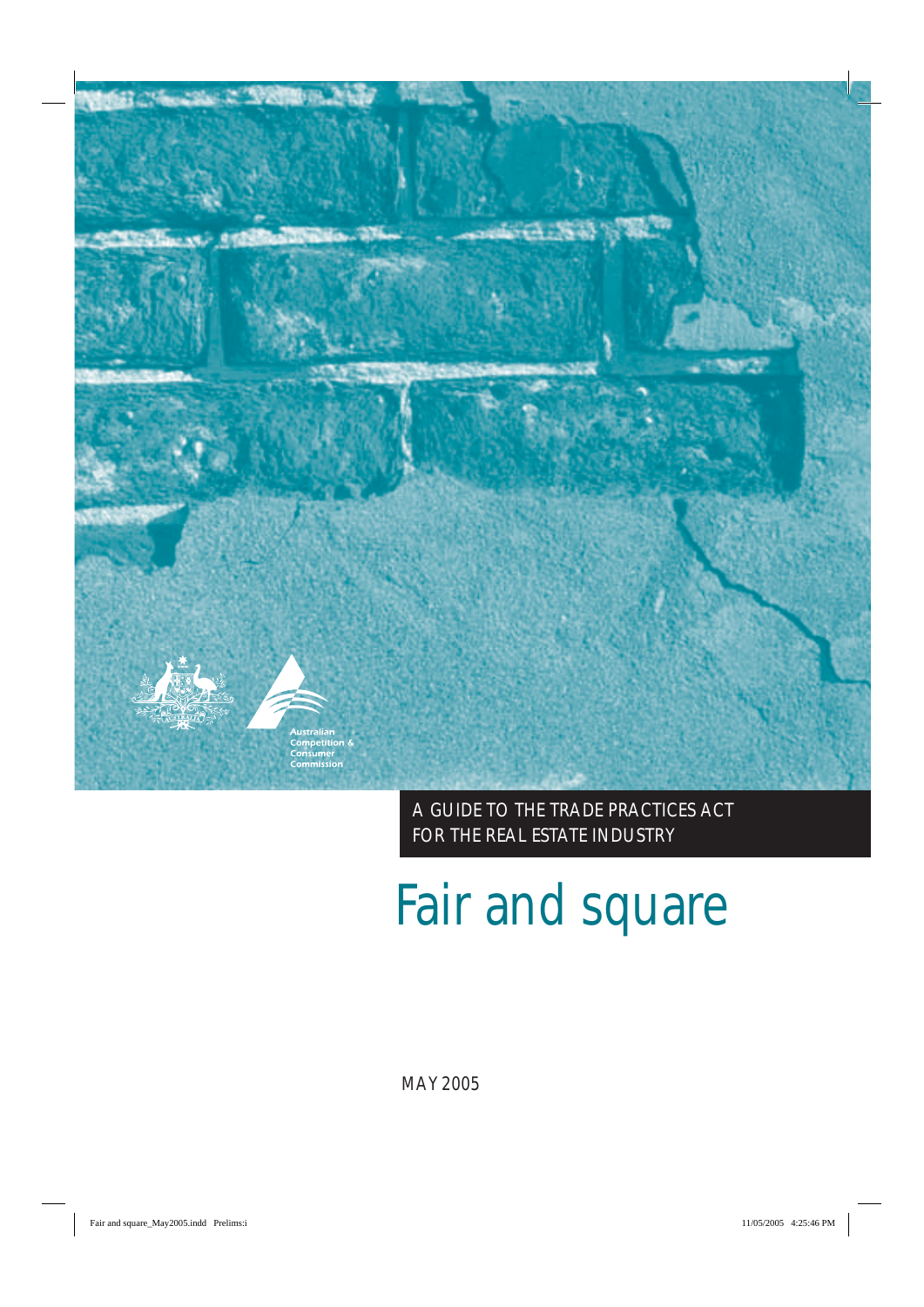A GUIDE TO THE TRADE PRACTICES ACT FOR THE REAL ESTATE INDUSTRY

# Fair and square

MAY 2005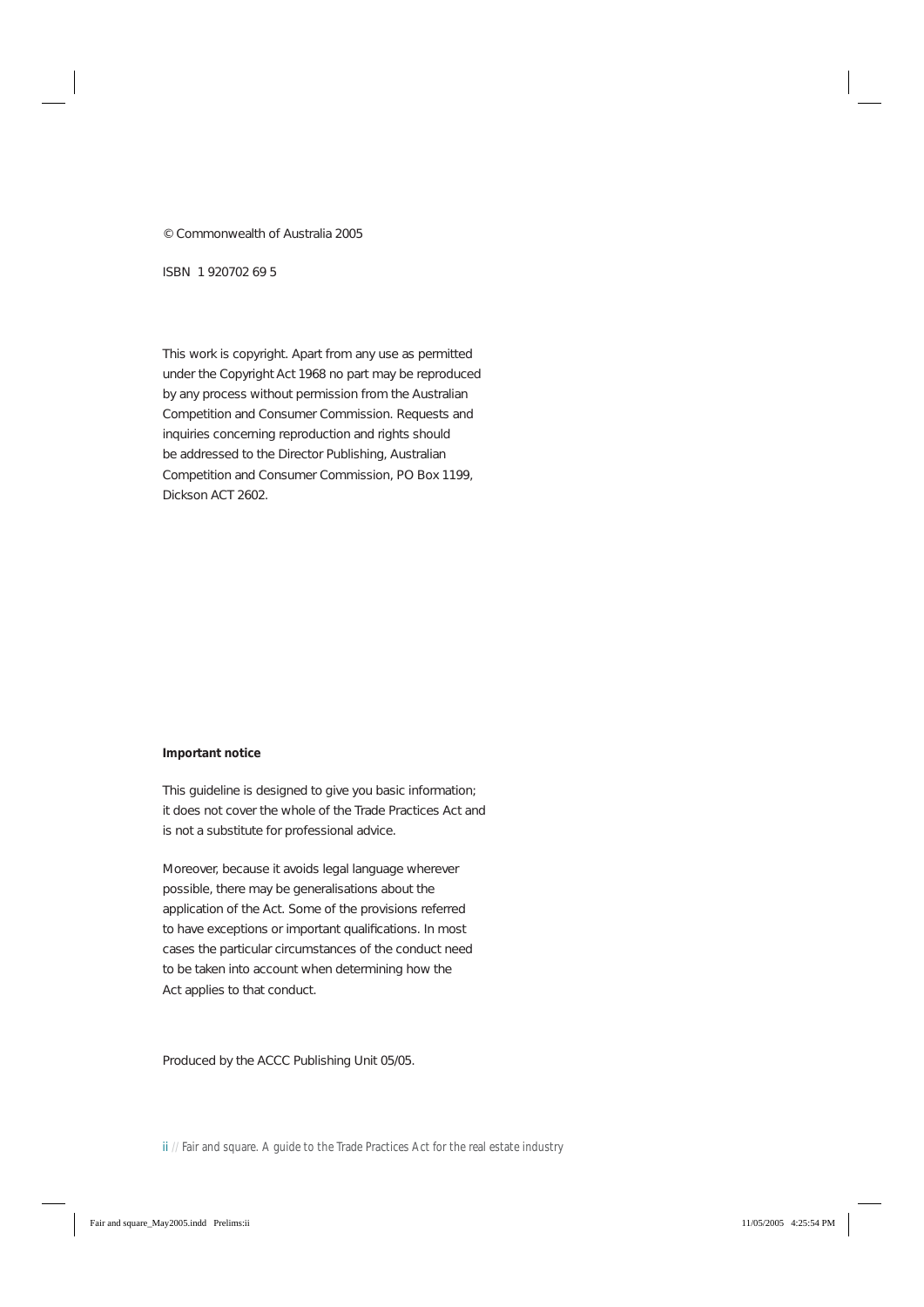© Commonwealth of Australia 2005

ISBN 1 920702 69 5

This work is copyright. Apart from any use as permitted under the Copyright Act 1968 no part may be reproduced by any process without permission from the Australian Competition and Consumer Commission. Requests and inquiries concerning reproduction and rights should be addressed to the Director Publishing, Australian Competition and Consumer Commission, PO Box 1199, Dickson ACT 2602.

**Important notice**

This guideline is designed to give you basic information; it does not cover the whole of the Trade Practices Act and is not a substitute for professional advice.

Moreover, because it avoids legal language wherever possible, there may be generalisations about the application of the Act. Some of the provisions referred to have exceptions or important qualifications. In most cases the particular circumstances of the conduct need to be taken into account when determining how the Act applies to that conduct.

Produced by the ACCC Publishing Unit 05/05.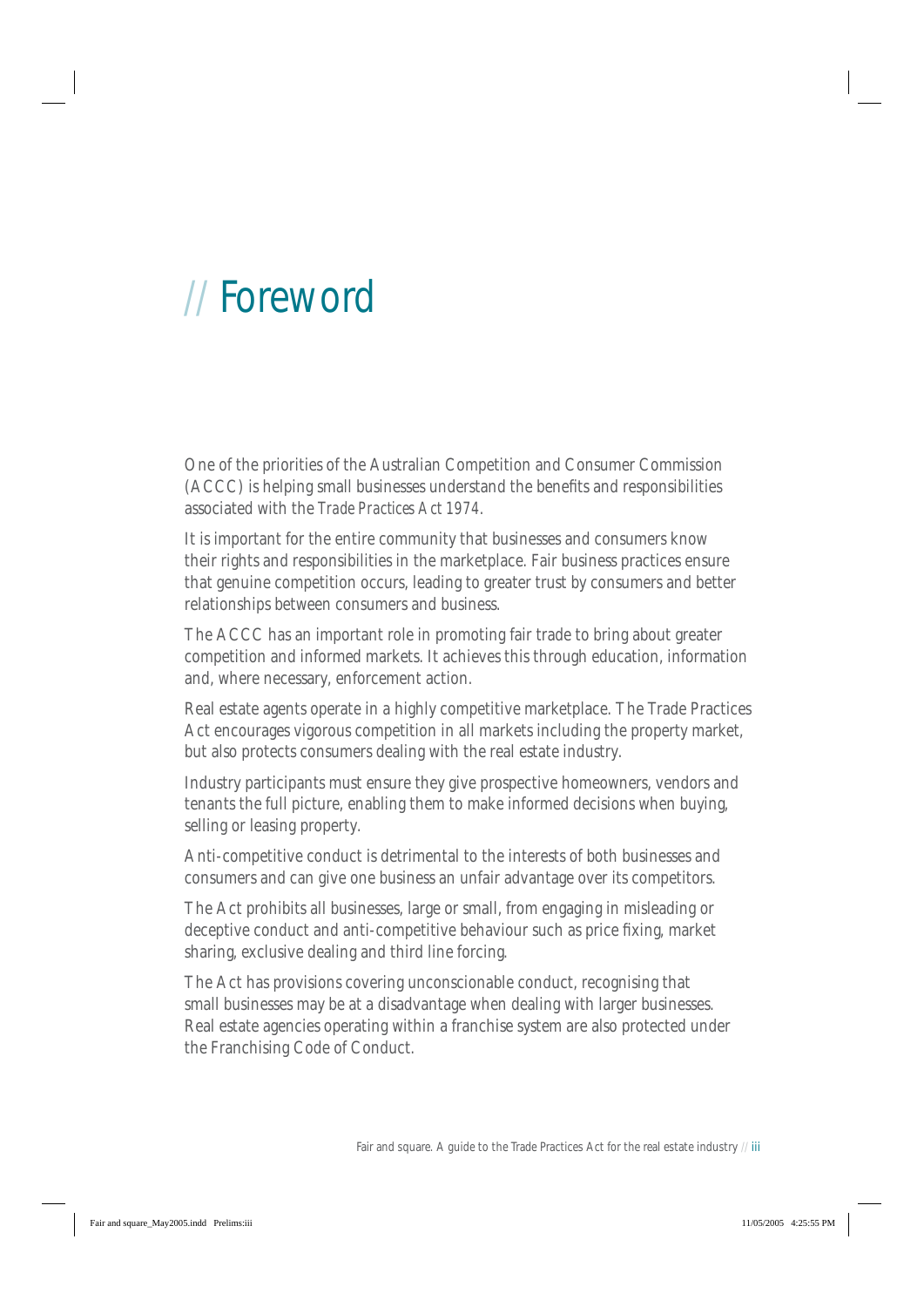# // Foreword

One of the priorities of the Australian Competition and Consumer Commission (ACCC) is helping small businesses understand the benefits and responsibilities associated with the *Trade Practices Act 1974*.

It is important for the entire community that businesses and consumers know their rights and responsibilities in the marketplace. Fair business practices ensure that genuine competition occurs, leading to greater trust by consumers and better relationships between consumers and business.

The ACCC has an important role in promoting fair trade to bring about greater competition and informed markets. It achieves this through education, information and, where necessary, enforcement action.

Real estate agents operate in a highly competitive marketplace. The Trade Practices Act encourages vigorous competition in all markets including the property market, but also protects consumers dealing with the real estate industry.

Industry participants must ensure they give prospective homeowners, vendors and tenants the full picture, enabling them to make informed decisions when buying, selling or leasing property.

Anti-competitive conduct is detrimental to the interests of both businesses and consumers and can give one business an unfair advantage over its competitors.

The Act prohibits all businesses, large or small, from engaging in misleading or deceptive conduct and anti-competitive behaviour such as price fixing, market sharing, exclusive dealing and third line forcing.

The Act has provisions covering unconscionable conduct, recognising that small businesses may be at a disadvantage when dealing with larger businesses. Real estate agencies operating within a franchise system are also protected under the Franchising Code of Conduct.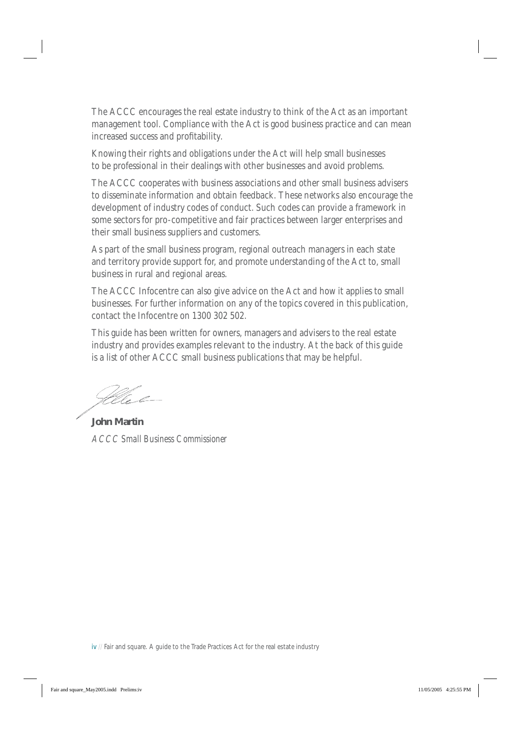The ACCC encourages the real estate industry to think of the Act as an important management tool. Compliance with the Act is good business practice and can mean increased success and profitability.

Knowing their rights and obligations under the Act will help small businesses to be professional in their dealings with other businesses and avoid problems.

The ACCC cooperates with business associations and other small business advisers to disseminate information and obtain feedback. These networks also encourage the development of industry codes of conduct. Such codes can provide a framework in some sectors for pro-competitive and fair practices between larger enterprises and their small business suppliers and customers.

As part of the small business program, regional outreach managers in each state and territory provide support for, and promote understanding of the Act to, small business in rural and regional areas.

The ACCC Infocentre can also give advice on the Act and how it applies to small businesses. For further information on any of the topics covered in this publication, contact the Infocentre on 1300 302 502.

This guide has been written for owners, managers and advisers to the real estate industry and provides examples relevant to the industry. At the back of this guide is a list of other ACCC small business publications that may be helpful.

**John Martin**

*ACCC Small Business Commissioner*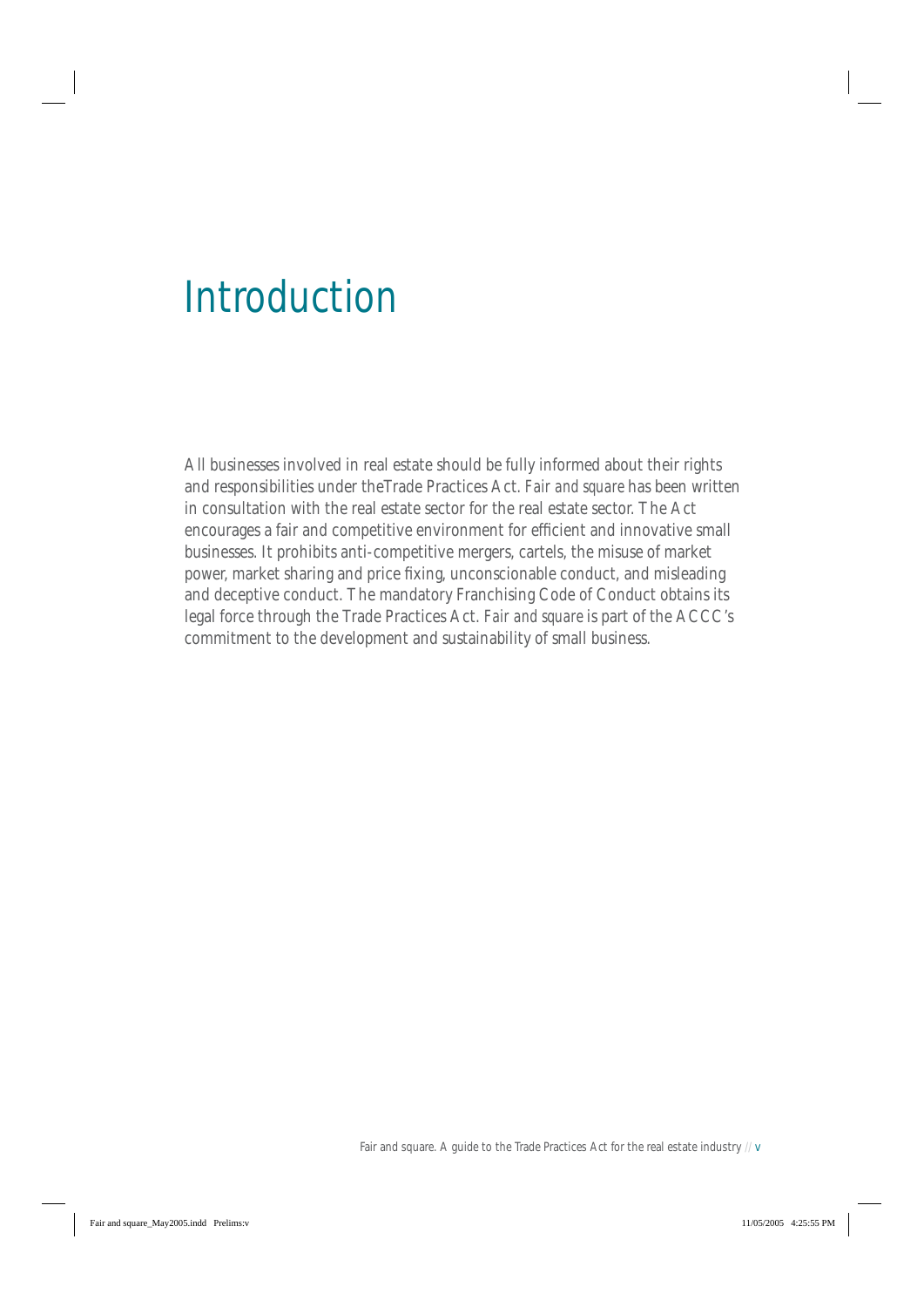# Introduction

All businesses involved in real estate should be fully informed about their rights and responsibilities under theTrade Practices Act. *Fair and square* has been written in consultation with the real estate sector for the real estate sector. The Act encourages a fair and competitive environment for efficient and innovative small businesses. It prohibits anti-competitive mergers, cartels, the misuse of market power, market sharing and price fixing, unconscionable conduct, and misleading and deceptive conduct. The mandatory Franchising Code of Conduct obtains its legal force through the Trade Practices Act. *Fair and square* is part of the ACCC's commitment to the development and sustainability of small business.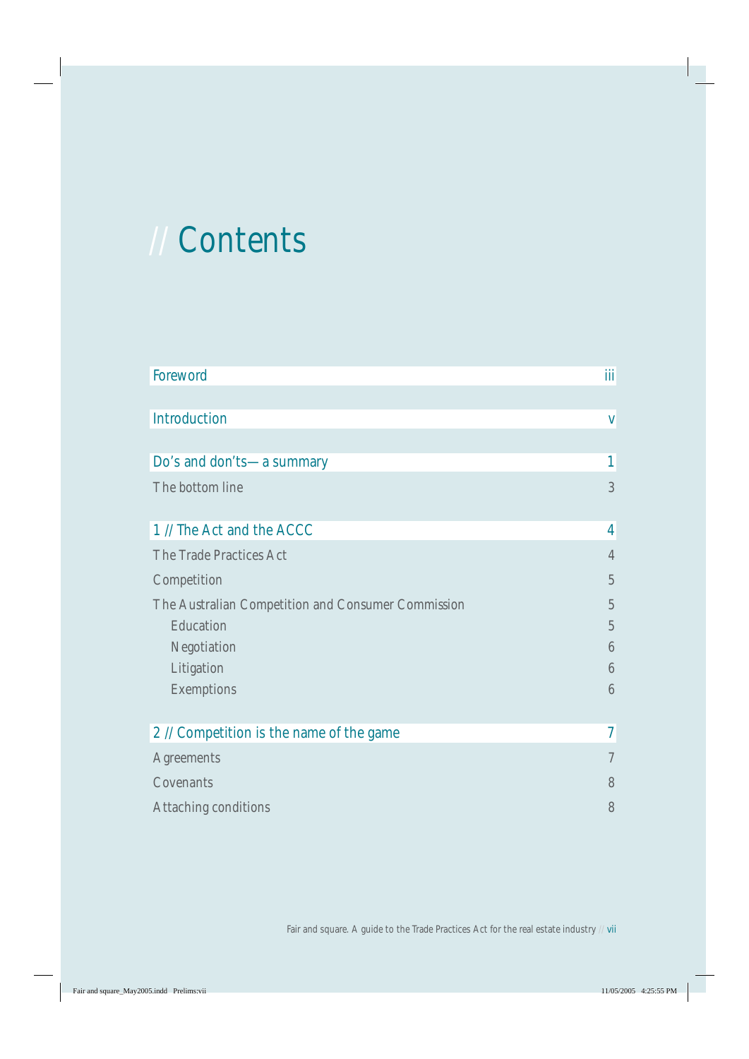# // Contents

| | |
|---|---|
| Foreword | iii |
| Introduction | v |
| Do's and don'ts—a summary | 1 |
| The bottom line | 3 |
| 1 // The Act and the ACCC | 4 |
| The Trade Practices Act | 4 |
| Competition | 5 |
| The Australian Competition and Consumer Commission | 5 |
| Education | 5 |
| Negotiation | 6 |
| Litigation | 6 |
| Exemptions | 6 |
| 2 // Competition is the name of the game | 7 |
| Agreements | 7 |
| Covenants | 8 |
| Attaching conditions | 8 |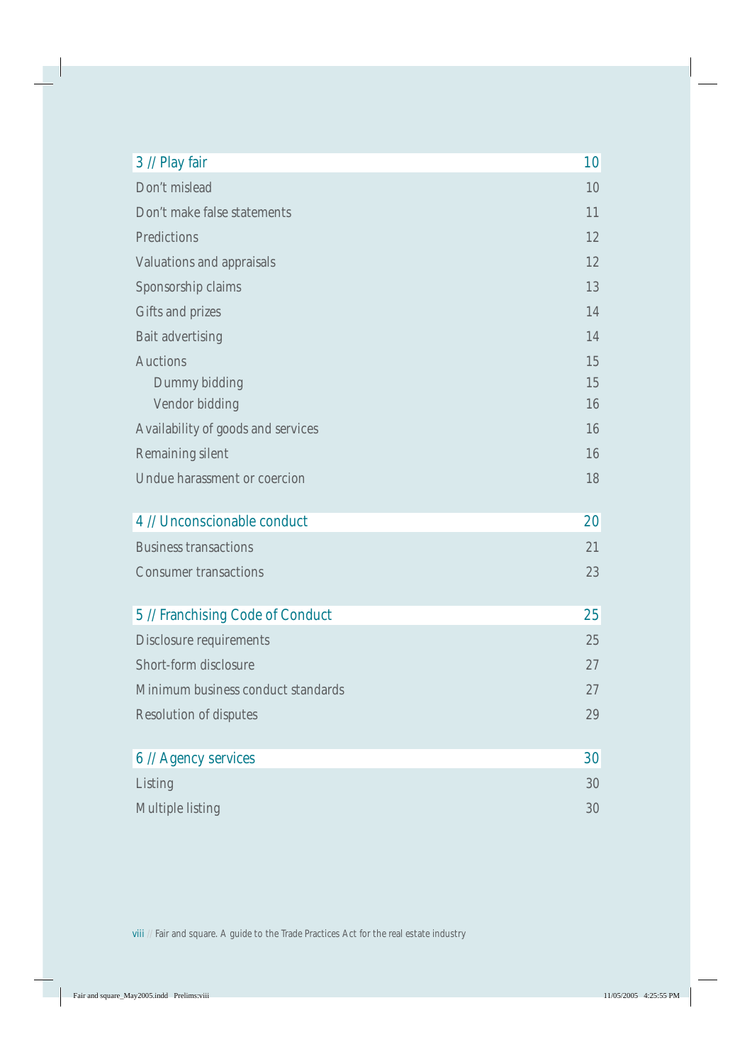| 3 // Play fair | 10 |
| --- | --- |
| Don't mislead | 10 |
| Don't make false statements | 11 |
| Predictions | 12 |
| Valuations and appraisals | 12 |
| Sponsorship claims | 13 |
| Gifts and prizes | 14 |
| Bait advertising | 14 |
| Auctions | 15 |
| Dummy bidding | 15 |
| Vendor bidding | 16 |
| Availability of goods and services | 16 |
| Remaining silent | 16 |
| Undue harassment or coercion | 18 |

| 4 // Unconscionable conduct | 20 |
| --- | --- |
| Business transactions | 21 |
| Consumer transactions | 23 |

| 5 // Franchising Code of Conduct | 25 |
| --- | --- |
| Disclosure requirements | 25 |
| Short-form disclosure | 27 |
| Minimum business conduct standards | 27 |
| Resolution of disputes | 29 |

| 6 // Agency services | 30 |
| --- | --- |
| Listing | 30 |
| Multiple listing | 30 |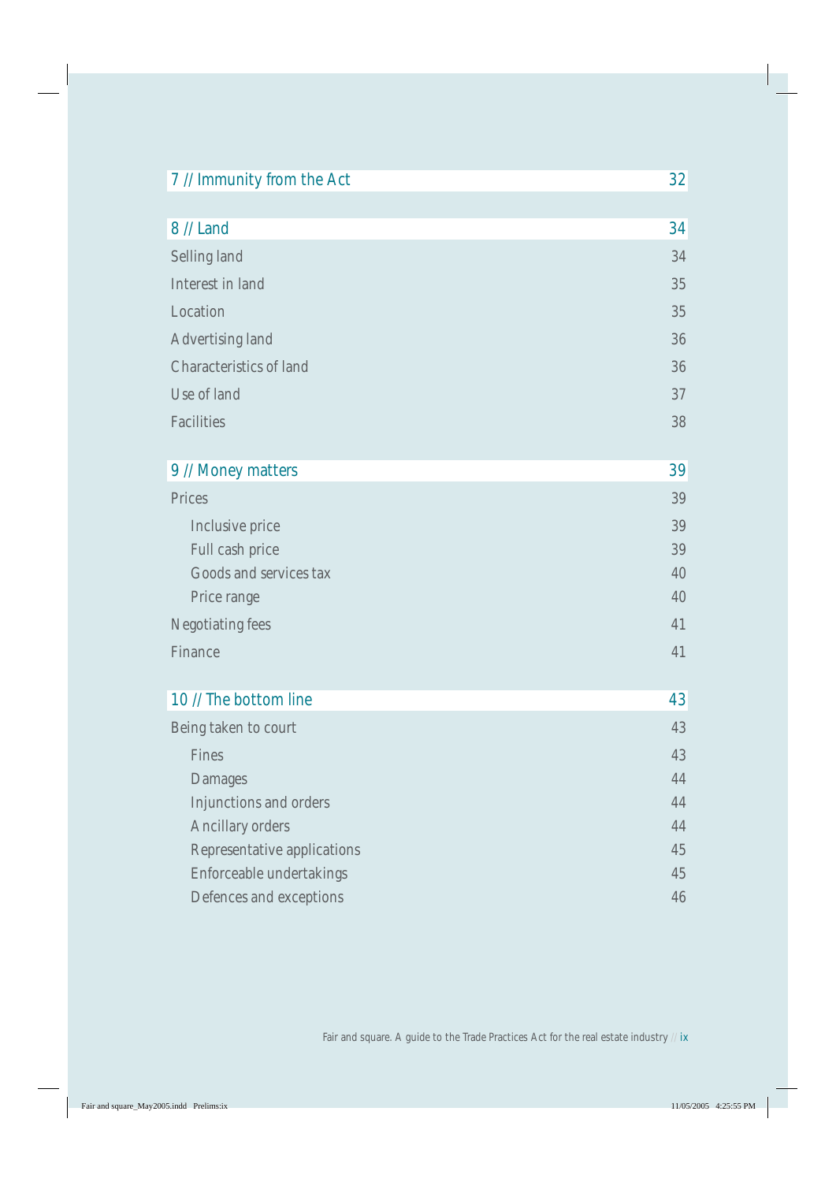| | |
|---|---|
| **7 // Immunity from the Act** | **32** |
| | |
| **8 // Land** | **34** |
| Selling land | 34 |
| Interest in land | 35 |
| Location | 35 |
| Advertising land | 36 |
| Characteristics of land | 36 |
| Use of land | 37 |
| Facilities | 38 |
| | |
| **9 // Money matters** | **39** |
| Prices | 39 |
| &nbsp;&nbsp;&nbsp;&nbsp;Inclusive price | 39 |
| &nbsp;&nbsp;&nbsp;&nbsp;Full cash price | 39 |
| &nbsp;&nbsp;&nbsp;&nbsp;Goods and services tax | 40 |
| &nbsp;&nbsp;&nbsp;&nbsp;Price range | 40 |
| Negotiating fees | 41 |
| Finance | 41 |
| | |
| **10 // The bottom line** | **43** |
| Being taken to court | 43 |
| &nbsp;&nbsp;&nbsp;&nbsp;Fines | 43 |
| &nbsp;&nbsp;&nbsp;&nbsp;Damages | 44 |
| &nbsp;&nbsp;&nbsp;&nbsp;Injunctions and orders | 44 |
| &nbsp;&nbsp;&nbsp;&nbsp;Ancillary orders | 44 |
| &nbsp;&nbsp;&nbsp;&nbsp;Representative applications | 45 |
| &nbsp;&nbsp;&nbsp;&nbsp;Enforceable undertakings | 45 |
| &nbsp;&nbsp;&nbsp;&nbsp;Defences and exceptions | 46 |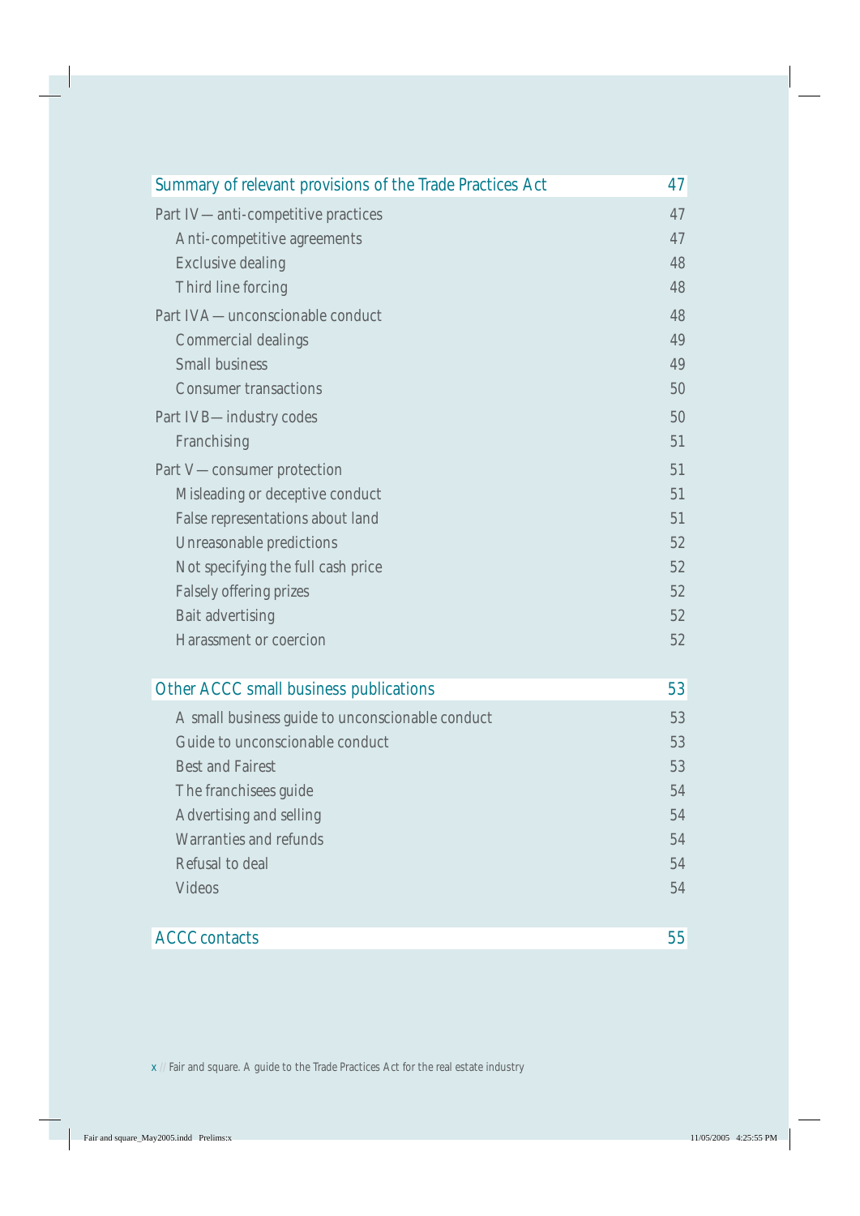| Summary of relevant provisions of the Trade Practices Act | 47 |
|---|---|
| Part IV — anti-competitive practices | 47 |
| Anti-competitive agreements | 47 |
| Exclusive dealing | 48 |
| Third line forcing | 48 |
| Part IVA — unconscionable conduct | 48 |
| Commercial dealings | 49 |
| Small business | 49 |
| Consumer transactions | 50 |
| Part IVB — industry codes | 50 |
| Franchising | 51 |
| Part V — consumer protection | 51 |
| Misleading or deceptive conduct | 51 |
| False representations about land | 51 |
| Unreasonable predictions | 52 |
| Not specifying the full cash price | 52 |
| Falsely offering prizes | 52 |
| Bait advertising | 52 |
| Harassment or coercion | 52 |

| Other ACCC small business publications | 53 |
|---|---|
| A small business guide to unconscionable conduct | 53 |
| Guide to unconscionable conduct | 53 |
| Best and Fairest | 53 |
| The franchisees guide | 54 |
| Advertising and selling | 54 |
| Warranties and refunds | 54 |
| Refusal to deal | 54 |
| Videos | 54 |

| ACCC contacts | 55 |
|---|---|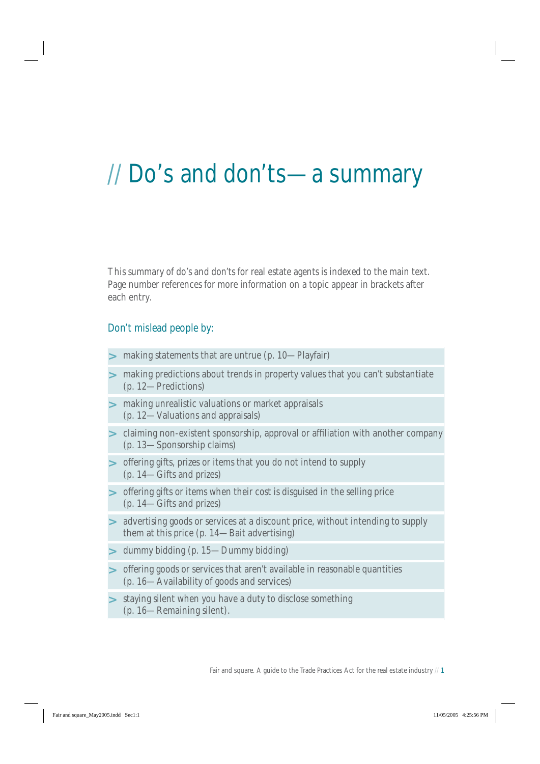# // Do's and don'ts—a summary

This summary of do's and don'ts for real estate agents is indexed to the main text. Page number references for more information on a topic appear in brackets after each entry.

## Don't mislead people by:

- making statements that are untrue (p. 10—Playfair)
- making predictions about trends in property values that you can't substantiate (p. 12—Predictions)
- making unrealistic valuations or market appraisals (p. 12—Valuations and appraisals)
- claiming non-existent sponsorship, approval or affiliation with another company (p. 13—Sponsorship claims)
- offering gifts, prizes or items that you do not intend to supply (p. 14—Gifts and prizes)
- offering gifts or items when their cost is disguised in the selling price (p. 14—Gifts and prizes)
- advertising goods or services at a discount price, without intending to supply them at this price (p. 14—Bait advertising)
- dummy bidding (p. 15—Dummy bidding)
- offering goods or services that aren't available in reasonable quantities (p. 16—Availability of goods and services)
- staying silent when you have a duty to disclose something (p. 16—Remaining silent).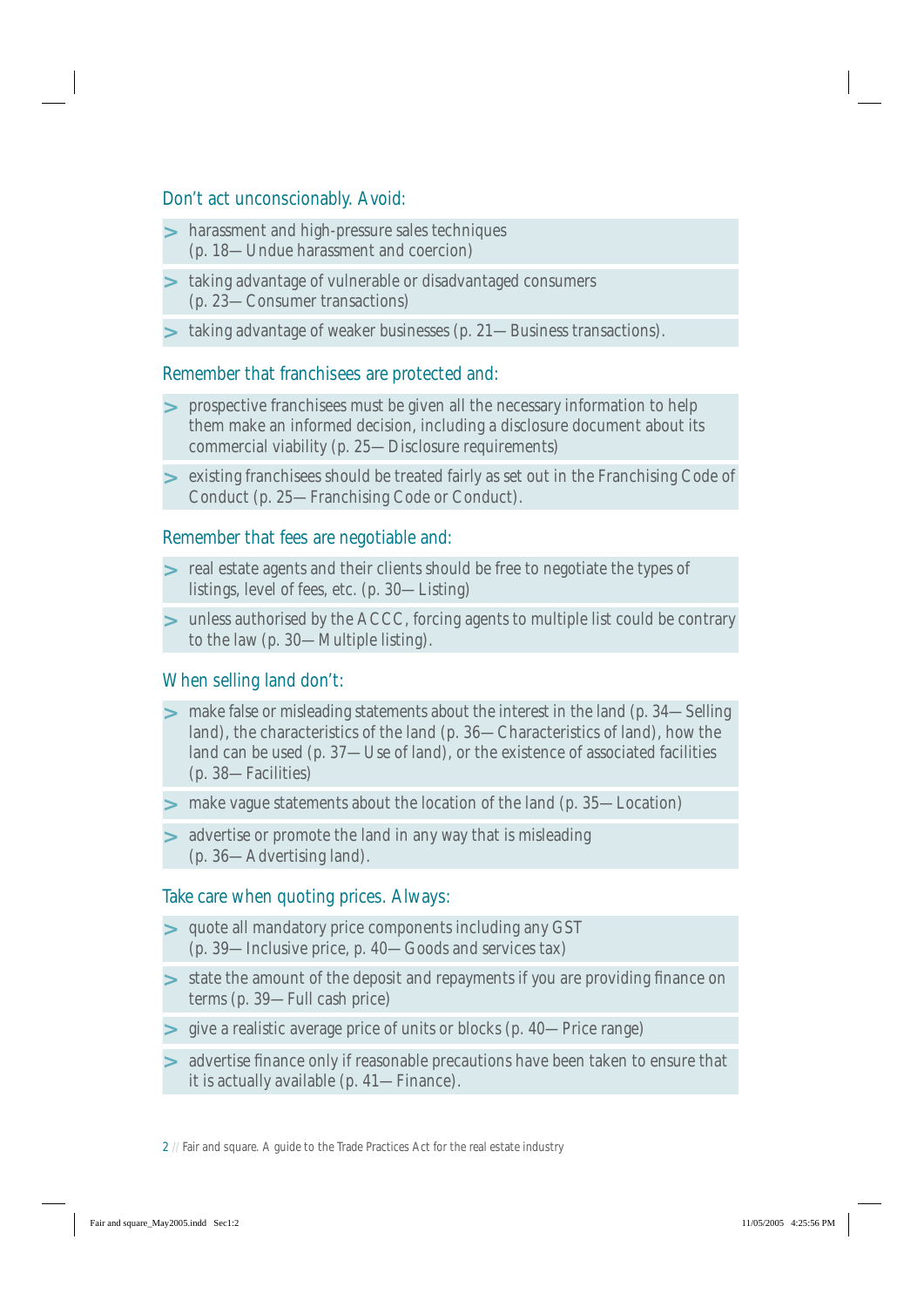### Don't act unconscionably. Avoid:

- harassment and high-pressure sales techniques (p. 18—Undue harassment and coercion)
- taking advantage of vulnerable or disadvantaged consumers (p. 23—Consumer transactions)
- taking advantage of weaker businesses (p. 21—Business transactions).

### Remember that franchisees are protected and:

- prospective franchisees must be given all the necessary information to help them make an informed decision, including a disclosure document about its commercial viability (p. 25—Disclosure requirements)
- existing franchisees should be treated fairly as set out in the Franchising Code of Conduct (p. 25—Franchising Code or Conduct).

### Remember that fees are negotiable and:

- real estate agents and their clients should be free to negotiate the types of listings, level of fees, etc. (p. 30—Listing)
- unless authorised by the ACCC, forcing agents to multiple list could be contrary to the law (p. 30—Multiple listing).

### When selling land don't:

- make false or misleading statements about the interest in the land (p. 34—Selling land), the characteristics of the land (p. 36—Characteristics of land), how the land can be used (p. 37—Use of land), or the existence of associated facilities (p. 38—Facilities)
- make vague statements about the location of the land (p. 35—Location)
- advertise or promote the land in any way that is misleading (p. 36—Advertising land).

### Take care when quoting prices. Always:

- quote all mandatory price components including any GST (p. 39—Inclusive price, p. 40—Goods and services tax)
- state the amount of the deposit and repayments if you are providing finance on terms (p. 39—Full cash price)
- give a realistic average price of units or blocks (p. 40—Price range)
- advertise finance only if reasonable precautions have been taken to ensure that it is actually available (p. 41—Finance).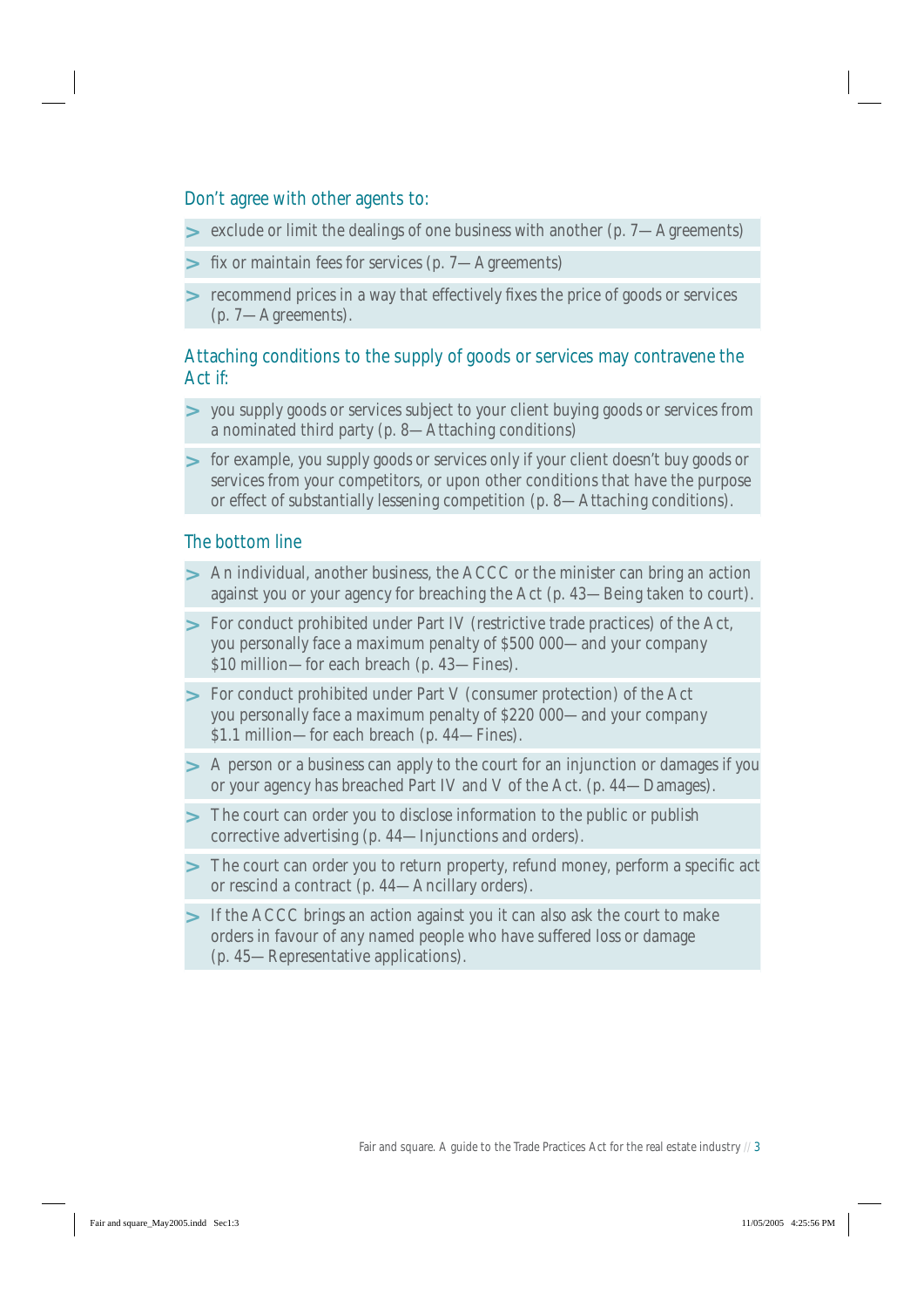## Don't agree with other agents to:

- exclude or limit the dealings of one business with another (p. 7—Agreements)
- fix or maintain fees for services (p. 7—Agreements)
- recommend prices in a way that effectively fixes the price of goods or services (p. 7—Agreements).

## Attaching conditions to the supply of goods or services may contravene the Act if:

- you supply goods or services subject to your client buying goods or services from a nominated third party (p. 8—Attaching conditions)
- for example, you supply goods or services only if your client doesn't buy goods or services from your competitors, or upon other conditions that have the purpose or effect of substantially lessening competition (p. 8—Attaching conditions).

## The bottom line

- An individual, another business, the ACCC or the minister can bring an action against you or your agency for breaching the Act (p. 43—Being taken to court).
- For conduct prohibited under Part IV (restrictive trade practices) of the Act, you personally face a maximum penalty of $500 000—and your company $10 million—for each breach (p. 43—Fines).
- For conduct prohibited under Part V (consumer protection) of the Act you personally face a maximum penalty of $220 000—and your company $1.1 million—for each breach (p. 44—Fines).
- A person or a business can apply to the court for an injunction or damages if you or your agency has breached Part IV and V of the Act. (p. 44—Damages).
- The court can order you to disclose information to the public or publish corrective advertising (p. 44—Injunctions and orders).
- The court can order you to return property, refund money, perform a specific act or rescind a contract (p. 44—Ancillary orders).
- If the ACCC brings an action against you it can also ask the court to make orders in favour of any named people who have suffered loss or damage (p. 45—Representative applications).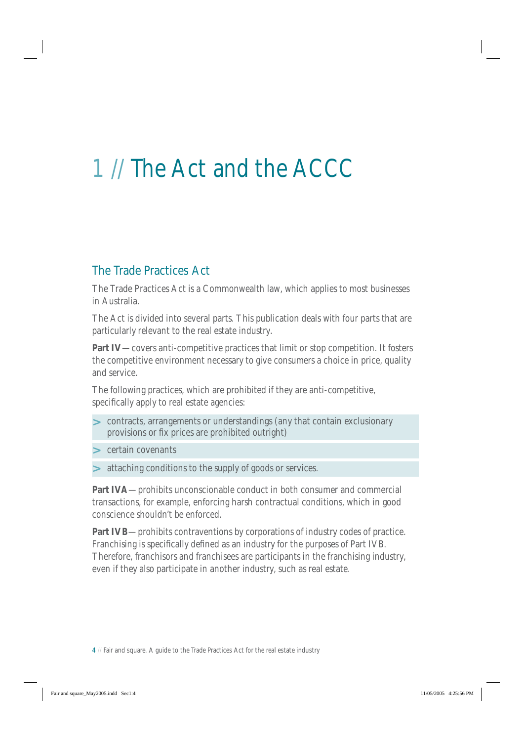# 1 // The Act and the ACCC

## The Trade Practices Act

The Trade Practices Act is a Commonwealth law, which applies to most businesses in Australia.

The Act is divided into several parts. This publication deals with four parts that are particularly relevant to the real estate industry.

**Part IV** — covers anti-competitive practices that limit or stop competition. It fosters the competitive environment necessary to give consumers a choice in price, quality and service.

The following practices, which are prohibited if they are anti-competitive, specifically apply to real estate agencies:

- contracts, arrangements or understandings (any that contain exclusionary provisions or fix prices are prohibited outright)
- certain covenants
- attaching conditions to the supply of goods or services.

**Part IVA** — prohibits unconscionable conduct in both consumer and commercial transactions, for example, enforcing harsh contractual conditions, which in good conscience shouldn't be enforced.

**Part IVB** — prohibits contraventions by corporations of industry codes of practice. Franchising is specifically defined as an industry for the purposes of Part IVB. Therefore, franchisors and franchisees are participants in the franchising industry, even if they also participate in another industry, such as real estate.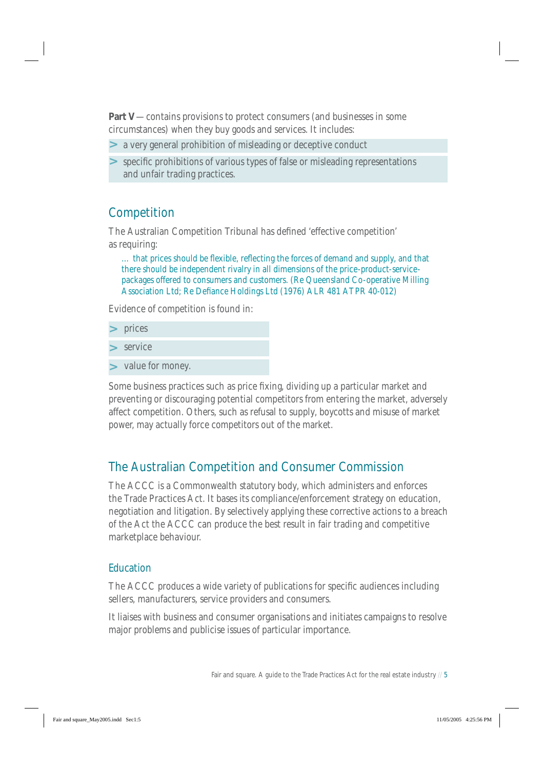**Part V** — contains provisions to protect consumers (and businesses in some circumstances) when they buy goods and services. It includes:

- a very general prohibition of misleading or deceptive conduct
- specific prohibitions of various types of false or misleading representations and unfair trading practices.

## Competition

The Australian Competition Tribunal has defined 'effective competition' as requiring:

> … that prices should be flexible, reflecting the forces of demand and supply, and that there should be independent rivalry in all dimensions of the price-product-service-packages offered to consumers and customers. (Re Queensland Co-operative Milling Association Ltd; Re Defiance Holdings Ltd (1976) ALR 481 ATPR 40-012)

Evidence of competition is found in:

- prices
- service
- value for money.

Some business practices such as price fixing, dividing up a particular market and preventing or discouraging potential competitors from entering the market, adversely affect competition. Others, such as refusal to supply, boycotts and misuse of market power, may actually force competitors out of the market.

## The Australian Competition and Consumer Commission

The ACCC is a Commonwealth statutory body, which administers and enforces the Trade Practices Act. It bases its compliance/enforcement strategy on education, negotiation and litigation. By selectively applying these corrective actions to a breach of the Act the ACCC can produce the best result in fair trading and competitive marketplace behaviour.

### Education

The ACCC produces a wide variety of publications for specific audiences including sellers, manufacturers, service providers and consumers.

It liaises with business and consumer organisations and initiates campaigns to resolve major problems and publicise issues of particular importance.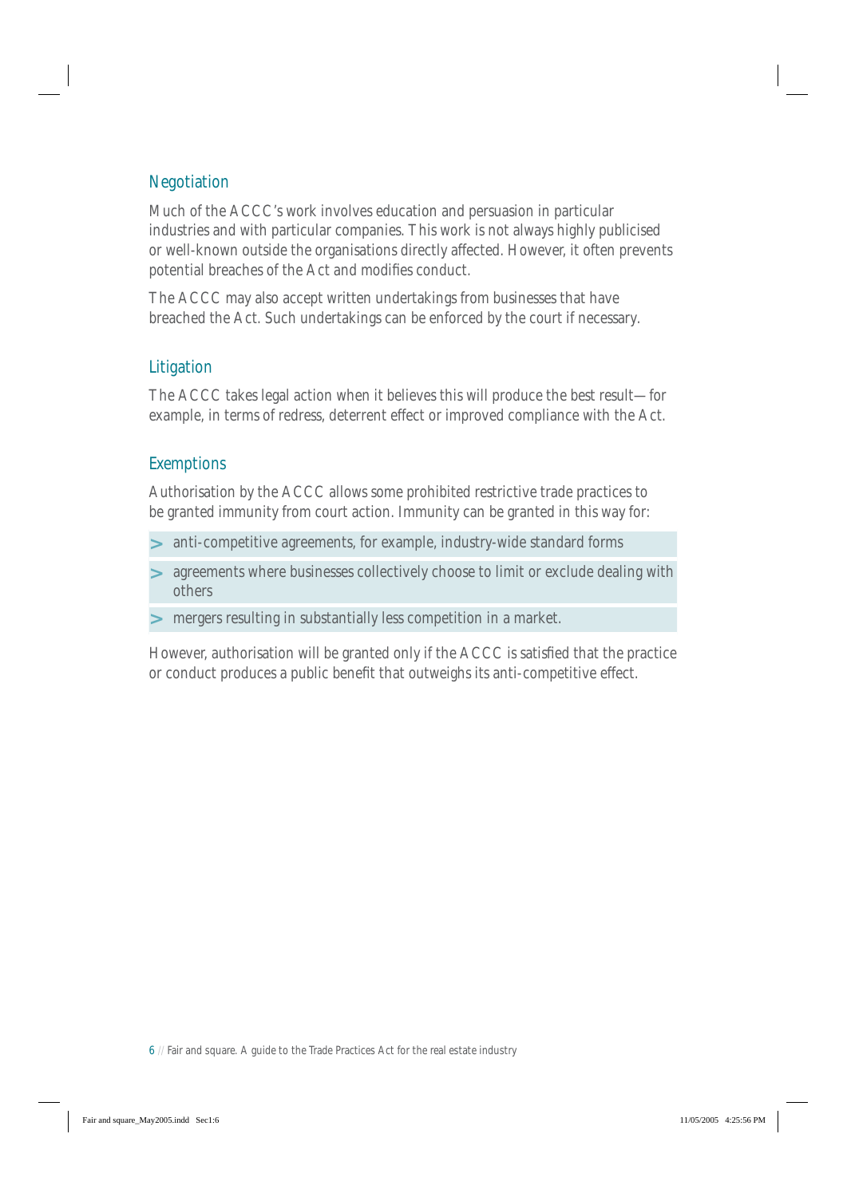## Negotiation

Much of the ACCC's work involves education and persuasion in particular industries and with particular companies. This work is not always highly publicised or well-known outside the organisations directly affected. However, it often prevents potential breaches of the Act and modifies conduct.

The ACCC may also accept written undertakings from businesses that have breached the Act. Such undertakings can be enforced by the court if necessary.

## Litigation

The ACCC takes legal action when it believes this will produce the best result—for example, in terms of redress, deterrent effect or improved compliance with the Act.

## Exemptions

Authorisation by the ACCC allows some prohibited restrictive trade practices to be granted immunity from court action. Immunity can be granted in this way for:

- anti-competitive agreements, for example, industry-wide standard forms
- agreements where businesses collectively choose to limit or exclude dealing with others
- mergers resulting in substantially less competition in a market.

However, authorisation will be granted only if the ACCC is satisfied that the practice or conduct produces a public benefit that outweighs its anti-competitive effect.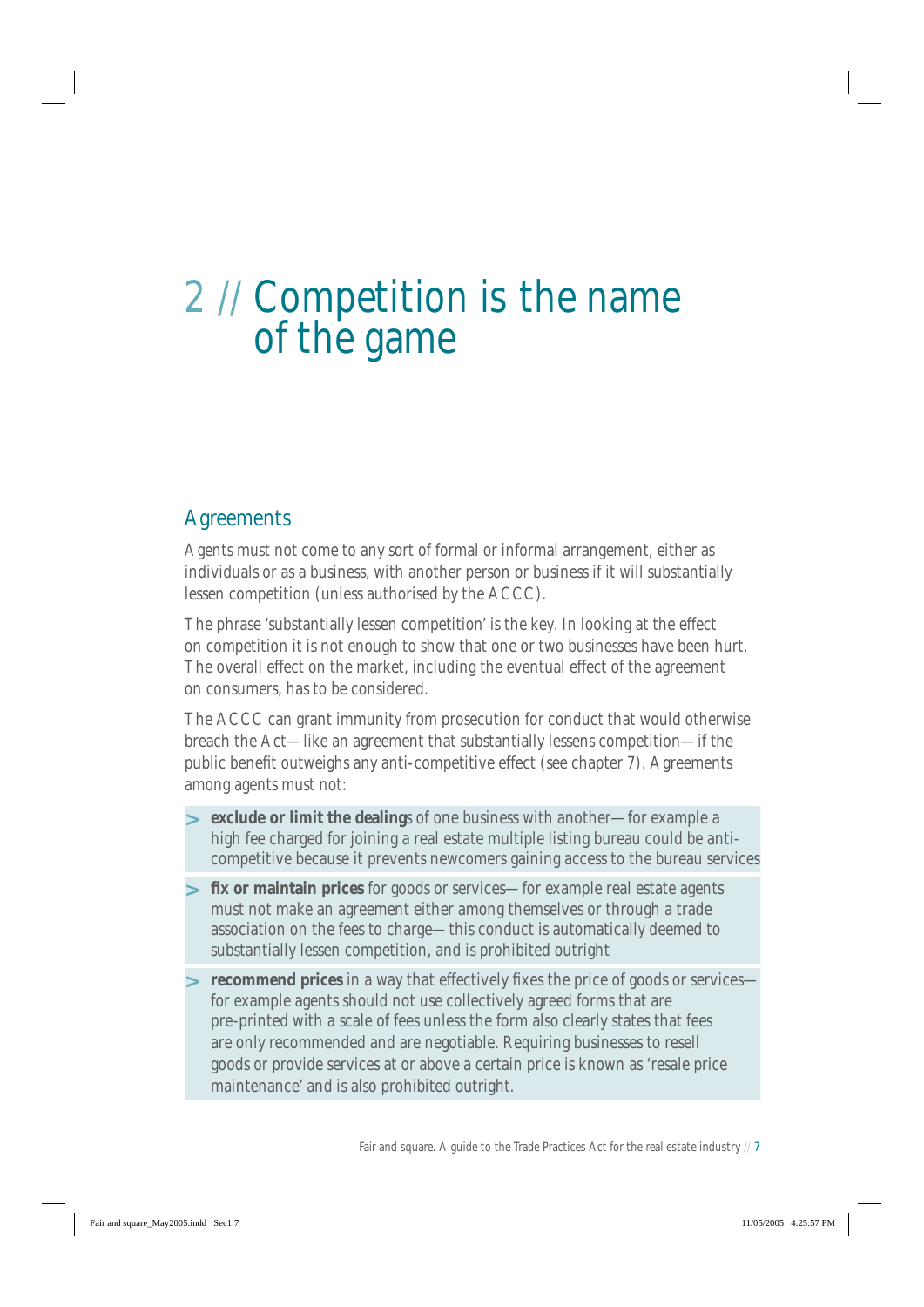# 2 // Competition is the name of the game

## Agreements

Agents must not come to any sort of formal or informal arrangement, either as individuals or as a business, with another person or business if it will substantially lessen competition (unless authorised by the ACCC).

The phrase 'substantially lessen competition' is the key. In looking at the effect on competition it is not enough to show that one or two businesses have been hurt. The overall effect on the market, including the eventual effect of the agreement on consumers, has to be considered.

The ACCC can grant immunity from prosecution for conduct that would otherwise breach the Act—like an agreement that substantially lessens competition—if the public benefit outweighs any anti-competitive effect (see chapter 7). Agreements among agents must not:

> **exclude or limit the dealings** of one business with another—for example a high fee charged for joining a real estate multiple listing bureau could be anti-competitive because it prevents newcomers gaining access to the bureau services

> **fix or maintain prices** for goods or services—for example real estate agents must not make an agreement either among themselves or through a trade association on the fees to charge—this conduct is automatically deemed to substantially lessen competition, and is prohibited outright

> **recommend prices** in a way that effectively fixes the price of goods or services—for example agents should not use collectively agreed forms that are pre-printed with a scale of fees unless the form also clearly states that fees are only recommended and are negotiable. Requiring businesses to resell goods or provide services at or above a certain price is known as 'resale price maintenance' and is also prohibited outright.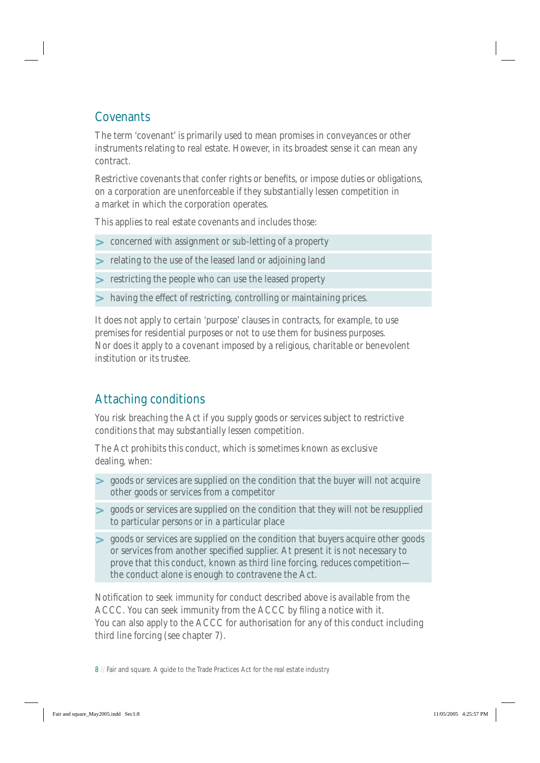## Covenants

The term 'covenant' is primarily used to mean promises in conveyances or other instruments relating to real estate. However, in its broadest sense it can mean any contract.

Restrictive covenants that confer rights or benefits, or impose duties or obligations, on a corporation are unenforceable if they substantially lessen competition in a market in which the corporation operates.

This applies to real estate covenants and includes those:

- concerned with assignment or sub-letting of a property
- relating to the use of the leased land or adjoining land
- restricting the people who can use the leased property
- having the effect of restricting, controlling or maintaining prices.

It does not apply to certain 'purpose' clauses in contracts, for example, to use premises for residential purposes or not to use them for business purposes. Nor does it apply to a covenant imposed by a religious, charitable or benevolent institution or its trustee.

## Attaching conditions

You risk breaching the Act if you supply goods or services subject to restrictive conditions that may substantially lessen competition.

The Act prohibits this conduct, which is sometimes known as exclusive dealing, when:

- goods or services are supplied on the condition that the buyer will not acquire other goods or services from a competitor
- goods or services are supplied on the condition that they will not be resupplied to particular persons or in a particular place
- goods or services are supplied on the condition that buyers acquire other goods or services from another specified supplier. At present it is not necessary to prove that this conduct, known as third line forcing, reduces competition—the conduct alone is enough to contravene the Act.

Notification to seek immunity for conduct described above is available from the ACCC. You can seek immunity from the ACCC by filing a notice with it. You can also apply to the ACCC for authorisation for any of this conduct including third line forcing (see chapter 7).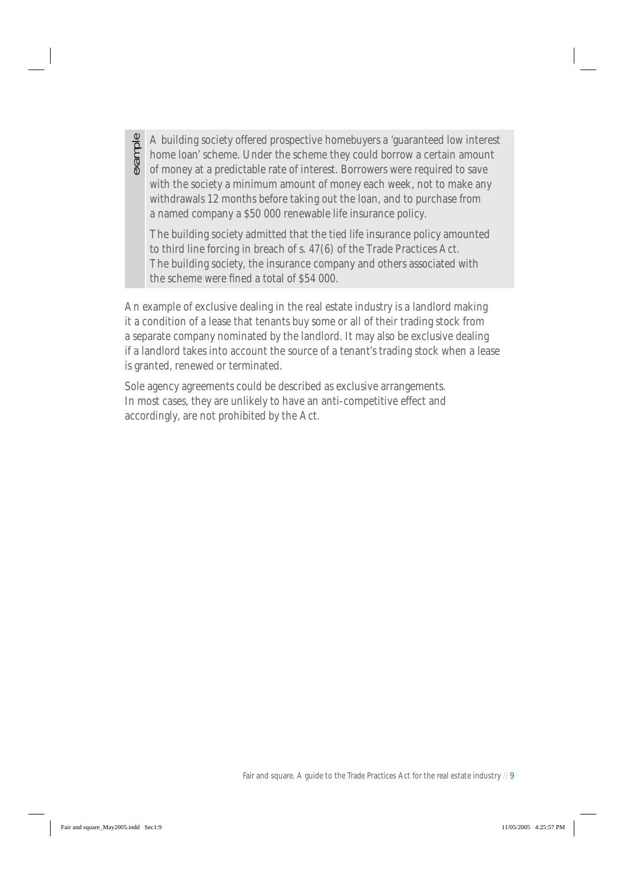*example*

A building society offered prospective homebuyers a 'guaranteed low interest home loan' scheme. Under the scheme they could borrow a certain amount of money at a predictable rate of interest. Borrowers were required to save with the society a minimum amount of money each week, not to make any withdrawals 12 months before taking out the loan, and to purchase from a named company a $50 000 renewable life insurance policy.

The building society admitted that the tied life insurance policy amounted to third line forcing in breach of s. 47(6) of the Trade Practices Act. The building society, the insurance company and others associated with the scheme were fined a total of $54 000.

An example of exclusive dealing in the real estate industry is a landlord making it a condition of a lease that tenants buy some or all of their trading stock from a separate company nominated by the landlord. It may also be exclusive dealing if a landlord takes into account the source of a tenant's trading stock when a lease is granted, renewed or terminated.

Sole agency agreements could be described as exclusive arrangements. In most cases, they are unlikely to have an anti-competitive effect and accordingly, are not prohibited by the Act.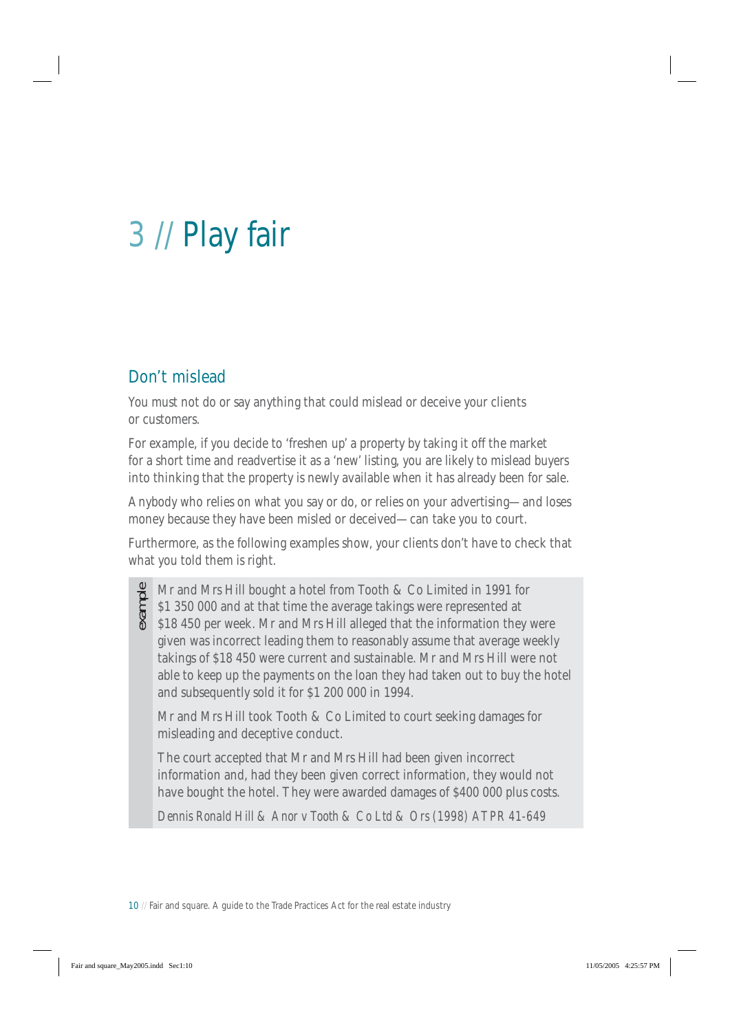# 3 // Play fair

## Don't mislead

You must not do or say anything that could mislead or deceive your clients or customers.

For example, if you decide to 'freshen up' a property by taking it off the market for a short time and readvertise it as a 'new' listing, you are likely to mislead buyers into thinking that the property is newly available when it has already been for sale.

Anybody who relies on what you say or do, or relies on your advertising—and loses money because they have been misled or deceived—can take you to court.

Furthermore, as the following examples show, your clients don't have to check that what you told them is right.

> *example*
>
> Mr and Mrs Hill bought a hotel from Tooth & Co Limited in 1991 for $1 350 000 and at that time the average takings were represented at $18 450 per week. Mr and Mrs Hill alleged that the information they were given was incorrect leading them to reasonably assume that average weekly takings of $18 450 were current and sustainable. Mr and Mrs Hill were not able to keep up the payments on the loan they had taken out to buy the hotel and subsequently sold it for $1 200 000 in 1994.
>
> Mr and Mrs Hill took Tooth & Co Limited to court seeking damages for misleading and deceptive conduct.
>
> The court accepted that Mr and Mrs Hill had been given incorrect information and, had they been given correct information, they would not have bought the hotel. They were awarded damages of $400 000 plus costs.
>
> *Dennis Ronald Hill & Anor v Tooth & Co Ltd & Ors (1998) ATPR 41-649*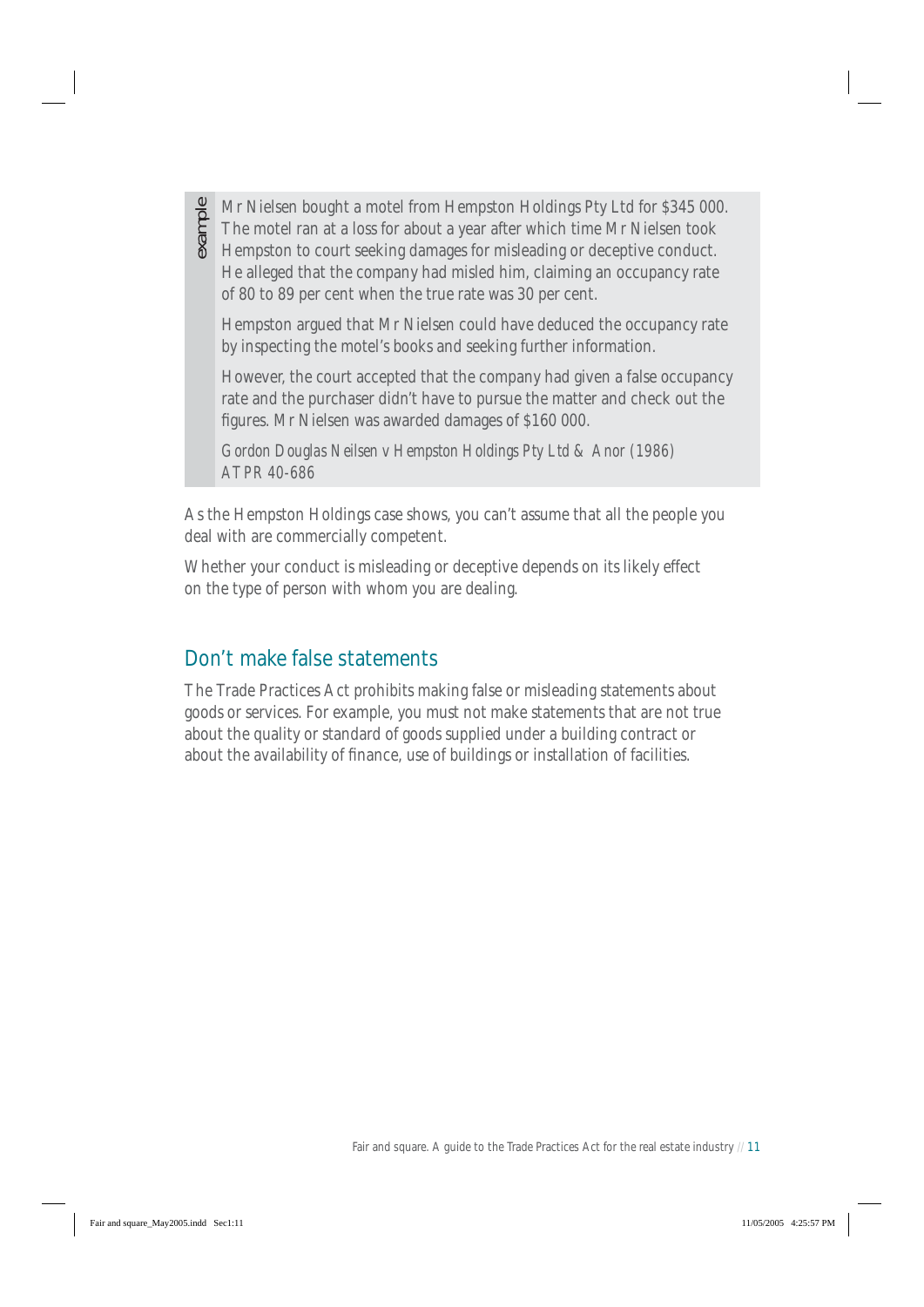example

Mr Nielsen bought a motel from Hempston Holdings Pty Ltd for $345 000. The motel ran at a loss for about a year after which time Mr Nielsen took Hempston to court seeking damages for misleading or deceptive conduct. He alleged that the company had misled him, claiming an occupancy rate of 80 to 89 per cent when the true rate was 30 per cent.

Hempston argued that Mr Nielsen could have deduced the occupancy rate by inspecting the motel's books and seeking further information.

However, the court accepted that the company had given a false occupancy rate and the purchaser didn't have to pursue the matter and check out the figures. Mr Nielsen was awarded damages of $160 000.

*Gordon Douglas Neilsen v Hempston Holdings Pty Ltd & Anor (1986) ATPR 40-686*

As the Hempston Holdings case shows, you can't assume that all the people you deal with are commercially competent.

Whether your conduct is misleading or deceptive depends on its likely effect on the type of person with whom you are dealing.

## Don't make false statements

The Trade Practices Act prohibits making false or misleading statements about goods or services. For example, you must not make statements that are not true about the quality or standard of goods supplied under a building contract or about the availability of finance, use of buildings or installation of facilities.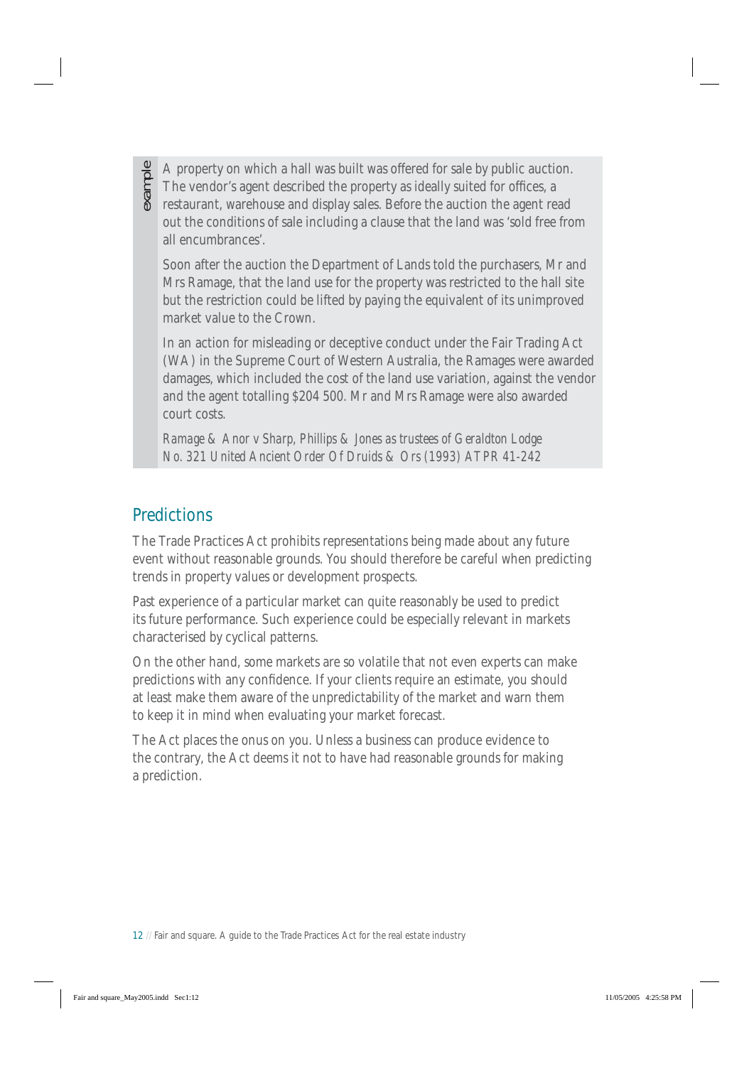example

A property on which a hall was built was offered for sale by public auction. The vendor's agent described the property as ideally suited for offices, a restaurant, warehouse and display sales. Before the auction the agent read out the conditions of sale including a clause that the land was 'sold free from all encumbrances'.

Soon after the auction the Department of Lands told the purchasers, Mr and Mrs Ramage, that the land use for the property was restricted to the hall site but the restriction could be lifted by paying the equivalent of its unimproved market value to the Crown.

In an action for misleading or deceptive conduct under the Fair Trading Act (WA) in the Supreme Court of Western Australia, the Ramages were awarded damages, which included the cost of the land use variation, against the vendor and the agent totalling $204 500. Mr and Mrs Ramage were also awarded court costs.

*Ramage & Anor v Sharp, Phillips & Jones as trustees of Geraldton Lodge No. 321 United Ancient Order Of Druids & Ors (1993) ATPR 41-242*

## Predictions

The Trade Practices Act prohibits representations being made about any future event without reasonable grounds. You should therefore be careful when predicting trends in property values or development prospects.

Past experience of a particular market can quite reasonably be used to predict its future performance. Such experience could be especially relevant in markets characterised by cyclical patterns.

On the other hand, some markets are so volatile that not even experts can make predictions with any confidence. If your clients require an estimate, you should at least make them aware of the unpredictability of the market and warn them to keep it in mind when evaluating your market forecast.

The Act places the onus on you. Unless a business can produce evidence to the contrary, the Act deems it not to have had reasonable grounds for making a prediction.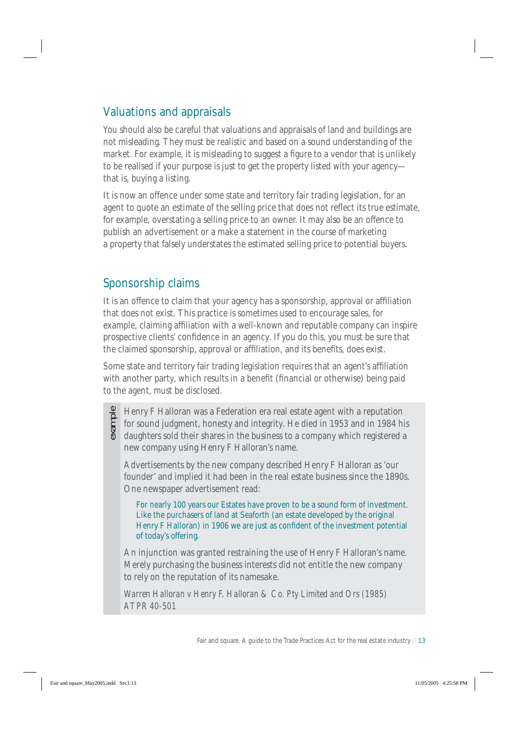## Valuations and appraisals

You should also be careful that valuations and appraisals of land and buildings are not misleading. They must be realistic and based on a sound understanding of the market. For example, it is misleading to suggest a figure to a vendor that is unlikely to be realised if your purpose is just to get the property listed with your agency—that is, buying a listing.

It is now an offence under some state and territory fair trading legislation, for an agent to quote an estimate of the selling price that does not reflect its true estimate, for example, overstating a selling price to an owner. It may also be an offence to publish an advertisement or a make a statement in the course of marketing a property that falsely understates the estimated selling price to potential buyers.

## Sponsorship claims

It is an offence to claim that your agency has a sponsorship, approval or affiliation that does not exist. This practice is sometimes used to encourage sales, for example, claiming affiliation with a well-known and reputable company can inspire prospective clients' confidence in an agency. If you do this, you must be sure that the claimed sponsorship, approval or affiliation, and its benefits, does exist.

Some state and territory fair trading legislation requires that an agent's affiliation with another party, which results in a benefit (financial or otherwise) being paid to the agent, must be disclosed.

> *example*
>
> Henry F Halloran was a Federation era real estate agent with a reputation for sound judgment, honesty and integrity. He died in 1953 and in 1984 his daughters sold their shares in the business to a company which registered a new company using Henry F Halloran's name.
>
> Advertisements by the new company described Henry F Halloran as 'our founder' and implied it had been in the real estate business since the 1890s. One newspaper advertisement read:
>
> > For nearly 100 years our Estates have proven to be a sound form of investment. Like the purchasers of land at Seaforth (an estate developed by the original Henry F Halloran) in 1906 we are just as confident of the investment potential of today's offering.
>
> An injunction was granted restraining the use of Henry F Halloran's name. Merely purchasing the business interests did not entitle the new company to rely on the reputation of its namesake.
>
> *Warren Halloran v Henry F. Halloran & Co. Pty Limited and Ors* (1985) ATPR 40-501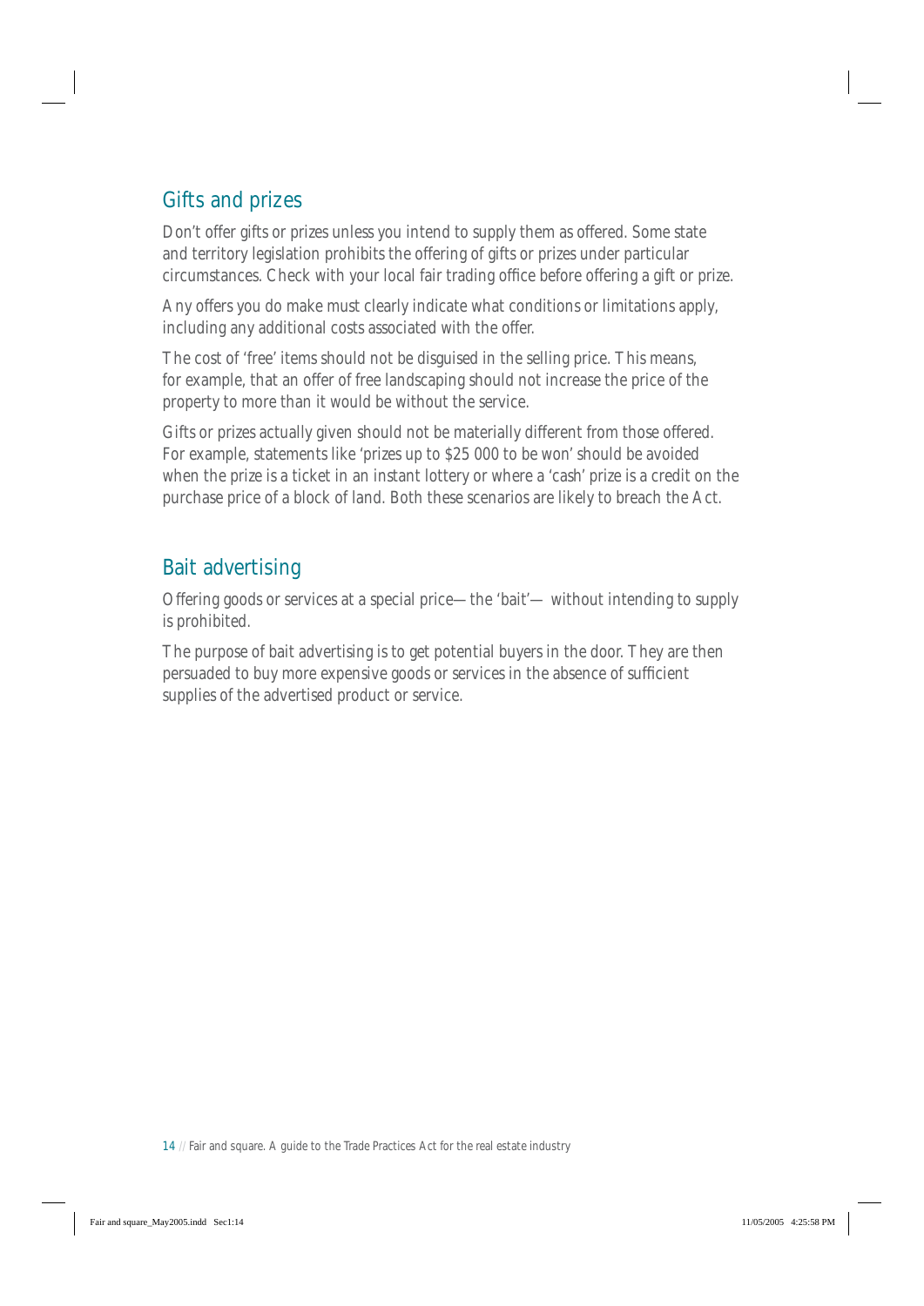## Gifts and prizes

Don't offer gifts or prizes unless you intend to supply them as offered. Some state and territory legislation prohibits the offering of gifts or prizes under particular circumstances. Check with your local fair trading office before offering a gift or prize.

Any offers you do make must clearly indicate what conditions or limitations apply, including any additional costs associated with the offer.

The cost of 'free' items should not be disguised in the selling price. This means, for example, that an offer of free landscaping should not increase the price of the property to more than it would be without the service.

Gifts or prizes actually given should not be materially different from those offered. For example, statements like 'prizes up to $25 000 to be won' should be avoided when the prize is a ticket in an instant lottery or where a 'cash' prize is a credit on the purchase price of a block of land. Both these scenarios are likely to breach the Act.

## Bait advertising

Offering goods or services at a special price—the 'bait'— without intending to supply is prohibited.

The purpose of bait advertising is to get potential buyers in the door. They are then persuaded to buy more expensive goods or services in the absence of sufficient supplies of the advertised product or service.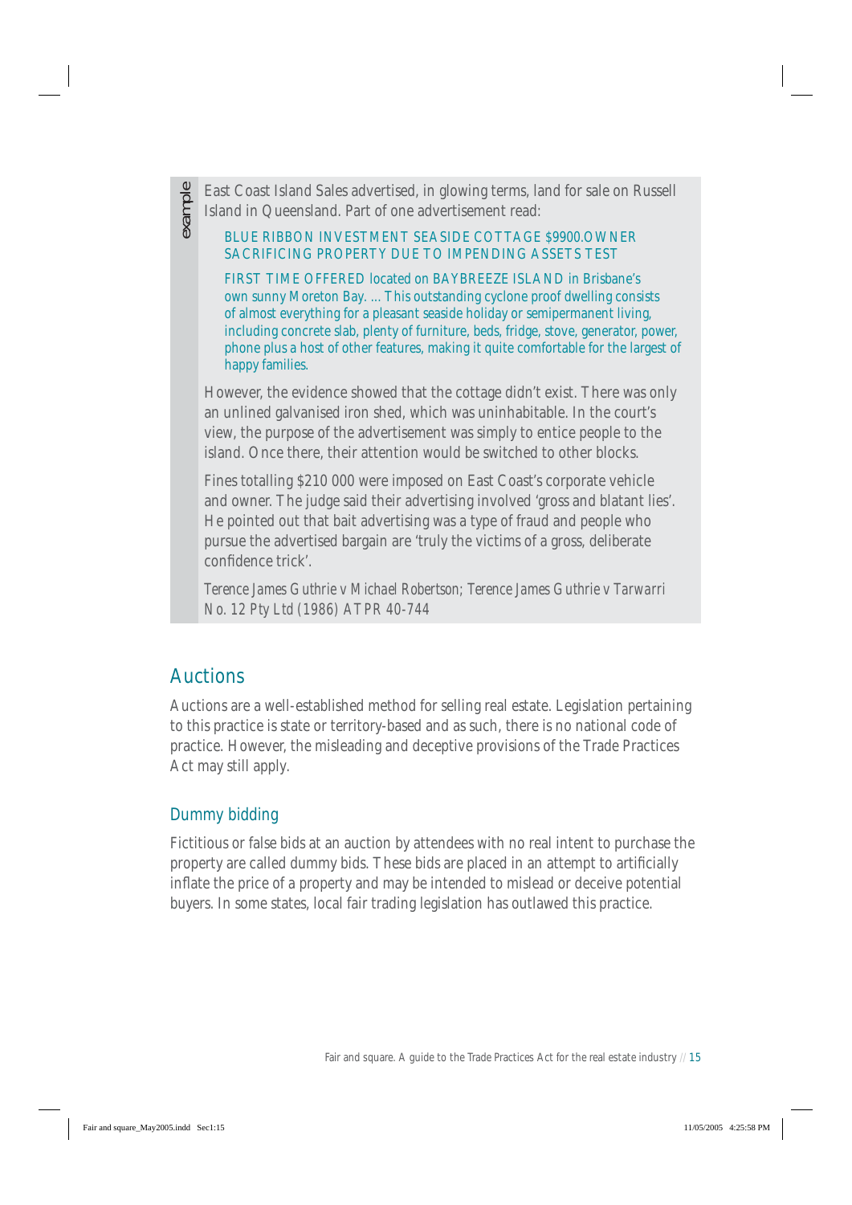*example*

East Coast Island Sales advertised, in glowing terms, land for sale on Russell Island in Queensland. Part of one advertisement read:

> BLUE RIBBON INVESTMENT SEASIDE COTTAGE $9900.OWNER SACRIFICING PROPERTY DUE TO IMPENDING ASSETS TEST
>
> FIRST TIME OFFERED located on BAYBREEZE ISLAND in Brisbane's own sunny Moreton Bay. ... This outstanding cyclone proof dwelling consists of almost everything for a pleasant seaside holiday or semipermanent living, including concrete slab, plenty of furniture, beds, fridge, stove, generator, power, phone plus a host of other features, making it quite comfortable for the largest of happy families.

However, the evidence showed that the cottage didn't exist. There was only an unlined galvanised iron shed, which was uninhabitable. In the court's view, the purpose of the advertisement was simply to entice people to the island. Once there, their attention would be switched to other blocks.

Fines totalling $210 000 were imposed on East Coast's corporate vehicle and owner. The judge said their advertising involved 'gross and blatant lies'. He pointed out that bait advertising was a type of fraud and people who pursue the advertised bargain are 'truly the victims of a gross, deliberate confidence trick'.

*Terence James Guthrie v Michael Robertson; Terence James Guthrie v Tarwarri No. 12 Pty Ltd* (1986) ATPR 40-744

## Auctions

Auctions are a well-established method for selling real estate. Legislation pertaining to this practice is state or territory-based and as such, there is no national code of practice. However, the misleading and deceptive provisions of the Trade Practices Act may still apply.

### Dummy bidding

Fictitious or false bids at an auction by attendees with no real intent to purchase the property are called dummy bids. These bids are placed in an attempt to artificially inflate the price of a property and may be intended to mislead or deceive potential buyers. In some states, local fair trading legislation has outlawed this practice.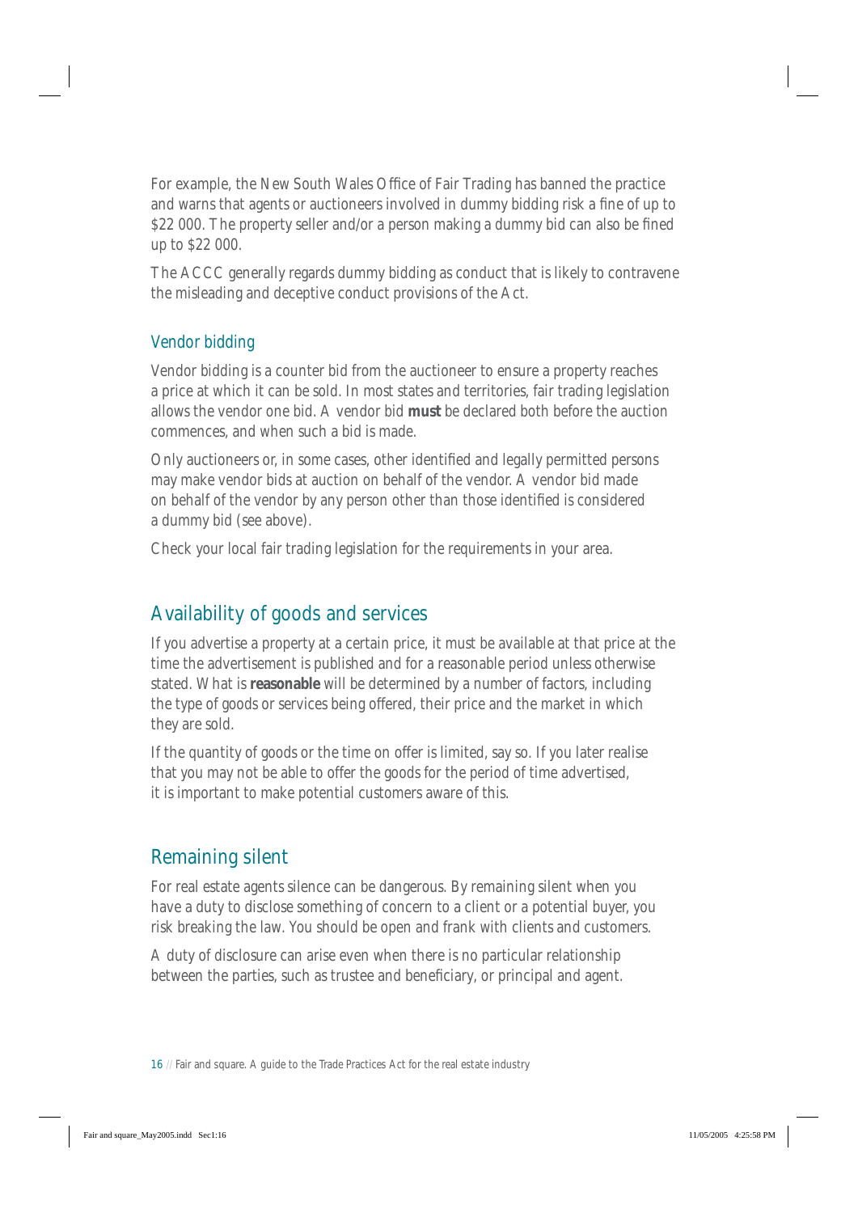For example, the New South Wales Office of Fair Trading has banned the practice and warns that agents or auctioneers involved in dummy bidding risk a fine of up to $22 000. The property seller and/or a person making a dummy bid can also be fined up to $22 000.

The ACCC generally regards dummy bidding as conduct that is likely to contravene the misleading and deceptive conduct provisions of the Act.

### Vendor bidding

Vendor bidding is a counter bid from the auctioneer to ensure a property reaches a price at which it can be sold. In most states and territories, fair trading legislation allows the vendor one bid. A vendor bid **must** be declared both before the auction commences, and when such a bid is made.

Only auctioneers or, in some cases, other identified and legally permitted persons may make vendor bids at auction on behalf of the vendor. A vendor bid made on behalf of the vendor by any person other than those identified is considered a dummy bid (see above).

Check your local fair trading legislation for the requirements in your area.

## Availability of goods and services

If you advertise a property at a certain price, it must be available at that price at the time the advertisement is published and for a reasonable period unless otherwise stated. What is **reasonable** will be determined by a number of factors, including the type of goods or services being offered, their price and the market in which they are sold.

If the quantity of goods or the time on offer is limited, say so. If you later realise that you may not be able to offer the goods for the period of time advertised, it is important to make potential customers aware of this.

## Remaining silent

For real estate agents silence can be dangerous. By remaining silent when you have a duty to disclose something of concern to a client or a potential buyer, you risk breaking the law. You should be open and frank with clients and customers.

A duty of disclosure can arise even when there is no particular relationship between the parties, such as trustee and beneficiary, or principal and agent.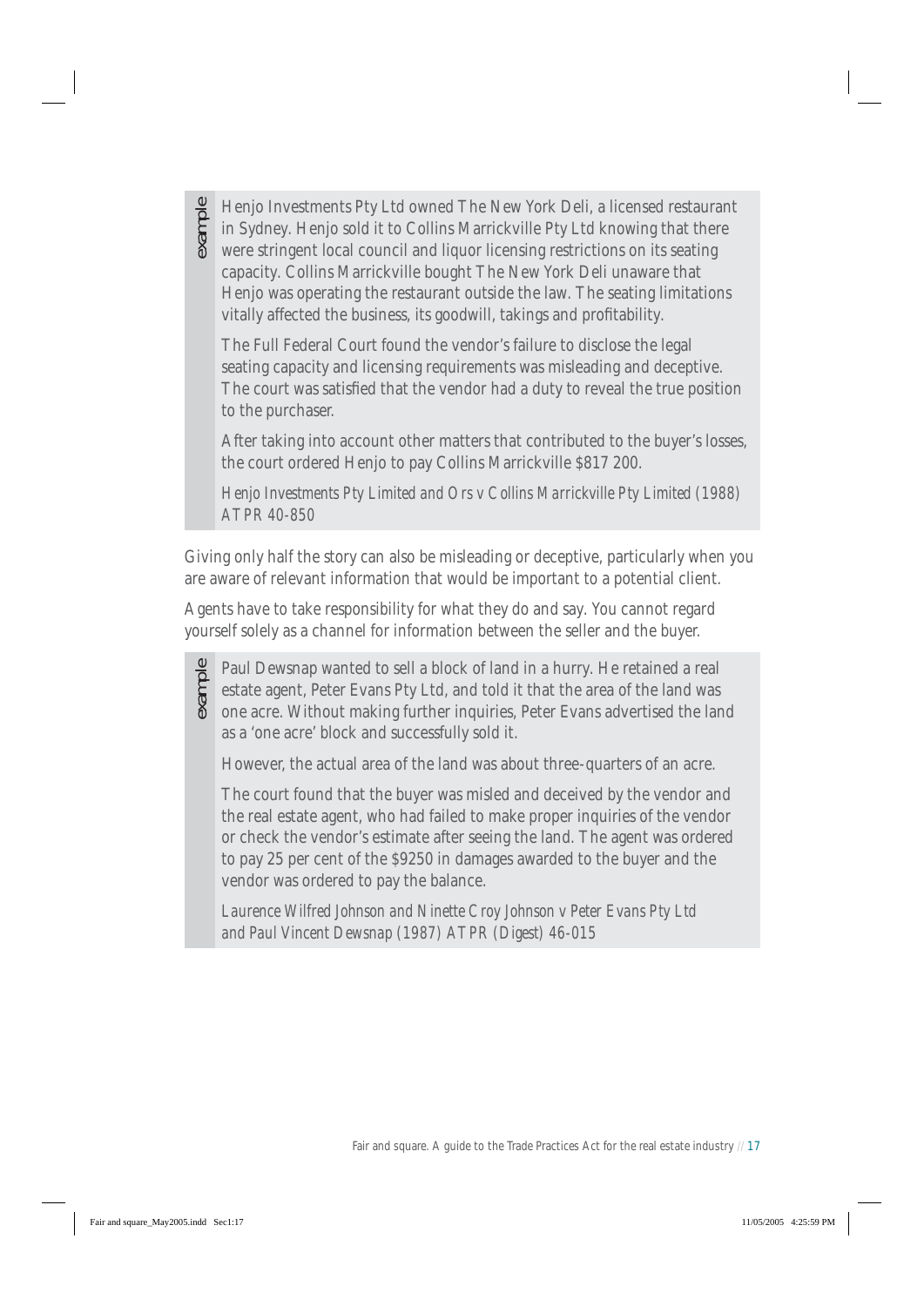example

Henjo Investments Pty Ltd owned The New York Deli, a licensed restaurant in Sydney. Henjo sold it to Collins Marrickville Pty Ltd knowing that there were stringent local council and liquor licensing restrictions on its seating capacity. Collins Marrickville bought The New York Deli unaware that Henjo was operating the restaurant outside the law. The seating limitations vitally affected the business, its goodwill, takings and profitability.

The Full Federal Court found the vendor's failure to disclose the legal seating capacity and licensing requirements was misleading and deceptive. The court was satisfied that the vendor had a duty to reveal the true position to the purchaser.

After taking into account other matters that contributed to the buyer's losses, the court ordered Henjo to pay Collins Marrickville $817 200.

*Henjo Investments Pty Limited and Ors v Collins Marrickville Pty Limited (1988) ATPR 40-850*

Giving only half the story can also be misleading or deceptive, particularly when you are aware of relevant information that would be important to a potential client.

Agents have to take responsibility for what they do and say. You cannot regard yourself solely as a channel for information between the seller and the buyer.

example

Paul Dewsnap wanted to sell a block of land in a hurry. He retained a real estate agent, Peter Evans Pty Ltd, and told it that the area of the land was one acre. Without making further inquiries, Peter Evans advertised the land as a 'one acre' block and successfully sold it.

However, the actual area of the land was about three-quarters of an acre.

The court found that the buyer was misled and deceived by the vendor and the real estate agent, who had failed to make proper inquiries of the vendor or check the vendor's estimate after seeing the land. The agent was ordered to pay 25 per cent of the $9250 in damages awarded to the buyer and the vendor was ordered to pay the balance.

*Laurence Wilfred Johnson and Ninette Croy Johnson v Peter Evans Pty Ltd and Paul Vincent Dewsnap (1987) ATPR (Digest) 46-015*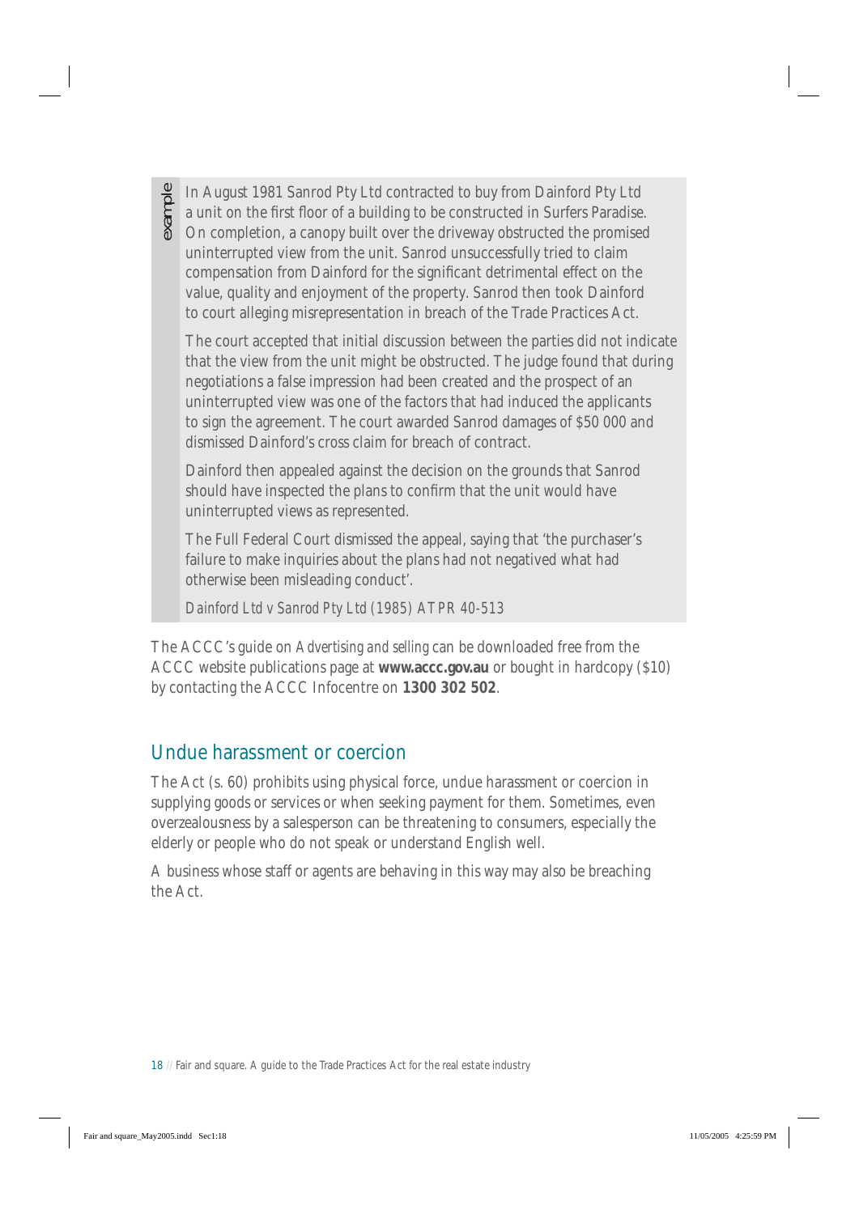*example*

In August 1981 Sanrod Pty Ltd contracted to buy from Dainford Pty Ltd a unit on the first floor of a building to be constructed in Surfers Paradise. On completion, a canopy built over the driveway obstructed the promised uninterrupted view from the unit. Sanrod unsuccessfully tried to claim compensation from Dainford for the significant detrimental effect on the value, quality and enjoyment of the property. Sanrod then took Dainford to court alleging misrepresentation in breach of the Trade Practices Act.

The court accepted that initial discussion between the parties did not indicate that the view from the unit might be obstructed. The judge found that during negotiations a false impression had been created and the prospect of an uninterrupted view was one of the factors that had induced the applicants to sign the agreement. The court awarded Sanrod damages of $50 000 and dismissed Dainford's cross claim for breach of contract.

Dainford then appealed against the decision on the grounds that Sanrod should have inspected the plans to confirm that the unit would have uninterrupted views as represented.

The Full Federal Court dismissed the appeal, saying that 'the purchaser's failure to make inquiries about the plans had not negatived what had otherwise been misleading conduct'.

*Dainford Ltd v Sanrod Pty Ltd (1985) ATPR 40-513*

The ACCC's guide on *Advertising and selling* can be downloaded free from the ACCC website publications page at **www.accc.gov.au** or bought in hardcopy ($10) by contacting the ACCC Infocentre on **1300 302 502**.

## Undue harassment or coercion

The Act (s. 60) prohibits using physical force, undue harassment or coercion in supplying goods or services or when seeking payment for them. Sometimes, even overzealousness by a salesperson can be threatening to consumers, especially the elderly or people who do not speak or understand English well.

A business whose staff or agents are behaving in this way may also be breaching the Act.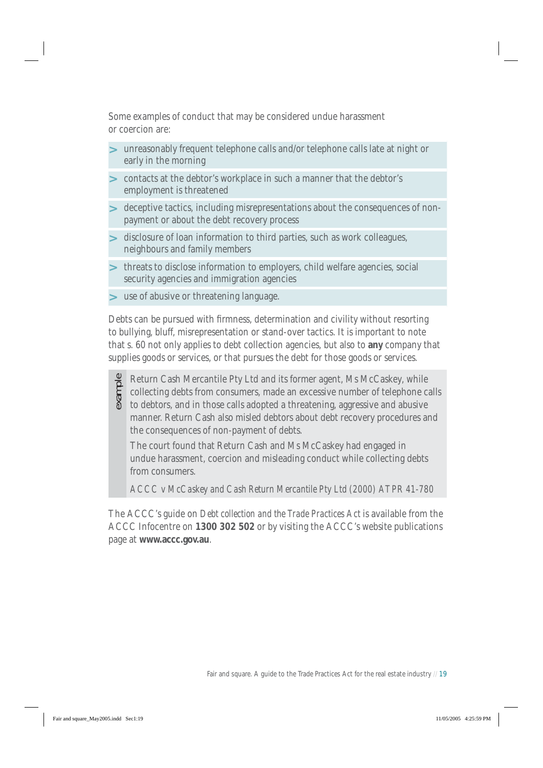Some examples of conduct that may be considered undue harassment or coercion are:

- unreasonably frequent telephone calls and/or telephone calls late at night or early in the morning
- contacts at the debtor's workplace in such a manner that the debtor's employment is threatened
- deceptive tactics, including misrepresentations about the consequences of non-payment or about the debt recovery process
- disclosure of loan information to third parties, such as work colleagues, neighbours and family members
- threats to disclose information to employers, child welfare agencies, social security agencies and immigration agencies
- use of abusive or threatening language.

Debts can be pursued with firmness, determination and civility without resorting to bullying, bluff, misrepresentation or stand-over tactics. It is important to note that s. 60 not only applies to debt collection agencies, but also to **any** company that supplies goods or services, or that pursues the debt for those goods or services.

> **example**
>
> Return Cash Mercantile Pty Ltd and its former agent, Ms McCaskey, while collecting debts from consumers, made an excessive number of telephone calls to debtors, and in those calls adopted a threatening, aggressive and abusive manner. Return Cash also misled debtors about debt recovery procedures and the consequences of non-payment of debts.
>
> The court found that Return Cash and Ms McCaskey had engaged in undue harassment, coercion and misleading conduct while collecting debts from consumers.
>
> *ACCC v McCaskey and Cash Return Mercantile Pty Ltd (2000) ATPR 41-780*

The ACCC's guide on *Debt collection and the Trade Practices Act* is available from the ACCC Infocentre on **1300 302 502** or by visiting the ACCC's website publications page at **www.accc.gov.au**.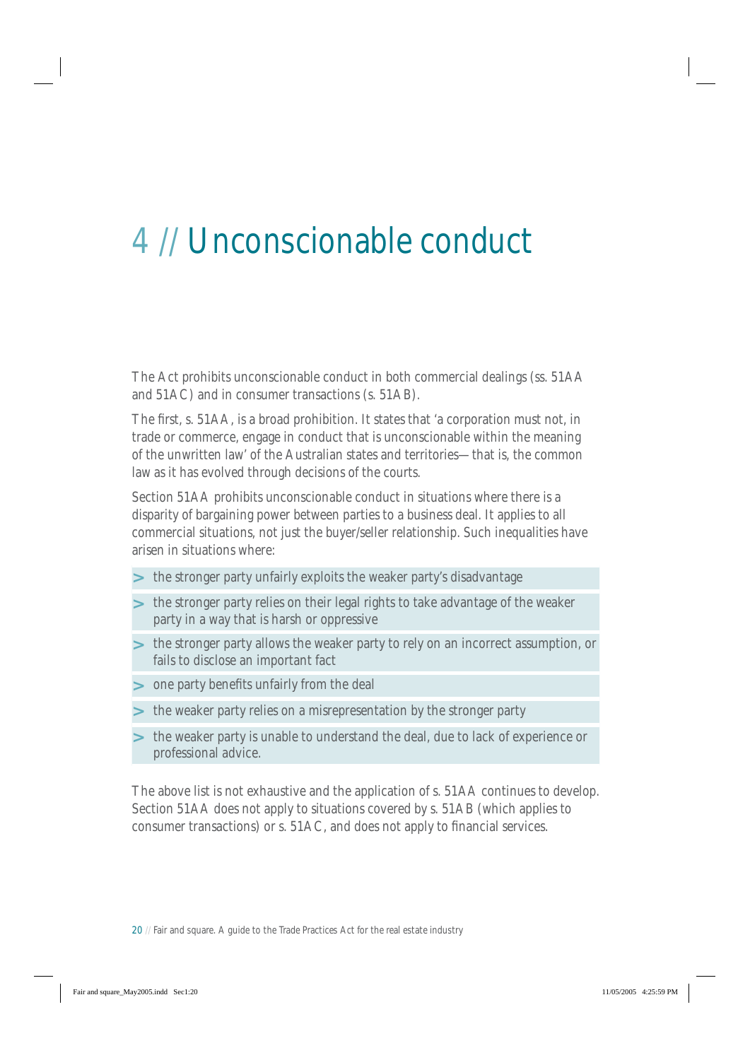# 4 // Unconscionable conduct

The Act prohibits unconscionable conduct in both commercial dealings (ss. 51AA and 51AC) and in consumer transactions (s. 51AB).

The first, s. 51AA, is a broad prohibition. It states that 'a corporation must not, in trade or commerce, engage in conduct that is unconscionable within the meaning of the unwritten law' of the Australian states and territories—that is, the common law as it has evolved through decisions of the courts.

Section 51AA prohibits unconscionable conduct in situations where there is a disparity of bargaining power between parties to a business deal. It applies to all commercial situations, not just the buyer/seller relationship. Such inequalities have arisen in situations where:

- the stronger party unfairly exploits the weaker party's disadvantage
- the stronger party relies on their legal rights to take advantage of the weaker party in a way that is harsh or oppressive
- the stronger party allows the weaker party to rely on an incorrect assumption, or fails to disclose an important fact
- one party benefits unfairly from the deal
- the weaker party relies on a misrepresentation by the stronger party
- the weaker party is unable to understand the deal, due to lack of experience or professional advice.

The above list is not exhaustive and the application of s. 51AA continues to develop. Section 51AA does not apply to situations covered by s. 51AB (which applies to consumer transactions) or s. 51AC, and does not apply to financial services.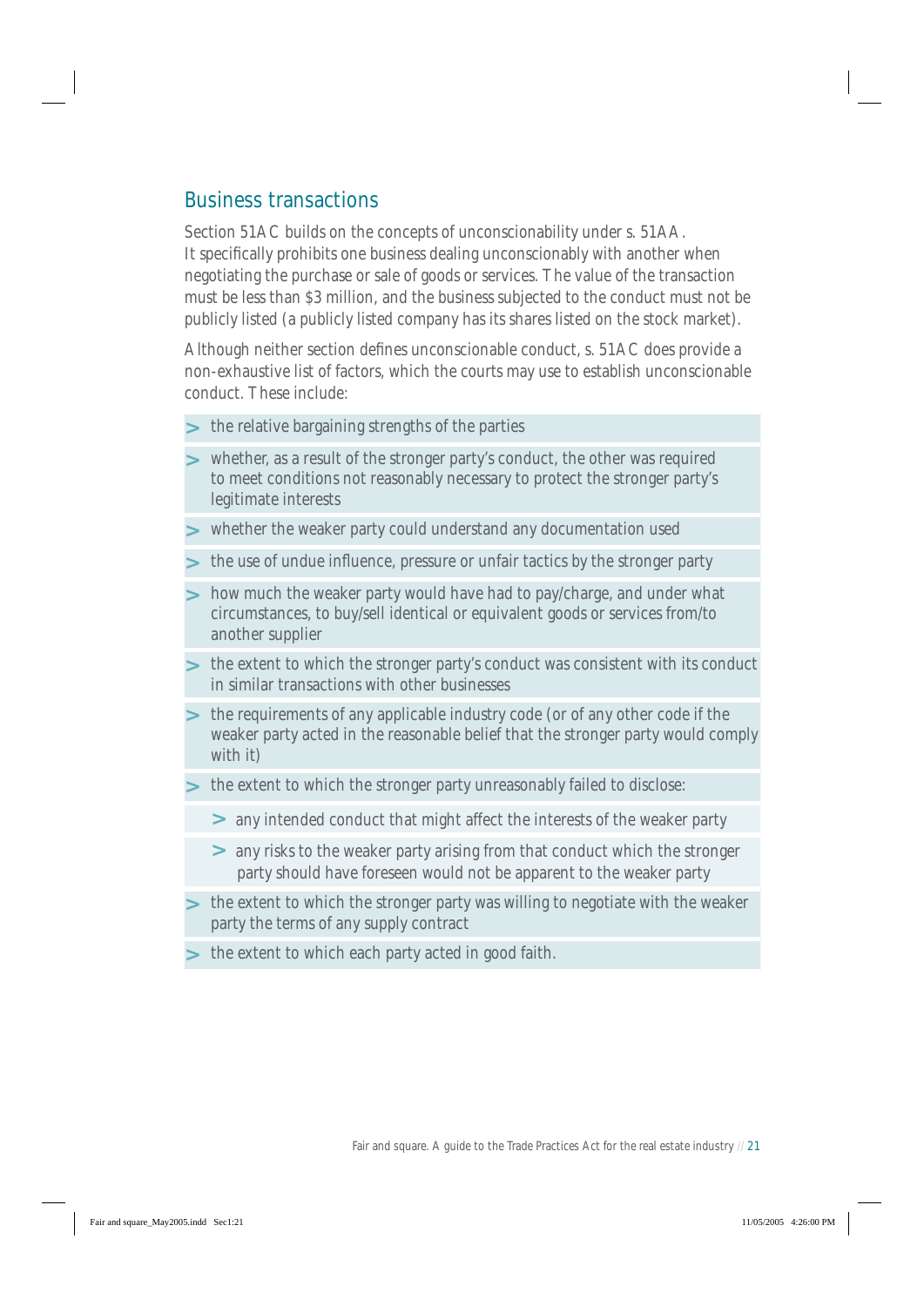## Business transactions

Section 51AC builds on the concepts of unconscionability under s. 51AA. It specifically prohibits one business dealing unconscionably with another when negotiating the purchase or sale of goods or services. The value of the transaction must be less than $3 million, and the business subjected to the conduct must not be publicly listed (a publicly listed company has its shares listed on the stock market).

Although neither section defines unconscionable conduct, s. 51AC does provide a non-exhaustive list of factors, which the courts may use to establish unconscionable conduct. These include:

- the relative bargaining strengths of the parties
- whether, as a result of the stronger party's conduct, the other was required to meet conditions not reasonably necessary to protect the stronger party's legitimate interests
- whether the weaker party could understand any documentation used
- the use of undue influence, pressure or unfair tactics by the stronger party
- how much the weaker party would have had to pay/charge, and under what circumstances, to buy/sell identical or equivalent goods or services from/to another supplier
- the extent to which the stronger party's conduct was consistent with its conduct in similar transactions with other businesses
- the requirements of any applicable industry code (or of any other code if the weaker party acted in the reasonable belief that the stronger party would comply with it)
- the extent to which the stronger party unreasonably failed to disclose:
  - any intended conduct that might affect the interests of the weaker party
  - any risks to the weaker party arising from that conduct which the stronger party should have foreseen would not be apparent to the weaker party
- the extent to which the stronger party was willing to negotiate with the weaker party the terms of any supply contract
- the extent to which each party acted in good faith.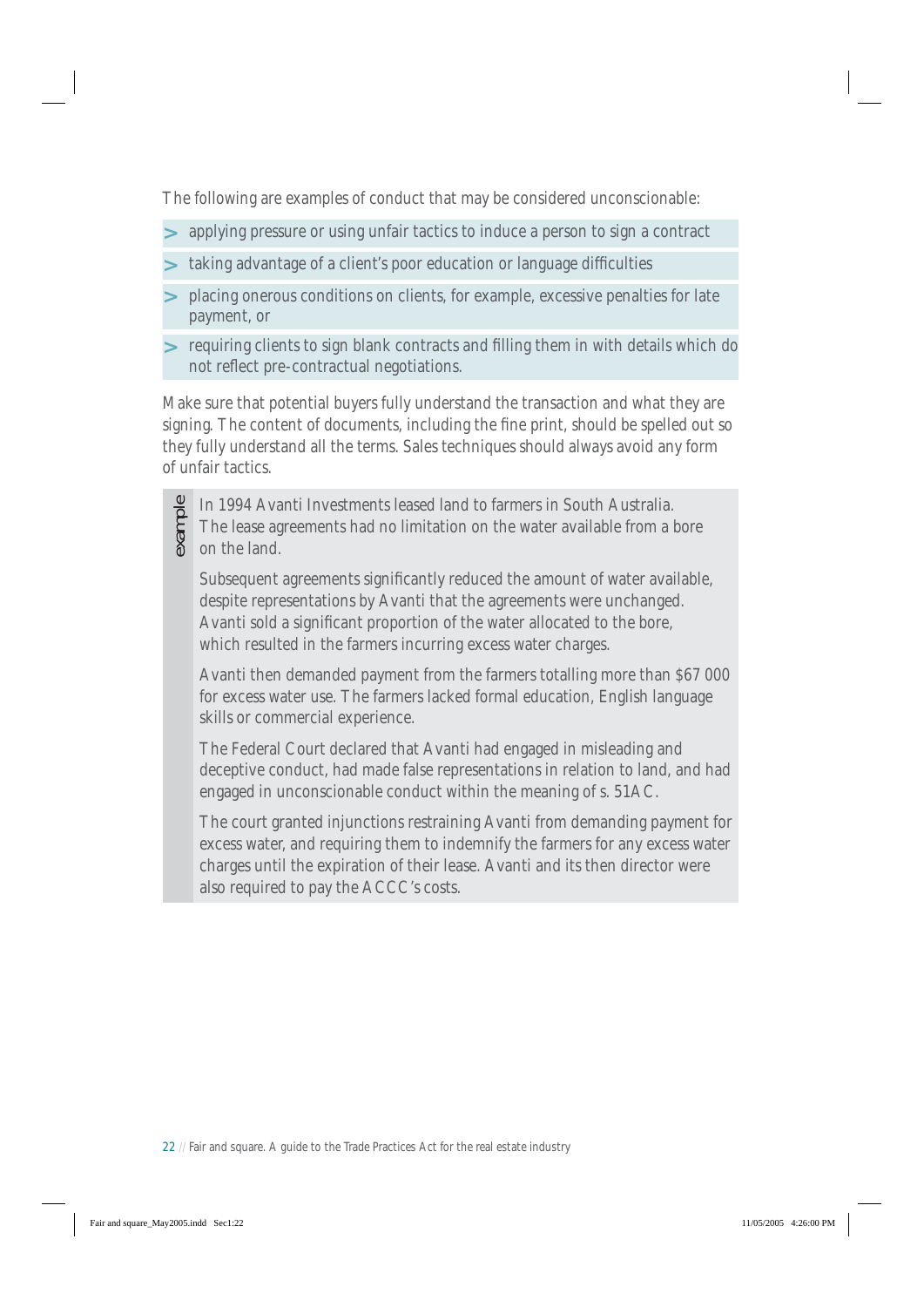The following are examples of conduct that may be considered unconscionable:

- applying pressure or using unfair tactics to induce a person to sign a contract
- taking advantage of a client's poor education or language difficulties
- placing onerous conditions on clients, for example, excessive penalties for late payment, or
- requiring clients to sign blank contracts and filling them in with details which do not reflect pre-contractual negotiations.

Make sure that potential buyers fully understand the transaction and what they are signing. The content of documents, including the fine print, should be spelled out so they fully understand all the terms. Sales techniques should always avoid any form of unfair tactics.

> *example*
>
> In 1994 Avanti Investments leased land to farmers in South Australia. The lease agreements had no limitation on the water available from a bore on the land.
>
> Subsequent agreements significantly reduced the amount of water available, despite representations by Avanti that the agreements were unchanged. Avanti sold a significant proportion of the water allocated to the bore, which resulted in the farmers incurring excess water charges.
>
> Avanti then demanded payment from the farmers totalling more than $67 000 for excess water use. The farmers lacked formal education, English language skills or commercial experience.
>
> The Federal Court declared that Avanti had engaged in misleading and deceptive conduct, had made false representations in relation to land, and had engaged in unconscionable conduct within the meaning of s. 51AC.
>
> The court granted injunctions restraining Avanti from demanding payment for excess water, and requiring them to indemnify the farmers for any excess water charges until the expiration of their lease. Avanti and its then director were also required to pay the ACCC's costs.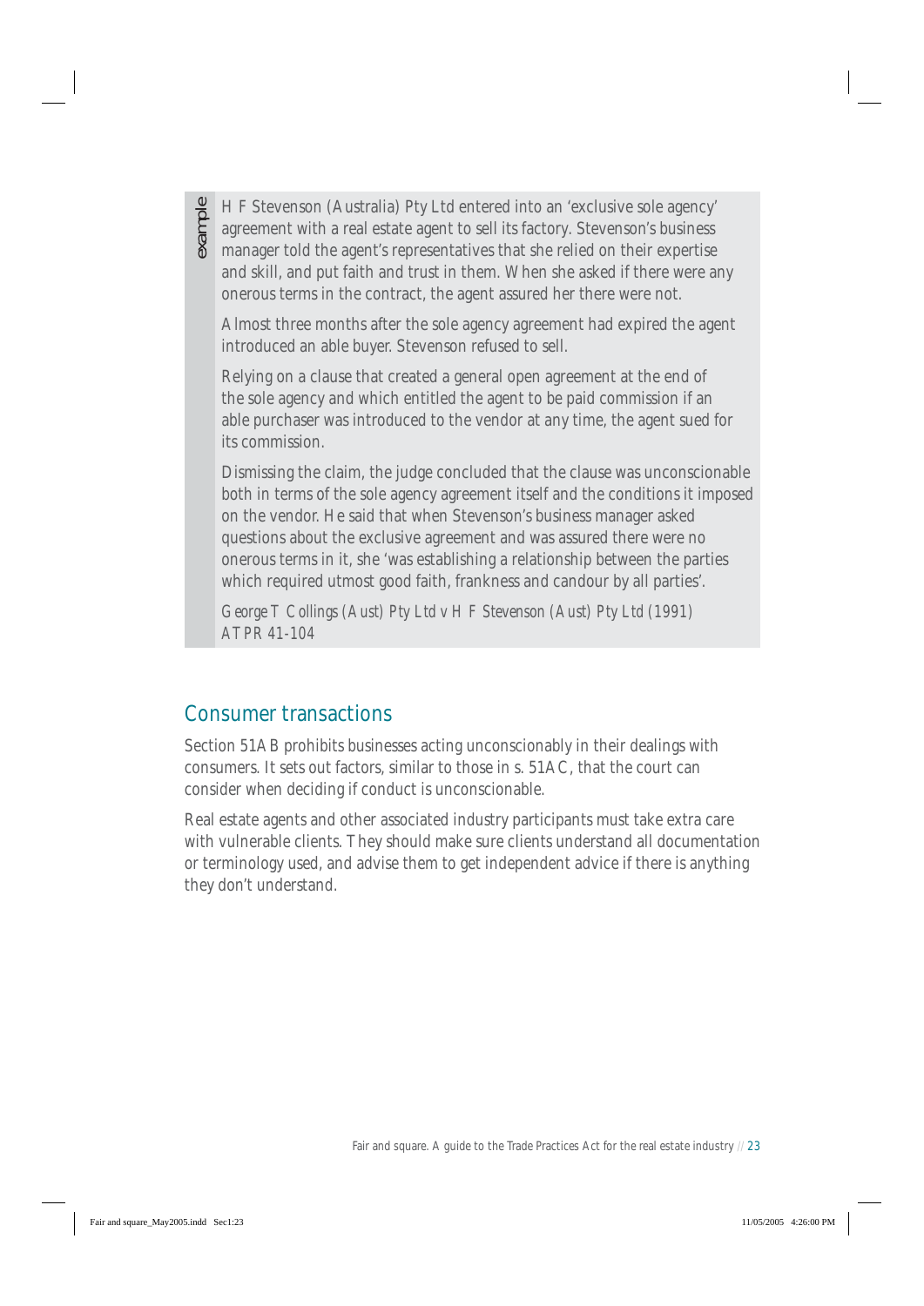example

H F Stevenson (Australia) Pty Ltd entered into an 'exclusive sole agency' agreement with a real estate agent to sell its factory. Stevenson's business manager told the agent's representatives that she relied on their expertise and skill, and put faith and trust in them. When she asked if there were any onerous terms in the contract, the agent assured her there were not.

Almost three months after the sole agency agreement had expired the agent introduced an able buyer. Stevenson refused to sell.

Relying on a clause that created a general open agreement at the end of the sole agency and which entitled the agent to be paid commission if an able purchaser was introduced to the vendor at any time, the agent sued for its commission.

Dismissing the claim, the judge concluded that the clause was unconscionable both in terms of the sole agency agreement itself and the conditions it imposed on the vendor. He said that when Stevenson's business manager asked questions about the exclusive agreement and was assured there were no onerous terms in it, she 'was establishing a relationship between the parties which required utmost good faith, frankness and candour by all parties'.

*George T Collings (Aust) Pty Ltd v H F Stevenson (Aust) Pty Ltd* (1991) ATPR 41-104

## Consumer transactions

Section 51AB prohibits businesses acting unconscionably in their dealings with consumers. It sets out factors, similar to those in s. 51AC, that the court can consider when deciding if conduct is unconscionable.

Real estate agents and other associated industry participants must take extra care with vulnerable clients. They should make sure clients understand all documentation or terminology used, and advise them to get independent advice if there is anything they don't understand.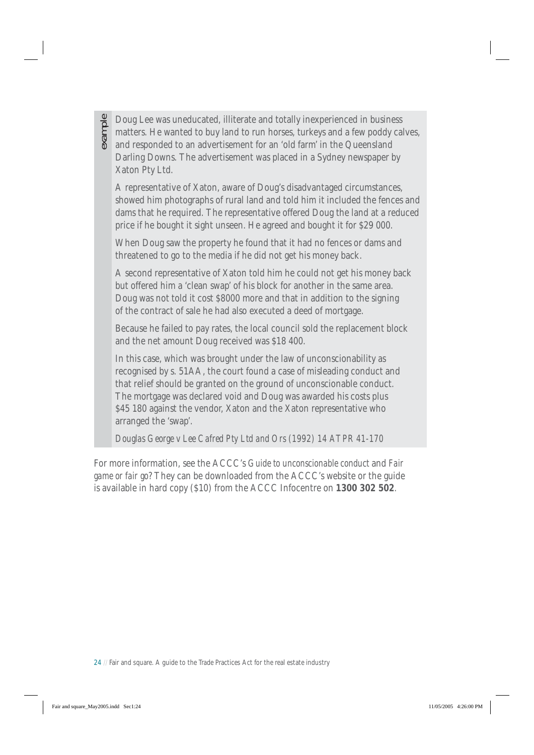*example*

Doug Lee was uneducated, illiterate and totally inexperienced in business matters. He wanted to buy land to run horses, turkeys and a few poddy calves, and responded to an advertisement for an 'old farm' in the Queensland Darling Downs. The advertisement was placed in a Sydney newspaper by Xaton Pty Ltd.

A representative of Xaton, aware of Doug's disadvantaged circumstances, showed him photographs of rural land and told him it included the fences and dams that he required. The representative offered Doug the land at a reduced price if he bought it sight unseen. He agreed and bought it for $29 000.

When Doug saw the property he found that it had no fences or dams and threatened to go to the media if he did not get his money back.

A second representative of Xaton told him he could not get his money back but offered him a 'clean swap' of his block for another in the same area. Doug was not told it cost $8000 more and that in addition to the signing of the contract of sale he had also executed a deed of mortgage.

Because he failed to pay rates, the local council sold the replacement block and the net amount Doug received was $18 400.

In this case, which was brought under the law of unconscionability as recognised by s. 51AA, the court found a case of misleading conduct and that relief should be granted on the ground of unconscionable conduct. The mortgage was declared void and Doug was awarded his costs plus $45 180 against the vendor, Xaton and the Xaton representative who arranged the 'swap'.

*Douglas George v Lee Cafred Pty Ltd and Ors (1992) 14 ATPR 41-170*

For more information, see the ACCC's *Guide to unconscionable conduct* and *Fair game or fair go?* They can be downloaded from the ACCC's website or the guide is available in hard copy ($10) from the ACCC Infocentre on **1300 302 502**.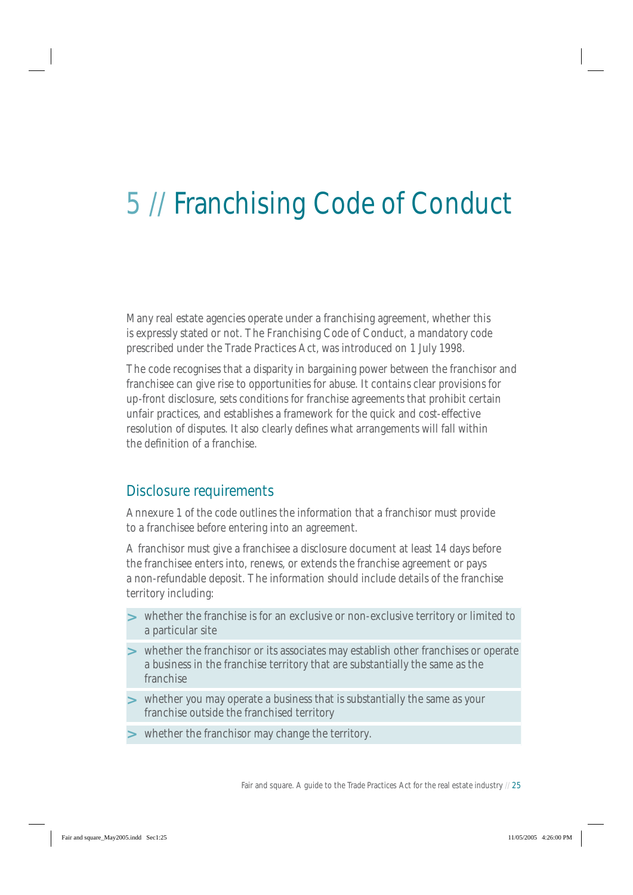# 5 // Franchising Code of Conduct

Many real estate agencies operate under a franchising agreement, whether this is expressly stated or not. The Franchising Code of Conduct, a mandatory code prescribed under the Trade Practices Act, was introduced on 1 July 1998.

The code recognises that a disparity in bargaining power between the franchisor and franchisee can give rise to opportunities for abuse. It contains clear provisions for up-front disclosure, sets conditions for franchise agreements that prohibit certain unfair practices, and establishes a framework for the quick and cost-effective resolution of disputes. It also clearly defines what arrangements will fall within the definition of a franchise.

## Disclosure requirements

Annexure 1 of the code outlines the information that a franchisor must provide to a franchisee before entering into an agreement.

A franchisor must give a franchisee a disclosure document at least 14 days before the franchisee enters into, renews, or extends the franchise agreement or pays a non-refundable deposit. The information should include details of the franchise territory including:

- whether the franchise is for an exclusive or non-exclusive territory or limited to a particular site
- whether the franchisor or its associates may establish other franchises or operate a business in the franchise territory that are substantially the same as the franchise
- whether you may operate a business that is substantially the same as your franchise outside the franchised territory
- whether the franchisor may change the territory.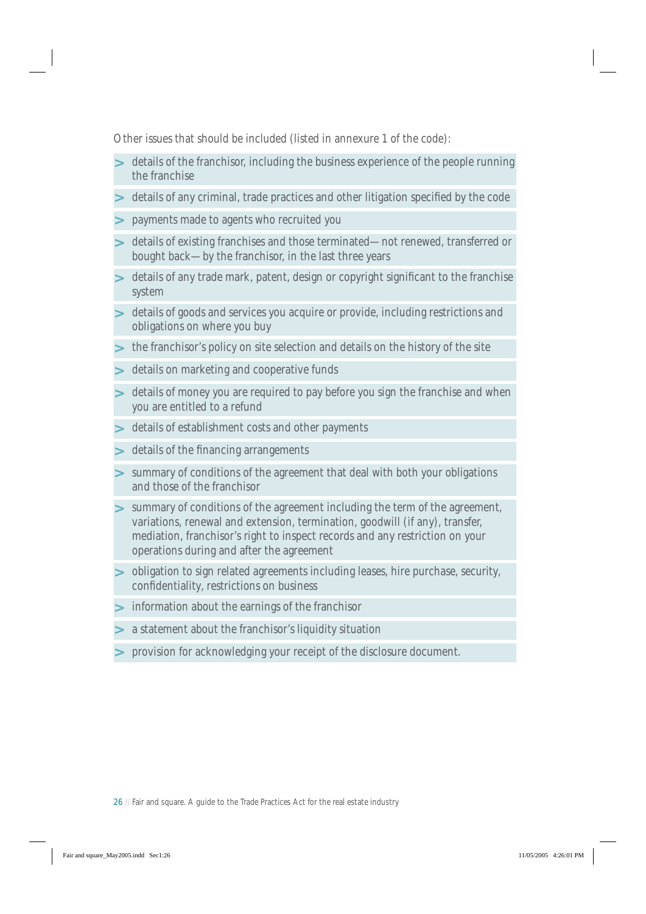Other issues that should be included (listed in annexure 1 of the code):

- details of the franchisor, including the business experience of the people running the franchise
- details of any criminal, trade practices and other litigation specified by the code
- payments made to agents who recruited you
- details of existing franchises and those terminated—not renewed, transferred or bought back—by the franchisor, in the last three years
- details of any trade mark, patent, design or copyright significant to the franchise system
- details of goods and services you acquire or provide, including restrictions and obligations on where you buy
- the franchisor's policy on site selection and details on the history of the site
- details on marketing and cooperative funds
- details of money you are required to pay before you sign the franchise and when you are entitled to a refund
- details of establishment costs and other payments
- details of the financing arrangements
- summary of conditions of the agreement that deal with both your obligations and those of the franchisor
- summary of conditions of the agreement including the term of the agreement, variations, renewal and extension, termination, goodwill (if any), transfer, mediation, franchisor's right to inspect records and any restriction on your operations during and after the agreement
- obligation to sign related agreements including leases, hire purchase, security, confidentiality, restrictions on business
- information about the earnings of the franchisor
- a statement about the franchisor's liquidity situation
- provision for acknowledging your receipt of the disclosure document.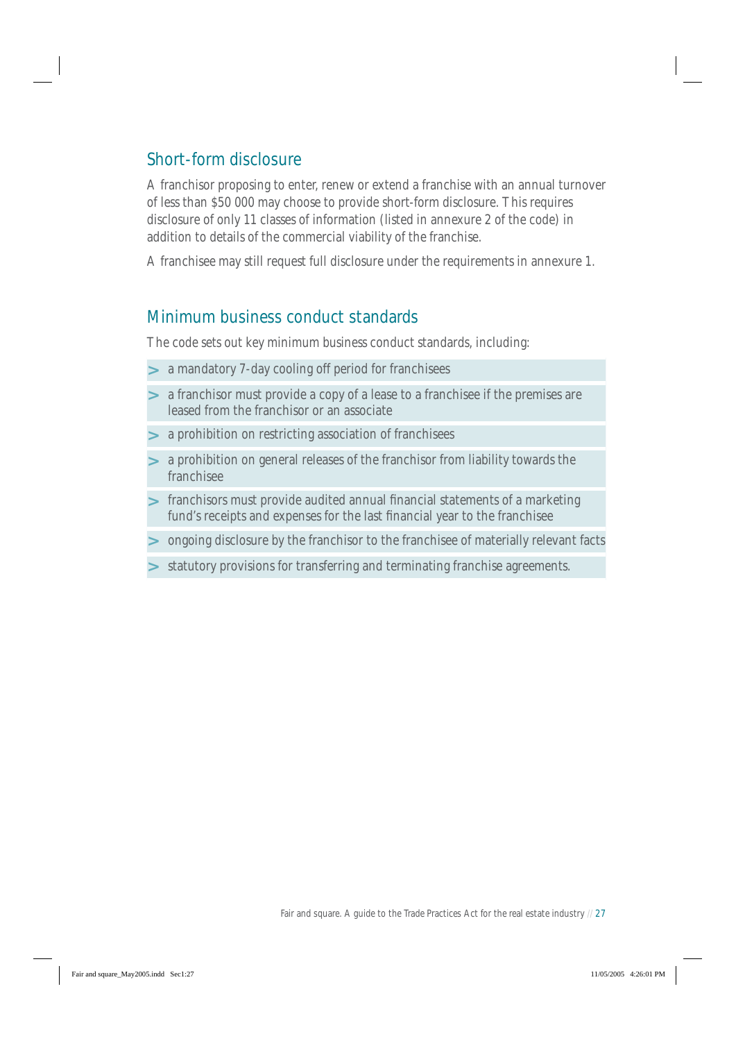## Short-form disclosure

A franchisor proposing to enter, renew or extend a franchise with an annual turnover of less than $50 000 may choose to provide short-form disclosure. This requires disclosure of only 11 classes of information (listed in annexure 2 of the code) in addition to details of the commercial viability of the franchise.

A franchisee may still request full disclosure under the requirements in annexure 1.

## Minimum business conduct standards

The code sets out key minimum business conduct standards, including:

- a mandatory 7-day cooling off period for franchisees
- a franchisor must provide a copy of a lease to a franchisee if the premises are leased from the franchisor or an associate
- a prohibition on restricting association of franchisees
- a prohibition on general releases of the franchisor from liability towards the franchisee
- franchisors must provide audited annual financial statements of a marketing fund's receipts and expenses for the last financial year to the franchisee
- ongoing disclosure by the franchisor to the franchisee of materially relevant facts
- statutory provisions for transferring and terminating franchise agreements.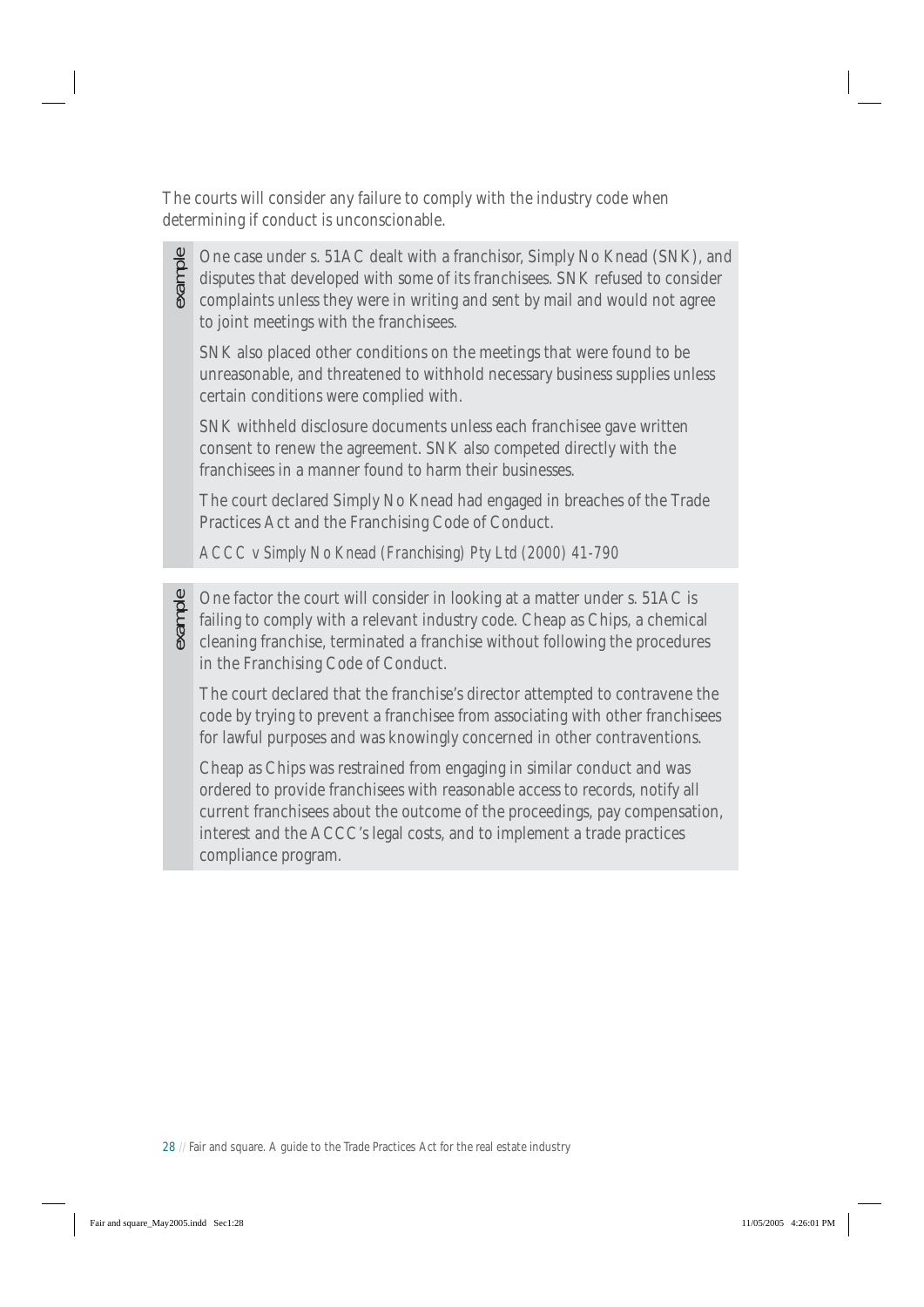The courts will consider any failure to comply with the industry code when determining if conduct is unconscionable.

> *example*
>
> One case under s. 51AC dealt with a franchisor, Simply No Knead (SNK), and disputes that developed with some of its franchisees. SNK refused to consider complaints unless they were in writing and sent by mail and would not agree to joint meetings with the franchisees.
>
> SNK also placed other conditions on the meetings that were found to be unreasonable, and threatened to withhold necessary business supplies unless certain conditions were complied with.
>
> SNK withheld disclosure documents unless each franchisee gave written consent to renew the agreement. SNK also competed directly with the franchisees in a manner found to harm their businesses.
>
> The court declared Simply No Knead had engaged in breaches of the Trade Practices Act and the Franchising Code of Conduct.
>
> *ACCC v Simply No Knead (Franchising) Pty Ltd (2000) 41-790*

> *example*
>
> One factor the court will consider in looking at a matter under s. 51AC is failing to comply with a relevant industry code. Cheap as Chips, a chemical cleaning franchise, terminated a franchise without following the procedures in the Franchising Code of Conduct.
>
> The court declared that the franchise's director attempted to contravene the code by trying to prevent a franchisee from associating with other franchisees for lawful purposes and was knowingly concerned in other contraventions.
>
> Cheap as Chips was restrained from engaging in similar conduct and was ordered to provide franchisees with reasonable access to records, notify all current franchisees about the outcome of the proceedings, pay compensation, interest and the ACCC's legal costs, and to implement a trade practices compliance program.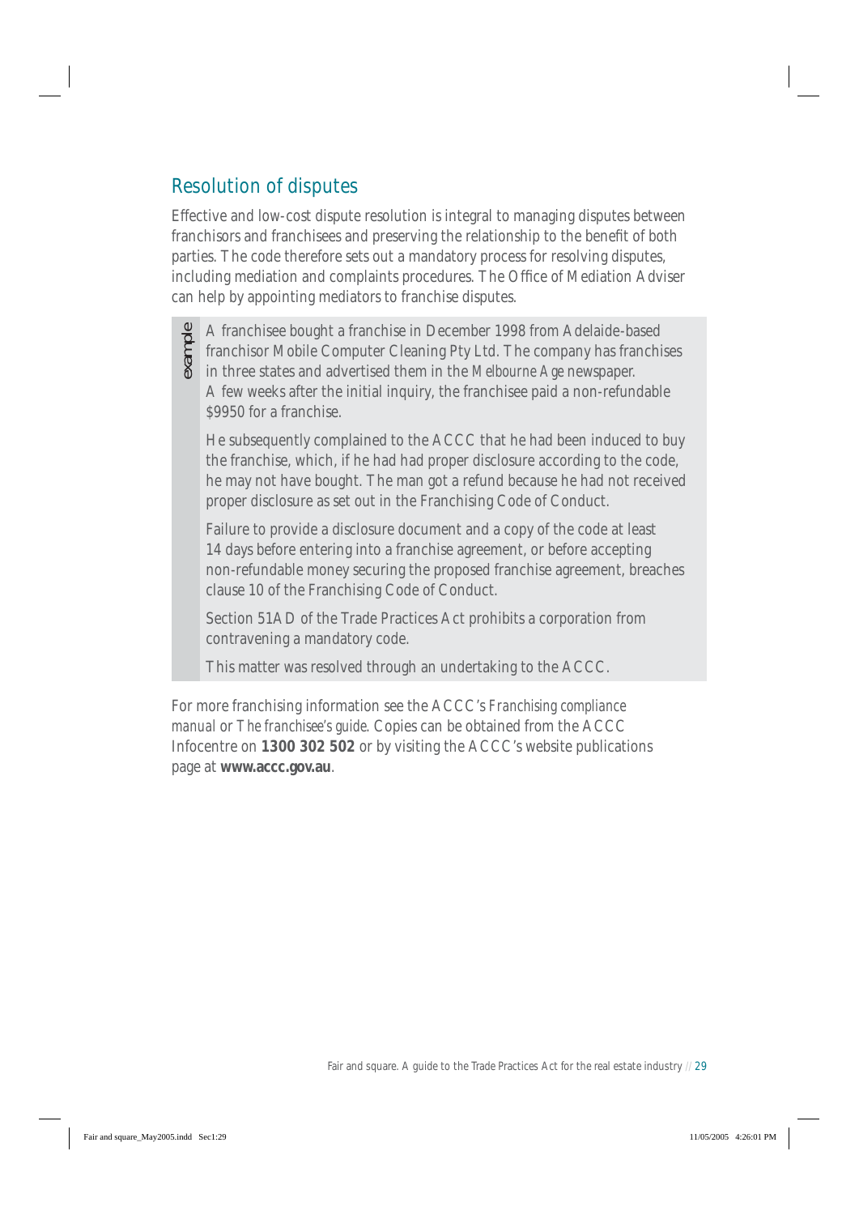## Resolution of disputes

Effective and low-cost dispute resolution is integral to managing disputes between franchisors and franchisees and preserving the relationship to the benefit of both parties. The code therefore sets out a mandatory process for resolving disputes, including mediation and complaints procedures. The Office of Mediation Adviser can help by appointing mediators to franchise disputes.

> *example*
>
> A franchisee bought a franchise in December 1998 from Adelaide-based franchisor Mobile Computer Cleaning Pty Ltd. The company has franchises in three states and advertised them in the *Melbourne Age* newspaper. A few weeks after the initial inquiry, the franchisee paid a non-refundable $9950 for a franchise.
>
> He subsequently complained to the ACCC that he had been induced to buy the franchise, which, if he had had proper disclosure according to the code, he may not have bought. The man got a refund because he had not received proper disclosure as set out in the Franchising Code of Conduct.
>
> Failure to provide a disclosure document and a copy of the code at least 14 days before entering into a franchise agreement, or before accepting non-refundable money securing the proposed franchise agreement, breaches clause 10 of the Franchising Code of Conduct.
>
> Section 51AD of the Trade Practices Act prohibits a corporation from contravening a mandatory code.
>
> This matter was resolved through an undertaking to the ACCC.

For more franchising information see the ACCC's *Franchising compliance manual* or *The franchisee's guide*. Copies can be obtained from the ACCC Infocentre on **1300 302 502** or by visiting the ACCC's website publications page at **www.accc.gov.au**.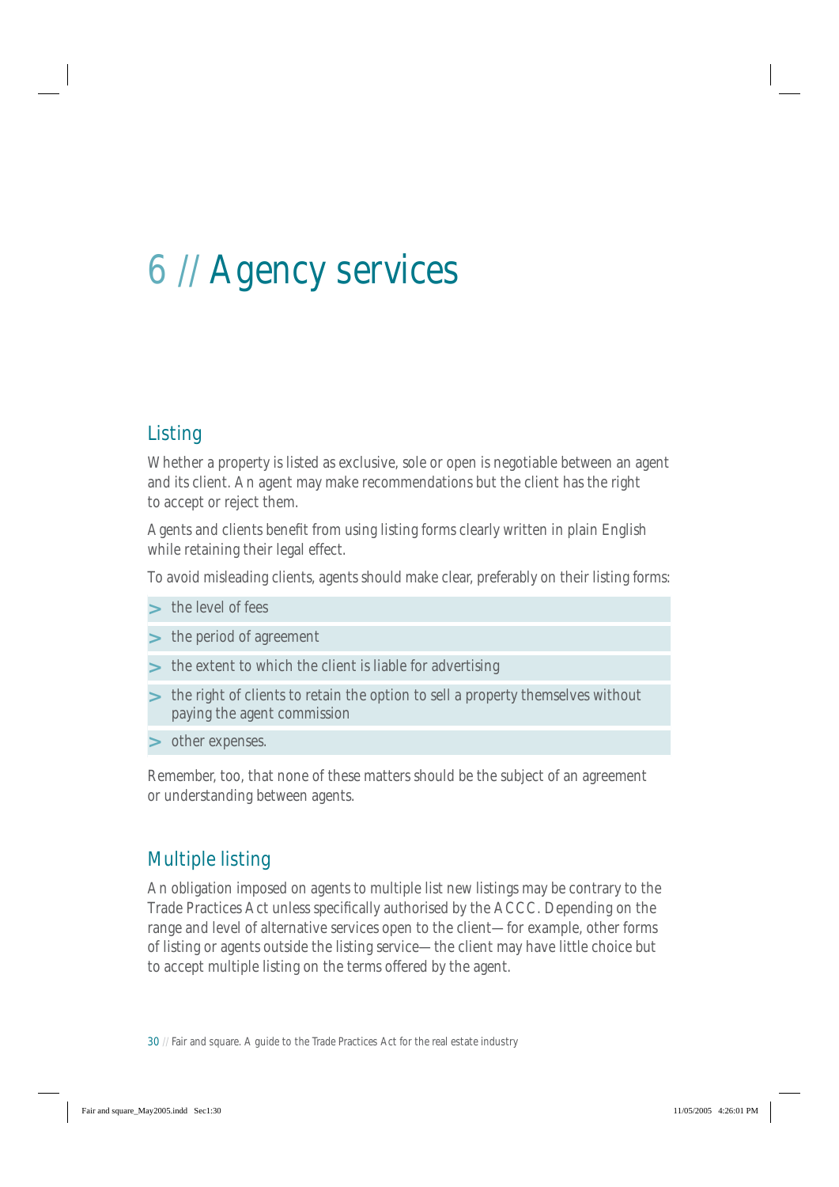# 6 // Agency services

## Listing

Whether a property is listed as exclusive, sole or open is negotiable between an agent and its client. An agent may make recommendations but the client has the right to accept or reject them.

Agents and clients benefit from using listing forms clearly written in plain English while retaining their legal effect.

To avoid misleading clients, agents should make clear, preferably on their listing forms:

- the level of fees
- the period of agreement
- the extent to which the client is liable for advertising
- the right of clients to retain the option to sell a property themselves without paying the agent commission
- other expenses.

Remember, too, that none of these matters should be the subject of an agreement or understanding between agents.

## Multiple listing

An obligation imposed on agents to multiple list new listings may be contrary to the Trade Practices Act unless specifically authorised by the ACCC. Depending on the range and level of alternative services open to the client—for example, other forms of listing or agents outside the listing service—the client may have little choice but to accept multiple listing on the terms offered by the agent.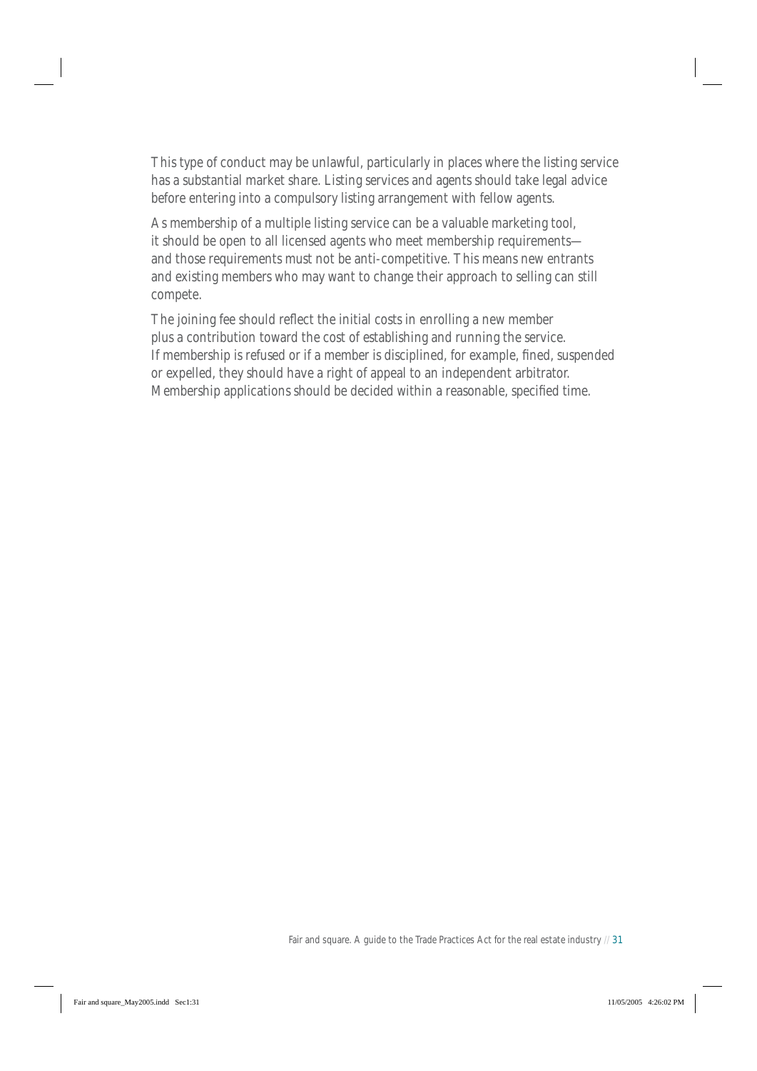This type of conduct may be unlawful, particularly in places where the listing service has a substantial market share. Listing services and agents should take legal advice before entering into a compulsory listing arrangement with fellow agents.

As membership of a multiple listing service can be a valuable marketing tool, it should be open to all licensed agents who meet membership requirements—and those requirements must not be anti-competitive. This means new entrants and existing members who may want to change their approach to selling can still compete.

The joining fee should reflect the initial costs in enrolling a new member plus a contribution toward the cost of establishing and running the service. If membership is refused or if a member is disciplined, for example, fined, suspended or expelled, they should have a right of appeal to an independent arbitrator. Membership applications should be decided within a reasonable, specified time.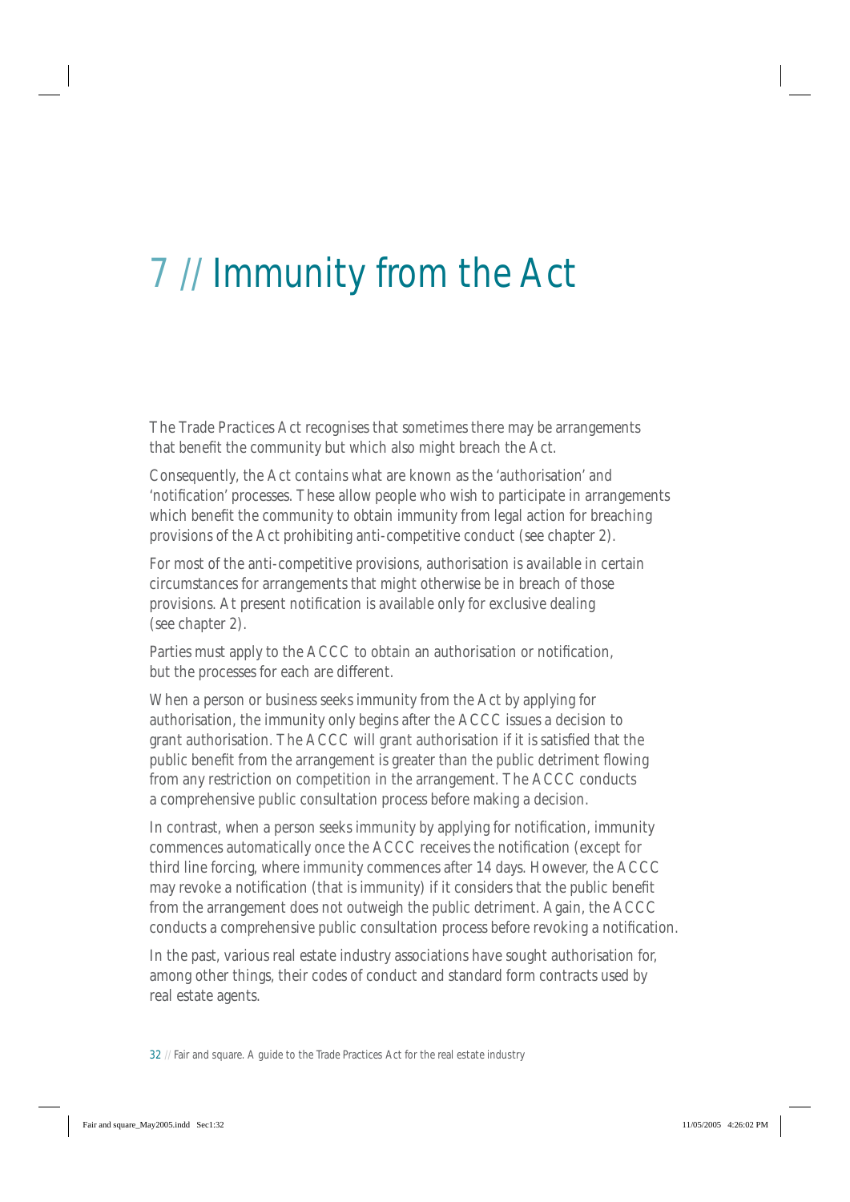# 7 // Immunity from the Act

The Trade Practices Act recognises that sometimes there may be arrangements that benefit the community but which also might breach the Act.

Consequently, the Act contains what are known as the 'authorisation' and 'notification' processes. These allow people who wish to participate in arrangements which benefit the community to obtain immunity from legal action for breaching provisions of the Act prohibiting anti-competitive conduct (see chapter 2).

For most of the anti-competitive provisions, authorisation is available in certain circumstances for arrangements that might otherwise be in breach of those provisions. At present notification is available only for exclusive dealing (see chapter 2).

Parties must apply to the ACCC to obtain an authorisation or notification, but the processes for each are different.

When a person or business seeks immunity from the Act by applying for authorisation, the immunity only begins after the ACCC issues a decision to grant authorisation. The ACCC will grant authorisation if it is satisfied that the public benefit from the arrangement is greater than the public detriment flowing from any restriction on competition in the arrangement. The ACCC conducts a comprehensive public consultation process before making a decision.

In contrast, when a person seeks immunity by applying for notification, immunity commences automatically once the ACCC receives the notification (except for third line forcing, where immunity commences after 14 days. However, the ACCC may revoke a notification (that is immunity) if it considers that the public benefit from the arrangement does not outweigh the public detriment. Again, the ACCC conducts a comprehensive public consultation process before revoking a notification.

In the past, various real estate industry associations have sought authorisation for, among other things, their codes of conduct and standard form contracts used by real estate agents.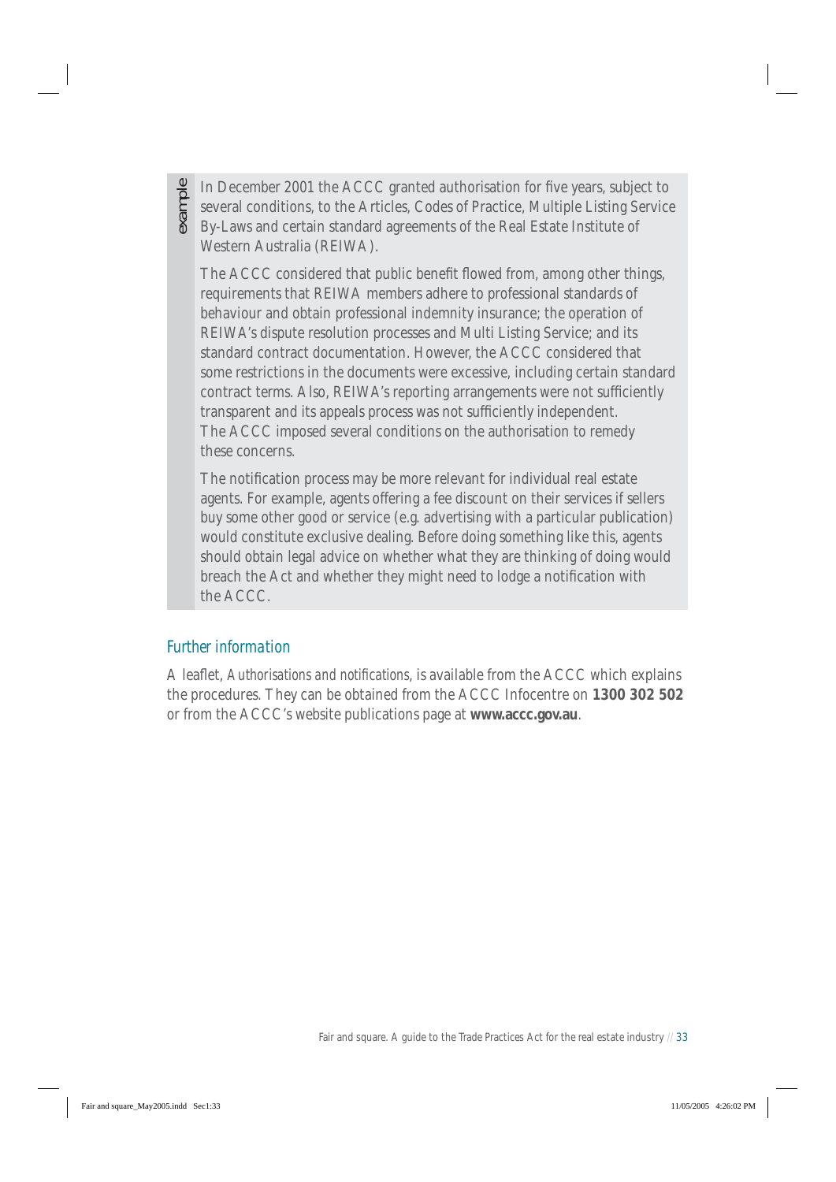*example*

In December 2001 the ACCC granted authorisation for five years, subject to several conditions, to the Articles, Codes of Practice, Multiple Listing Service By-Laws and certain standard agreements of the Real Estate Institute of Western Australia (REIWA).

The ACCC considered that public benefit flowed from, among other things, requirements that REIWA members adhere to professional standards of behaviour and obtain professional indemnity insurance; the operation of REIWA's dispute resolution processes and Multi Listing Service; and its standard contract documentation. However, the ACCC considered that some restrictions in the documents were excessive, including certain standard contract terms. Also, REIWA's reporting arrangements were not sufficiently transparent and its appeals process was not sufficiently independent. The ACCC imposed several conditions on the authorisation to remedy these concerns.

The notification process may be more relevant for individual real estate agents. For example, agents offering a fee discount on their services if sellers buy some other good or service (e.g. advertising with a particular publication) would constitute exclusive dealing. Before doing something like this, agents should obtain legal advice on whether what they are thinking of doing would breach the Act and whether they might need to lodge a notification with the ACCC.

### Further information

A leaflet, *Authorisations and notifications*, is available from the ACCC which explains the procedures. They can be obtained from the ACCC Infocentre on **1300 302 502** or from the ACCC's website publications page at **www.accc.gov.au**.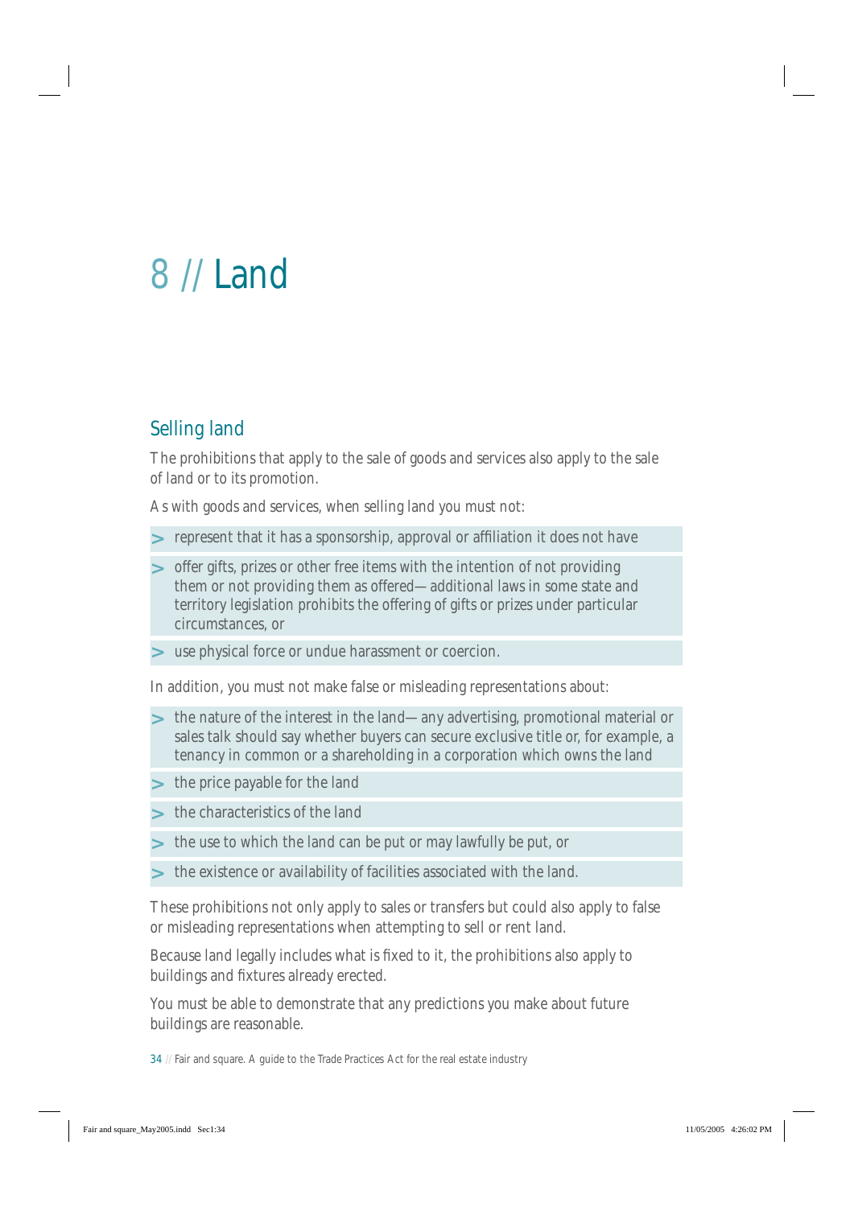# 8 // Land

## Selling land

The prohibitions that apply to the sale of goods and services also apply to the sale of land or to its promotion.

As with goods and services, when selling land you must not:

- represent that it has a sponsorship, approval or affiliation it does not have
- offer gifts, prizes or other free items with the intention of not providing them or not providing them as offered—additional laws in some state and territory legislation prohibits the offering of gifts or prizes under particular circumstances, or
- use physical force or undue harassment or coercion.

In addition, you must not make false or misleading representations about:

- the nature of the interest in the land—any advertising, promotional material or sales talk should say whether buyers can secure exclusive title or, for example, a tenancy in common or a shareholding in a corporation which owns the land
- the price payable for the land
- the characteristics of the land
- the use to which the land can be put or may lawfully be put, or
- the existence or availability of facilities associated with the land.

These prohibitions not only apply to sales or transfers but could also apply to false or misleading representations when attempting to sell or rent land.

Because land legally includes what is fixed to it, the prohibitions also apply to buildings and fixtures already erected.

You must be able to demonstrate that any predictions you make about future buildings are reasonable.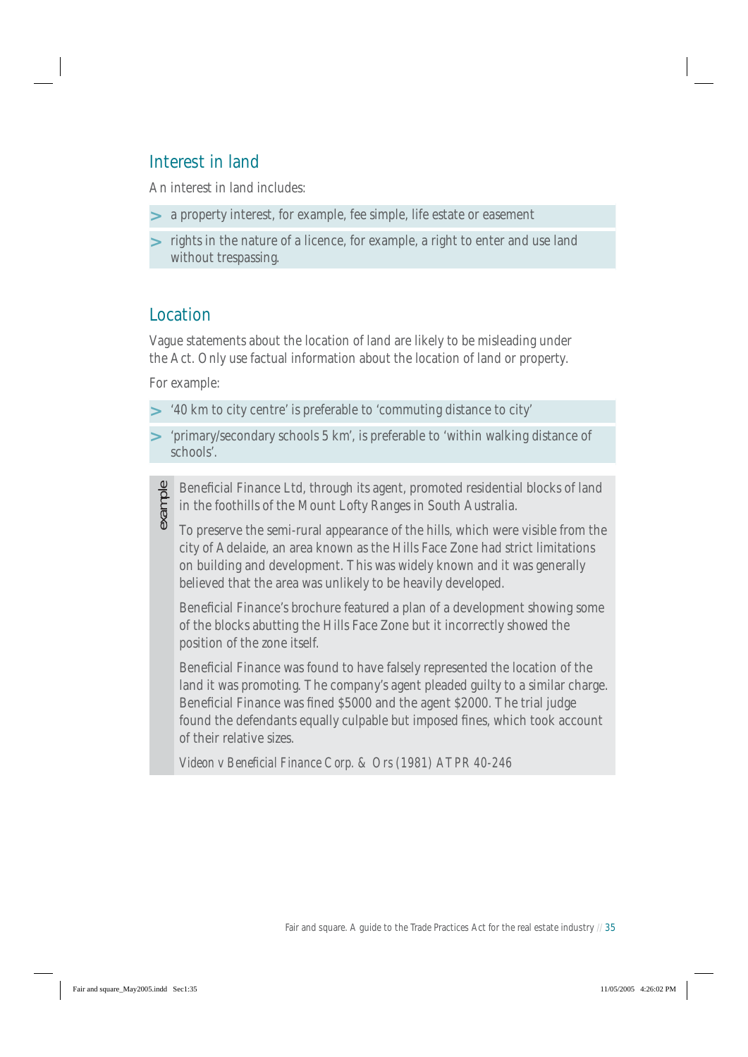## Interest in land

An interest in land includes:

- a property interest, for example, fee simple, life estate or easement
- rights in the nature of a licence, for example, a right to enter and use land without trespassing.

## Location

Vague statements about the location of land are likely to be misleading under the Act. Only use factual information about the location of land or property.

For example:

- '40 km to city centre' is preferable to 'commuting distance to city'
- 'primary/secondary schools 5 km', is preferable to 'within walking distance of schools'.

> **example**
>
> Beneficial Finance Ltd, through its agent, promoted residential blocks of land in the foothills of the Mount Lofty Ranges in South Australia.
>
> To preserve the semi-rural appearance of the hills, which were visible from the city of Adelaide, an area known as the Hills Face Zone had strict limitations on building and development. This was widely known and it was generally believed that the area was unlikely to be heavily developed.
>
> Beneficial Finance's brochure featured a plan of a development showing some of the blocks abutting the Hills Face Zone but it incorrectly showed the position of the zone itself.
>
> Beneficial Finance was found to have falsely represented the location of the land it was promoting. The company's agent pleaded guilty to a similar charge. Beneficial Finance was fined $5000 and the agent $2000. The trial judge found the defendants equally culpable but imposed fines, which took account of their relative sizes.
>
> *Videon v Beneficial Finance Corp. & Ors (1981) ATPR 40-246*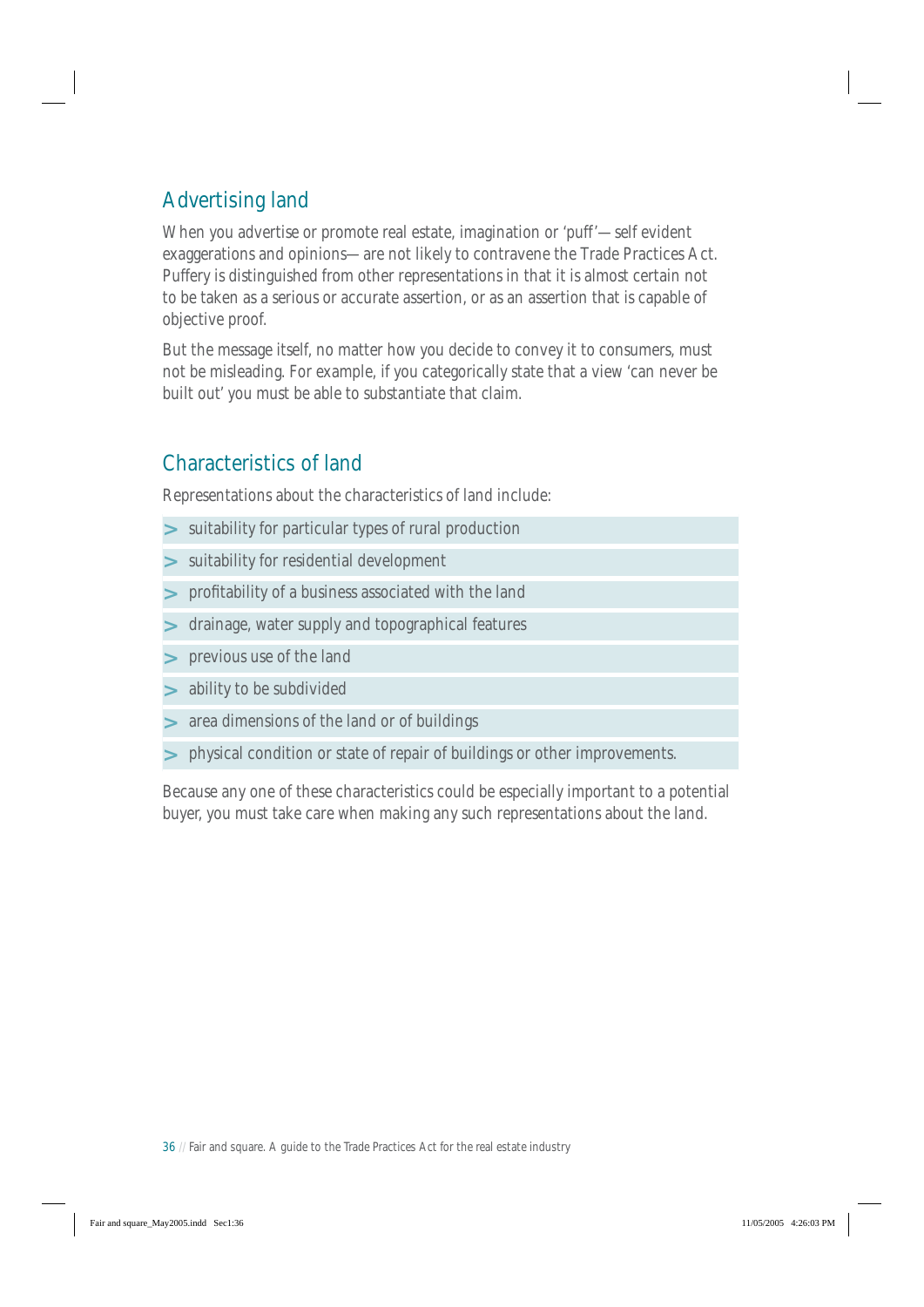## Advertising land

When you advertise or promote real estate, imagination or 'puff'—self evident exaggerations and opinions—are not likely to contravene the Trade Practices Act. Puffery is distinguished from other representations in that it is almost certain not to be taken as a serious or accurate assertion, or as an assertion that is capable of objective proof.

But the message itself, no matter how you decide to convey it to consumers, must not be misleading. For example, if you categorically state that a view 'can never be built out' you must be able to substantiate that claim.

## Characteristics of land

Representations about the characteristics of land include:

- suitability for particular types of rural production
- suitability for residential development
- profitability of a business associated with the land
- drainage, water supply and topographical features
- previous use of the land
- ability to be subdivided
- area dimensions of the land or of buildings
- physical condition or state of repair of buildings or other improvements.

Because any one of these characteristics could be especially important to a potential buyer, you must take care when making any such representations about the land.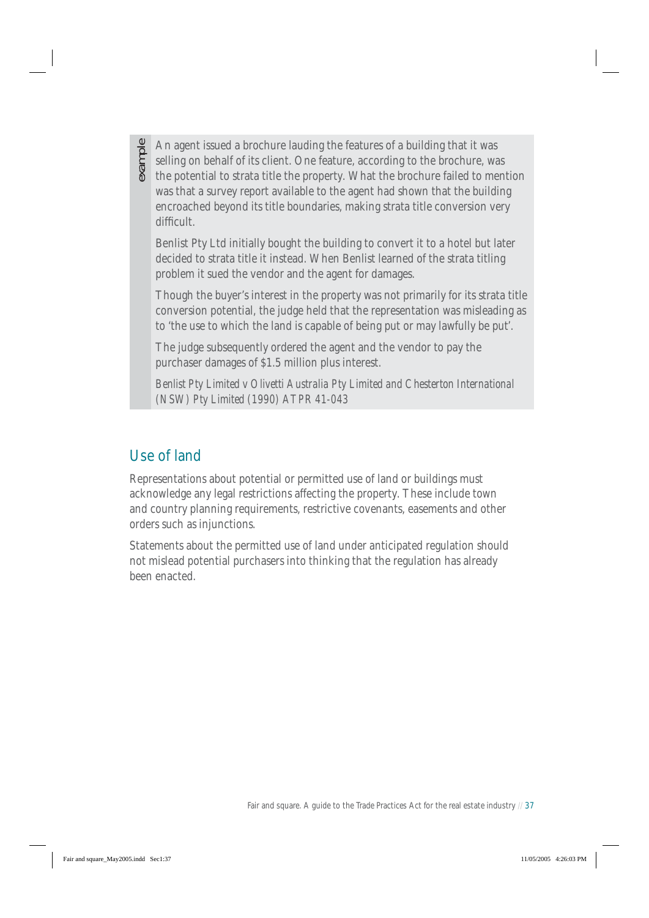example

An agent issued a brochure lauding the features of a building that it was selling on behalf of its client. One feature, according to the brochure, was the potential to strata title the property. What the brochure failed to mention was that a survey report available to the agent had shown that the building encroached beyond its title boundaries, making strata title conversion very difficult.

Benlist Pty Ltd initially bought the building to convert it to a hotel but later decided to strata title it instead. When Benlist learned of the strata titling problem it sued the vendor and the agent for damages.

Though the buyer's interest in the property was not primarily for its strata title conversion potential, the judge held that the representation was misleading as to 'the use to which the land is capable of being put or may lawfully be put'.

The judge subsequently ordered the agent and the vendor to pay the purchaser damages of $1.5 million plus interest.

*Benlist Pty Limited v Olivetti Australia Pty Limited and Chesterton International (NSW) Pty Limited* (1990) ATPR 41-043

## Use of land

Representations about potential or permitted use of land or buildings must acknowledge any legal restrictions affecting the property. These include town and country planning requirements, restrictive covenants, easements and other orders such as injunctions.

Statements about the permitted use of land under anticipated regulation should not mislead potential purchasers into thinking that the regulation has already been enacted.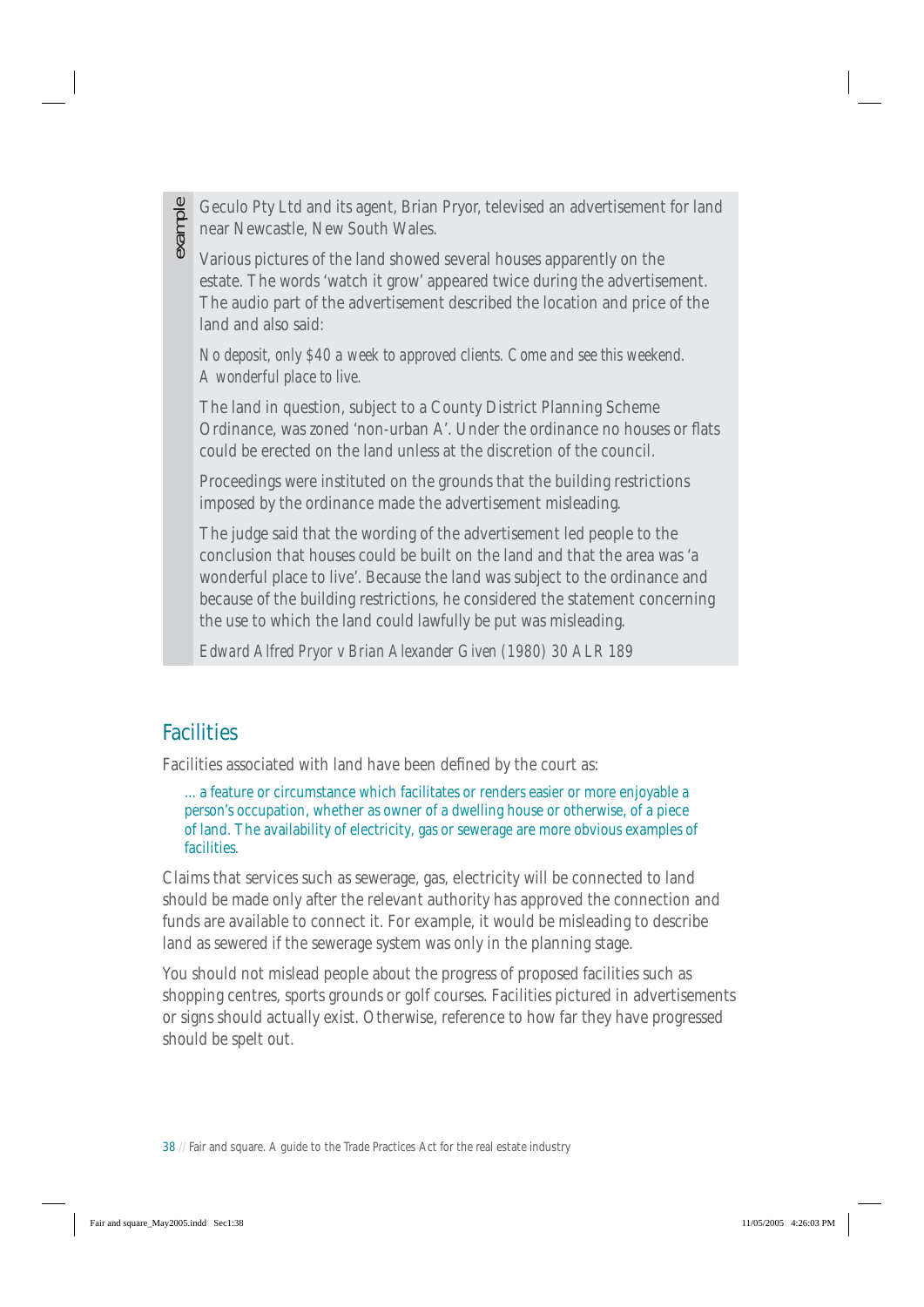example

Geculo Pty Ltd and its agent, Brian Pryor, televised an advertisement for land near Newcastle, New South Wales.

Various pictures of the land showed several houses apparently on the estate. The words 'watch it grow' appeared twice during the advertisement. The audio part of the advertisement described the location and price of the land and also said:

*No deposit, only $40 a week to approved clients. Come and see this weekend. A wonderful place to live.*

The land in question, subject to a County District Planning Scheme Ordinance, was zoned 'non-urban A'. Under the ordinance no houses or flats could be erected on the land unless at the discretion of the council.

Proceedings were instituted on the grounds that the building restrictions imposed by the ordinance made the advertisement misleading.

The judge said that the wording of the advertisement led people to the conclusion that houses could be built on the land and that the area was 'a wonderful place to live'. Because the land was subject to the ordinance and because of the building restrictions, he considered the statement concerning the use to which the land could lawfully be put was misleading.

*Edward Alfred Pryor v Brian Alexander Given (1980) 30 ALR 189*

## Facilities

Facilities associated with land have been defined by the court as:

> … a feature or circumstance which facilitates or renders easier or more enjoyable a person's occupation, whether as owner of a dwelling house or otherwise, of a piece of land. The availability of electricity, gas or sewerage are more obvious examples of facilities.

Claims that services such as sewerage, gas, electricity will be connected to land should be made only after the relevant authority has approved the connection and funds are available to connect it. For example, it would be misleading to describe land as sewered if the sewerage system was only in the planning stage.

You should not mislead people about the progress of proposed facilities such as shopping centres, sports grounds or golf courses. Facilities pictured in advertisements or signs should actually exist. Otherwise, reference to how far they have progressed should be spelt out.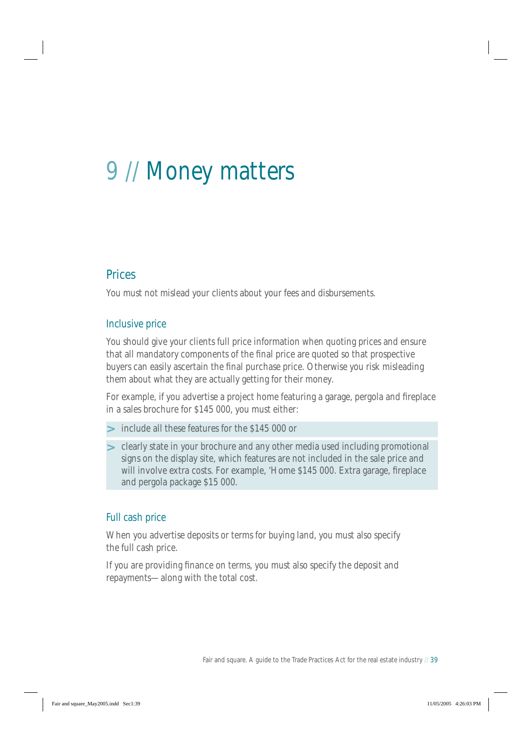# 9 // Money matters

## Prices

You must not mislead your clients about your fees and disbursements.

### Inclusive price

You should give your clients full price information when quoting prices and ensure that all mandatory components of the final price are quoted so that prospective buyers can easily ascertain the final purchase price. Otherwise you risk misleading them about what they are actually getting for their money.

For example, if you advertise a project home featuring a garage, pergola and fireplace in a sales brochure for $145 000, you must either:

> include all these features for the $145 000 or

> clearly state in your brochure and any other media used including promotional signs on the display site, which features are not included in the sale price and will involve extra costs. For example, 'Home $145 000. Extra garage, fireplace and pergola package $15 000.

### Full cash price

When you advertise deposits or terms for buying land, you must also specify the full cash price.

If you are providing finance on terms, you must also specify the deposit and repayments—along with the total cost.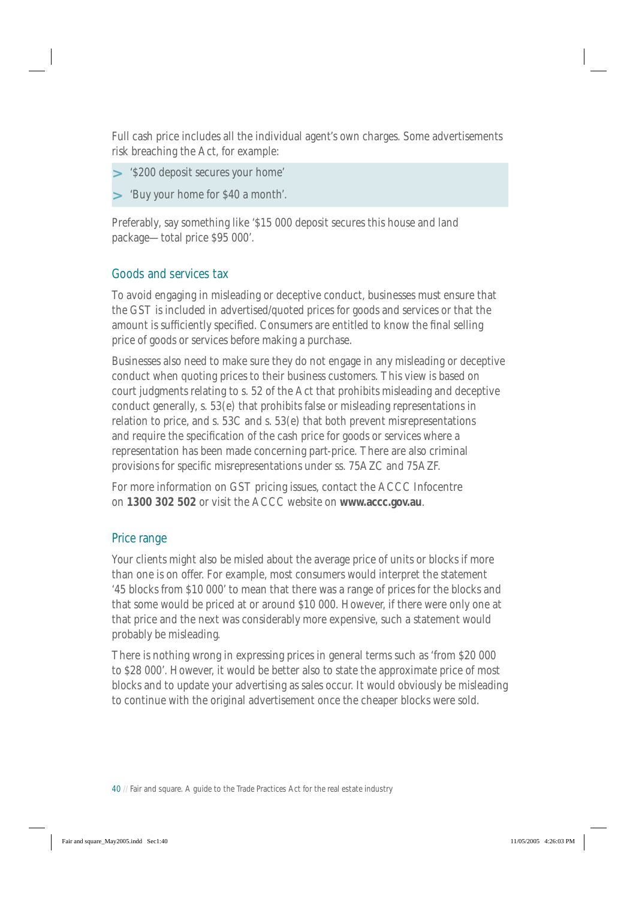Full cash price includes all the individual agent's own charges. Some advertisements risk breaching the Act, for example:

- '$200 deposit secures your home'
- 'Buy your home for $40 a month'.

Preferably, say something like '$15 000 deposit secures this house and land package—total price $95 000'.

## Goods and services tax

To avoid engaging in misleading or deceptive conduct, businesses must ensure that the GST is included in advertised/quoted prices for goods and services or that the amount is sufficiently specified. Consumers are entitled to know the final selling price of goods or services before making a purchase.

Businesses also need to make sure they do not engage in any misleading or deceptive conduct when quoting prices to their business customers. This view is based on court judgments relating to s. 52 of the Act that prohibits misleading and deceptive conduct generally, s. 53(e) that prohibits false or misleading representations in relation to price, and s. 53C and s. 53(e) that both prevent misrepresentations and require the specification of the cash price for goods or services where a representation has been made concerning part-price. There are also criminal provisions for specific misrepresentations under ss. 75AZC and 75AZF.

For more information on GST pricing issues, contact the ACCC Infocentre on **1300 302 502** or visit the ACCC website on **www.accc.gov.au**.

## Price range

Your clients might also be misled about the average price of units or blocks if more than one is on offer. For example, most consumers would interpret the statement '45 blocks from $10 000' to mean that there was a range of prices for the blocks and that some would be priced at or around $10 000. However, if there were only one at that price and the next was considerably more expensive, such a statement would probably be misleading.

There is nothing wrong in expressing prices in general terms such as 'from $20 000 to $28 000'. However, it would be better also to state the approximate price of most blocks and to update your advertising as sales occur. It would obviously be misleading to continue with the original advertisement once the cheaper blocks were sold.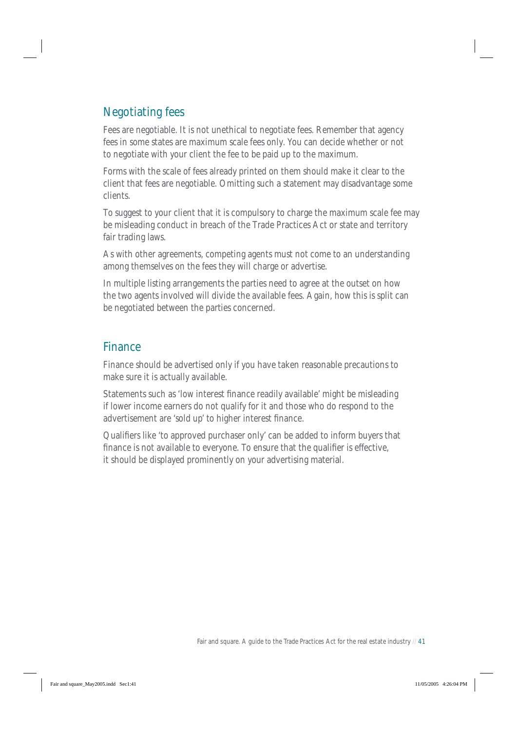## Negotiating fees

Fees are negotiable. It is not unethical to negotiate fees. Remember that agency fees in some states are maximum scale fees only. You can decide whether or not to negotiate with your client the fee to be paid up to the maximum.

Forms with the scale of fees already printed on them should make it clear to the client that fees are negotiable. Omitting such a statement may disadvantage some clients.

To suggest to your client that it is compulsory to charge the maximum scale fee may be misleading conduct in breach of the Trade Practices Act or state and territory fair trading laws.

As with other agreements, competing agents must not come to an understanding among themselves on the fees they will charge or advertise.

In multiple listing arrangements the parties need to agree at the outset on how the two agents involved will divide the available fees. Again, how this is split can be negotiated between the parties concerned.

## Finance

Finance should be advertised only if you have taken reasonable precautions to make sure it is actually available.

Statements such as 'low interest finance readily available' might be misleading if lower income earners do not qualify for it and those who do respond to the advertisement are 'sold up' to higher interest finance.

Qualifiers like 'to approved purchaser only' can be added to inform buyers that finance is not available to everyone. To ensure that the qualifier is effective, it should be displayed prominently on your advertising material.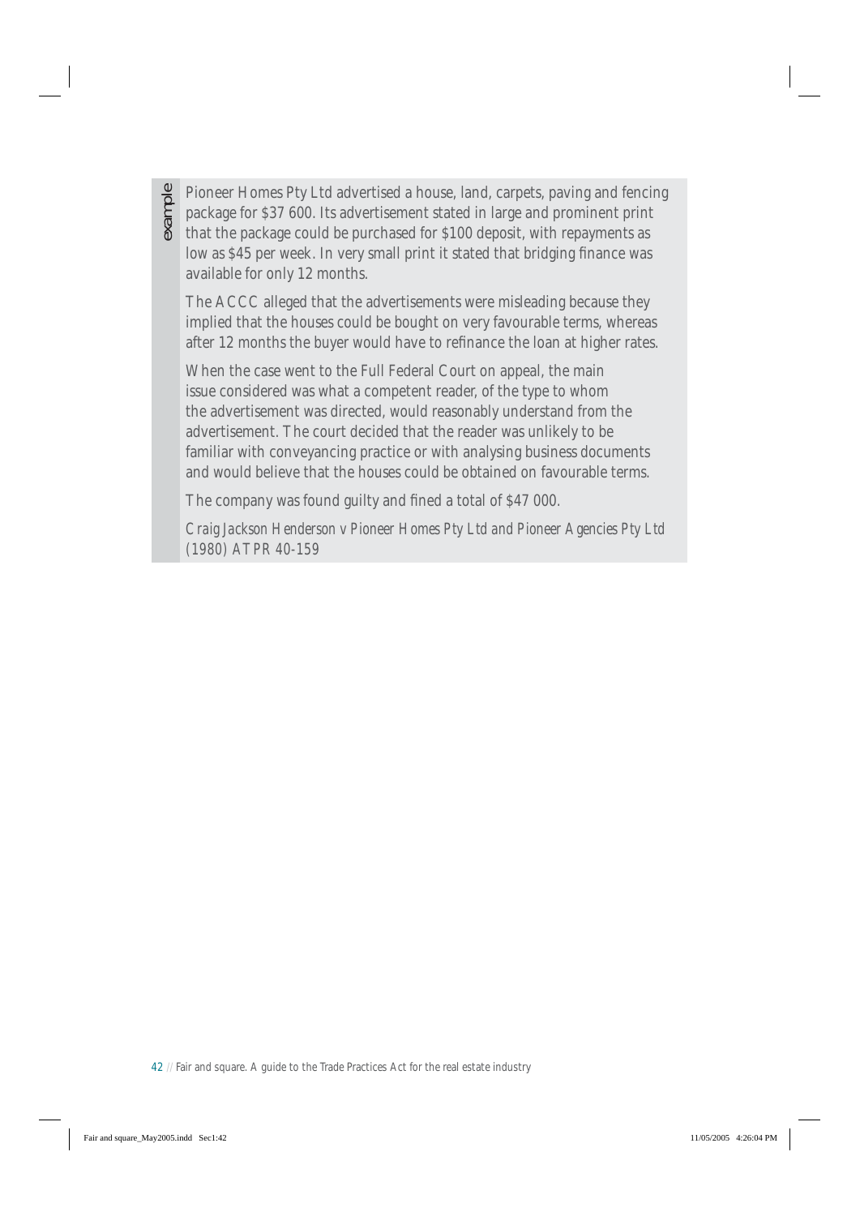example

Pioneer Homes Pty Ltd advertised a house, land, carpets, paving and fencing package for $37 600. Its advertisement stated in large and prominent print that the package could be purchased for $100 deposit, with repayments as low as $45 per week. In very small print it stated that bridging finance was available for only 12 months.

The ACCC alleged that the advertisements were misleading because they implied that the houses could be bought on very favourable terms, whereas after 12 months the buyer would have to refinance the loan at higher rates.

When the case went to the Full Federal Court on appeal, the main issue considered was what a competent reader, of the type to whom the advertisement was directed, would reasonably understand from the advertisement. The court decided that the reader was unlikely to be familiar with conveyancing practice or with analysing business documents and would believe that the houses could be obtained on favourable terms.

The company was found guilty and fined a total of $47 000.

*Craig Jackson Henderson v Pioneer Homes Pty Ltd and Pioneer Agencies Pty Ltd (1980) ATPR 40-159*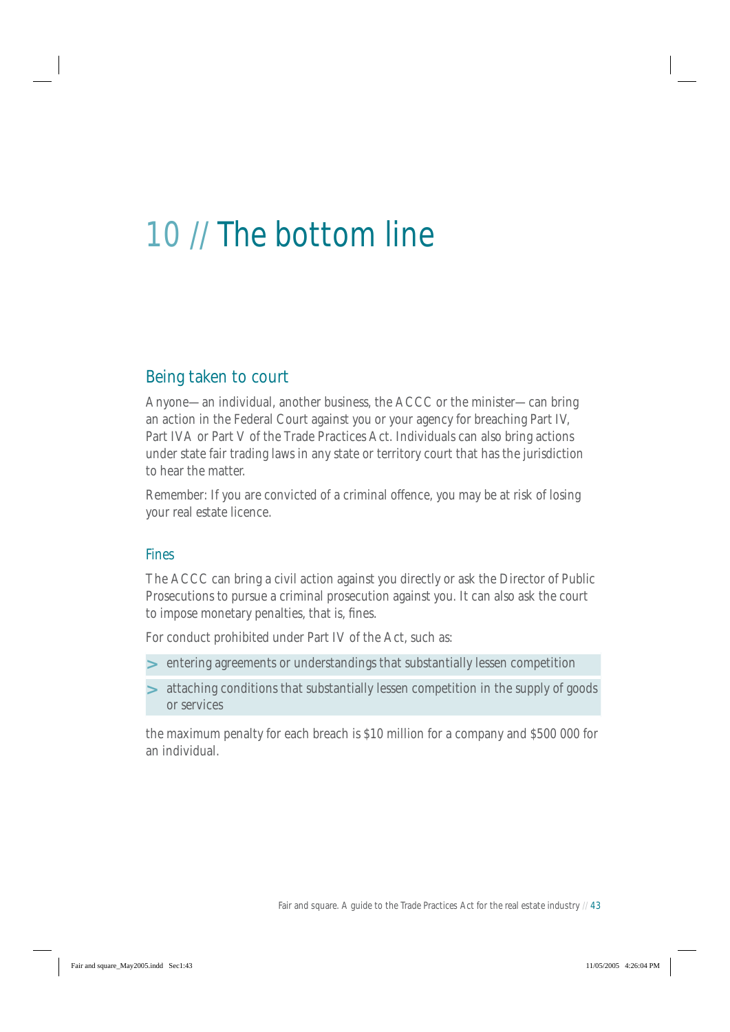# 10 // The bottom line

## Being taken to court

Anyone—an individual, another business, the ACCC or the minister—can bring an action in the Federal Court against you or your agency for breaching Part IV, Part IVA or Part V of the Trade Practices Act. Individuals can also bring actions under state fair trading laws in any state or territory court that has the jurisdiction to hear the matter.

Remember: If you are convicted of a criminal offence, you may be at risk of losing your real estate licence.

### Fines

The ACCC can bring a civil action against you directly or ask the Director of Public Prosecutions to pursue a criminal prosecution against you. It can also ask the court to impose monetary penalties, that is, fines.

For conduct prohibited under Part IV of the Act, such as:

- entering agreements or understandings that substantially lessen competition
- attaching conditions that substantially lessen competition in the supply of goods or services

the maximum penalty for each breach is $10 million for a company and $500 000 for an individual.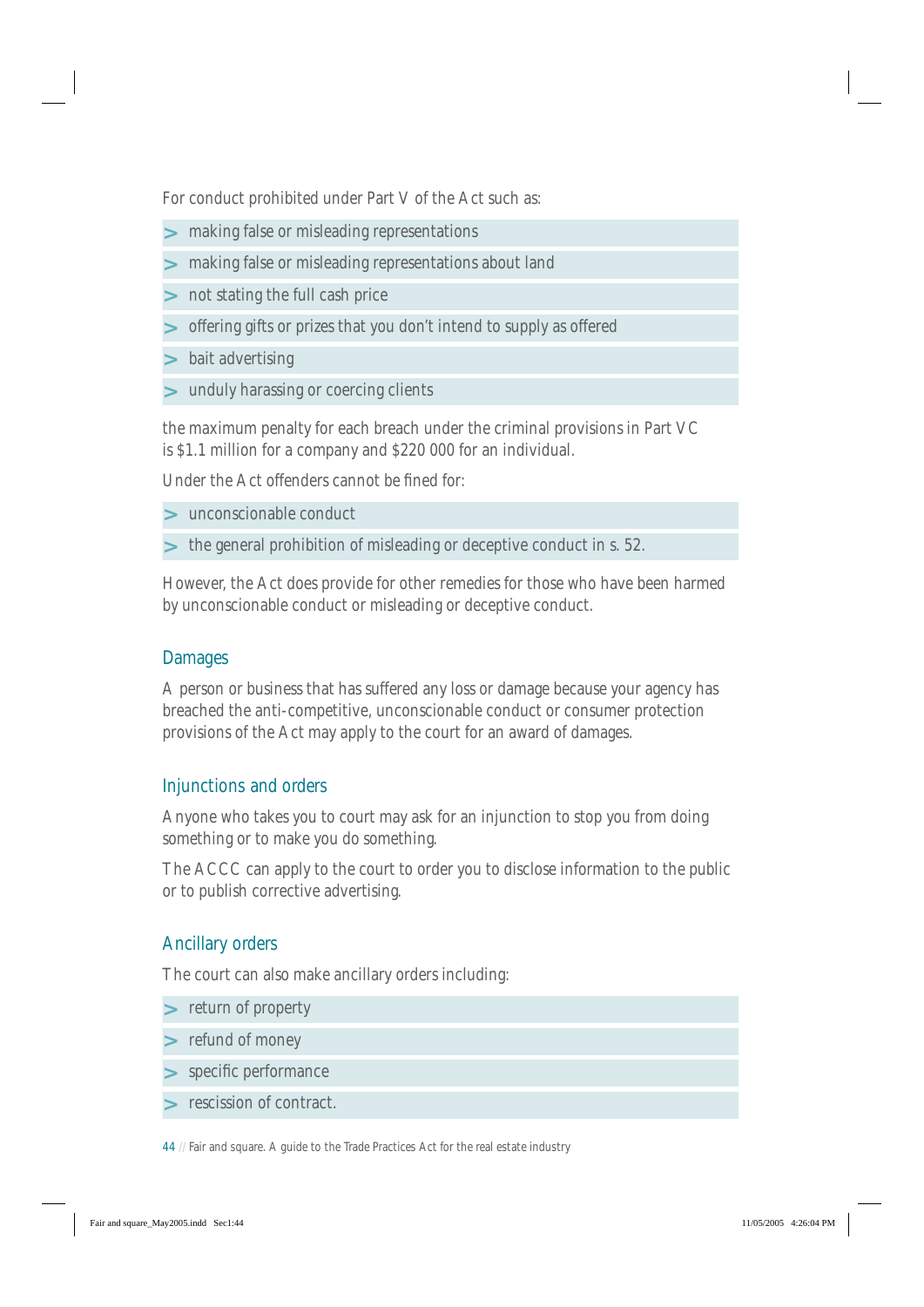For conduct prohibited under Part V of the Act such as:

- making false or misleading representations
- making false or misleading representations about land
- not stating the full cash price
- offering gifts or prizes that you don't intend to supply as offered
- bait advertising
- unduly harassing or coercing clients

the maximum penalty for each breach under the criminal provisions in Part VC is $1.1 million for a company and $220 000 for an individual.

Under the Act offenders cannot be fined for:

- unconscionable conduct
- the general prohibition of misleading or deceptive conduct in s. 52.

However, the Act does provide for other remedies for those who have been harmed by unconscionable conduct or misleading or deceptive conduct.

### Damages

A person or business that has suffered any loss or damage because your agency has breached the anti-competitive, unconscionable conduct or consumer protection provisions of the Act may apply to the court for an award of damages.

### Injunctions and orders

Anyone who takes you to court may ask for an injunction to stop you from doing something or to make you do something.

The ACCC can apply to the court to order you to disclose information to the public or to publish corrective advertising.

### Ancillary orders

The court can also make ancillary orders including:

- return of property
- refund of money
- specific performance
- rescission of contract.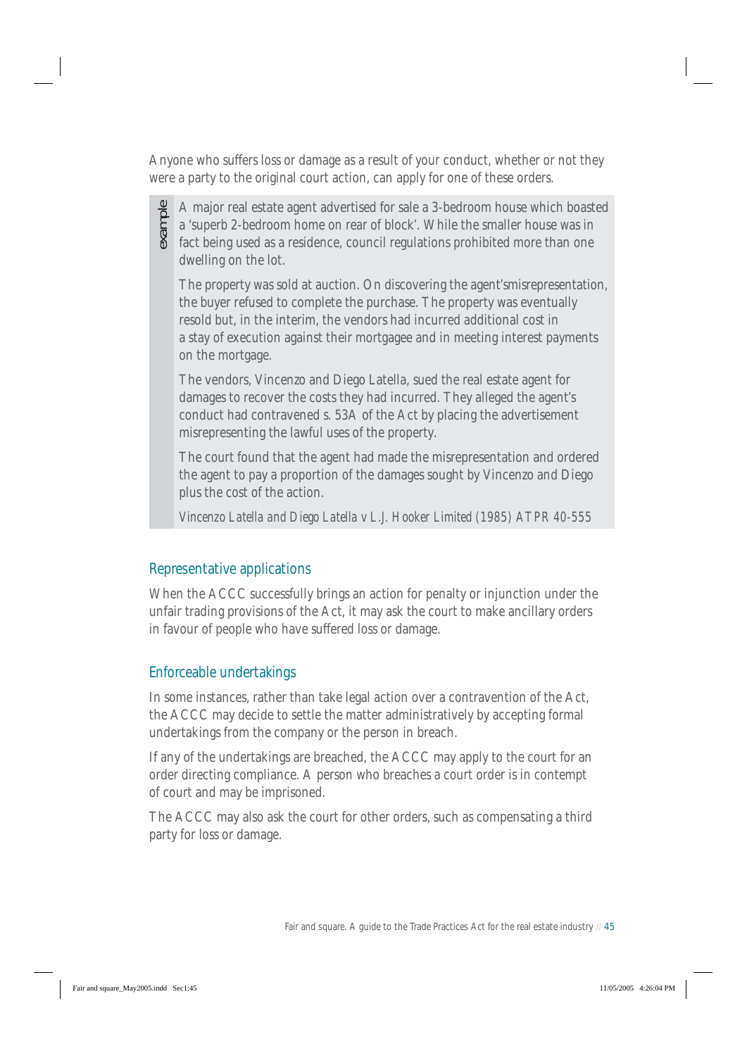Anyone who suffers loss or damage as a result of your conduct, whether or not they were a party to the original court action, can apply for one of these orders.

> **example**
>
> A major real estate agent advertised for sale a 3-bedroom house which boasted a 'superb 2-bedroom home on rear of block'. While the smaller house was in fact being used as a residence, council regulations prohibited more than one dwelling on the lot.
>
> The property was sold at auction. On discovering the agent'smisrepresentation, the buyer refused to complete the purchase. The property was eventually resold but, in the interim, the vendors had incurred additional cost in a stay of execution against their mortgagee and in meeting interest payments on the mortgage.
>
> The vendors, Vincenzo and Diego Latella, sued the real estate agent for damages to recover the costs they had incurred. They alleged the agent's conduct had contravened s. 53A of the Act by placing the advertisement misrepresenting the lawful uses of the property.
>
> The court found that the agent had made the misrepresentation and ordered the agent to pay a proportion of the damages sought by Vincenzo and Diego plus the cost of the action.
>
> *Vincenzo Latella and Diego Latella v L.J. Hooker Limited (1985) ATPR 40-555*

## Representative applications

When the ACCC successfully brings an action for penalty or injunction under the unfair trading provisions of the Act, it may ask the court to make ancillary orders in favour of people who have suffered loss or damage.

## Enforceable undertakings

In some instances, rather than take legal action over a contravention of the Act, the ACCC may decide to settle the matter administratively by accepting formal undertakings from the company or the person in breach.

If any of the undertakings are breached, the ACCC may apply to the court for an order directing compliance. A person who breaches a court order is in contempt of court and may be imprisoned.

The ACCC may also ask the court for other orders, such as compensating a third party for loss or damage.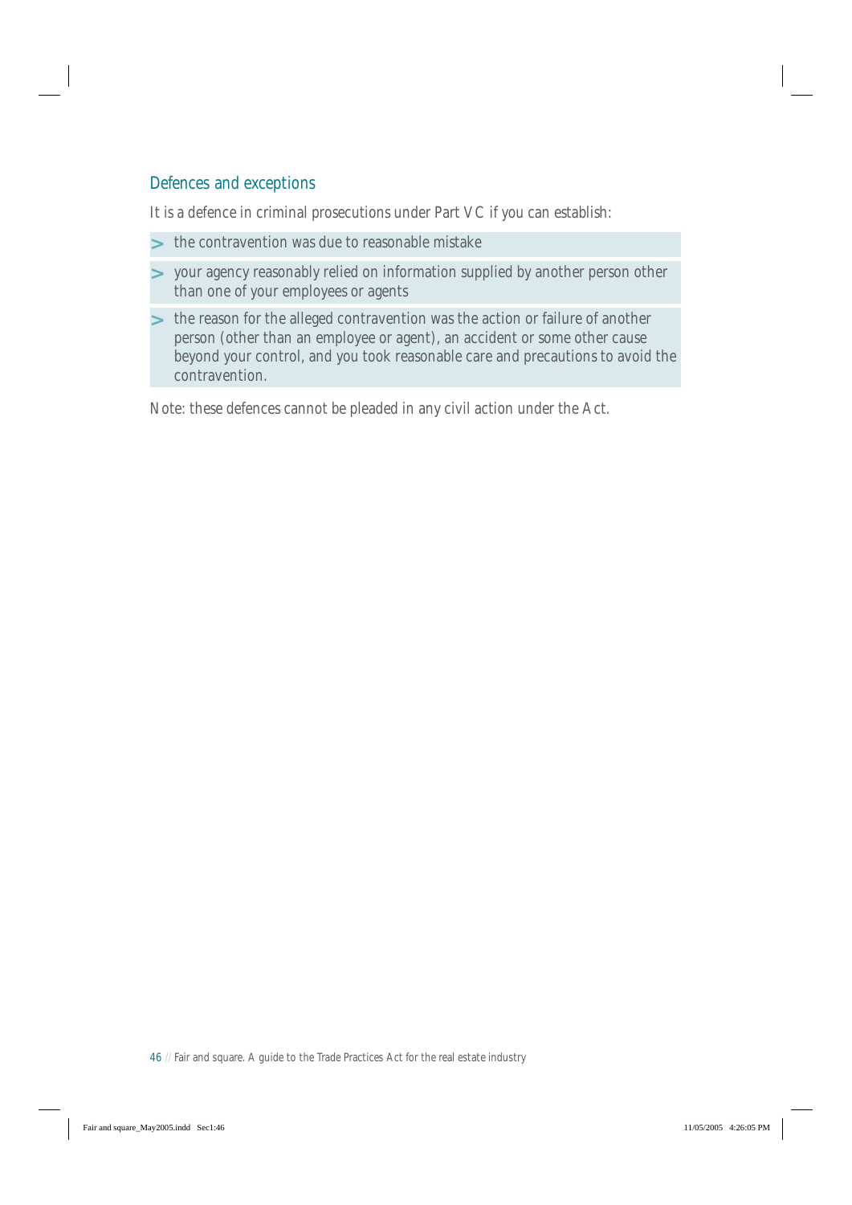## Defences and exceptions

It is a defence in criminal prosecutions under Part VC if you can establish:

- the contravention was due to reasonable mistake
- your agency reasonably relied on information supplied by another person other than one of your employees or agents
- the reason for the alleged contravention was the action or failure of another person (other than an employee or agent), an accident or some other cause beyond your control, and you took reasonable care and precautions to avoid the contravention.

Note: these defences cannot be pleaded in any civil action under the Act.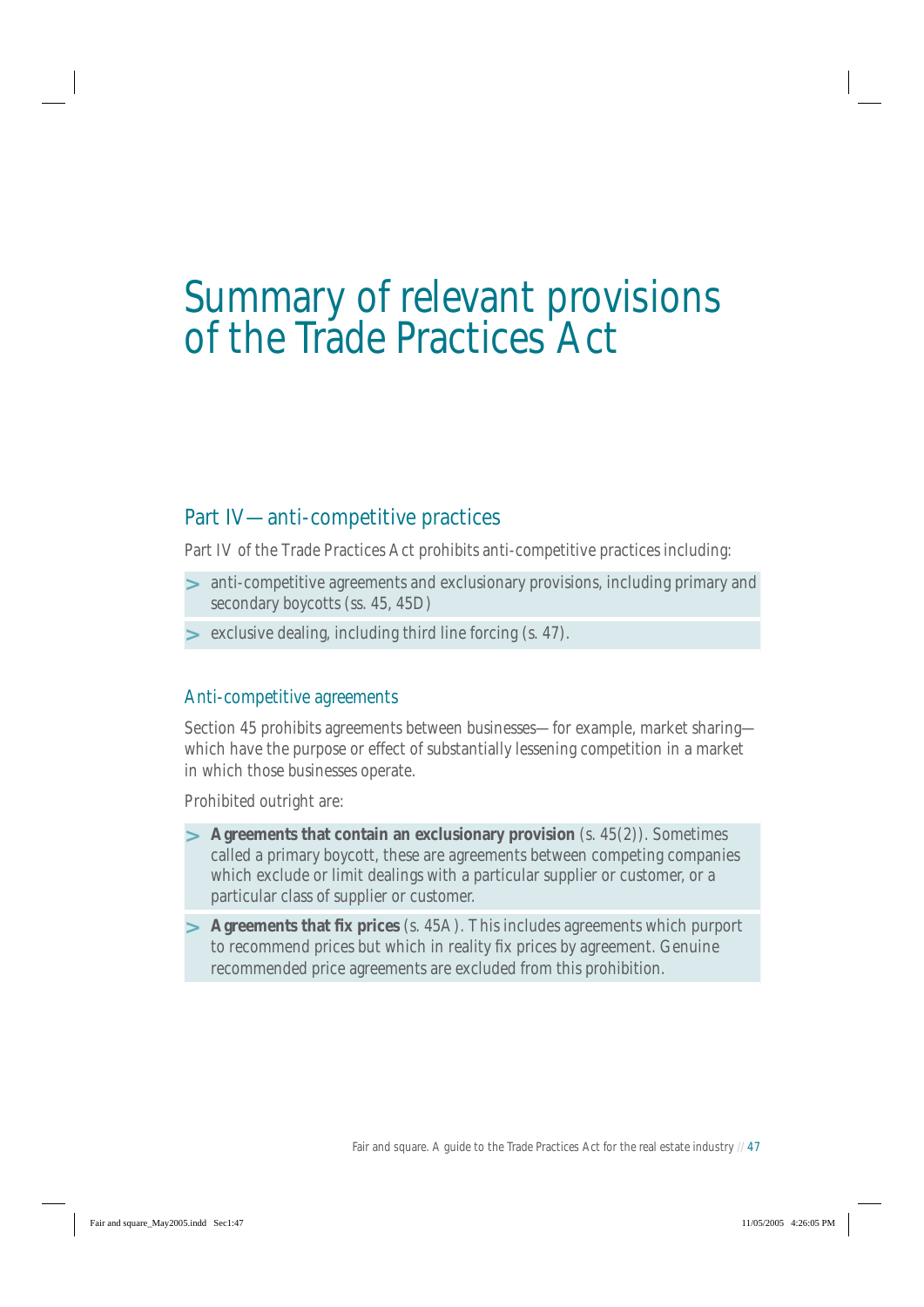# Summary of relevant provisions of the Trade Practices Act

## Part IV—anti-competitive practices

Part IV of the Trade Practices Act prohibits anti-competitive practices including:

- anti-competitive agreements and exclusionary provisions, including primary and secondary boycotts (ss. 45, 45D)
- exclusive dealing, including third line forcing (s. 47).

### Anti-competitive agreements

Section 45 prohibits agreements between businesses—for example, market sharing—which have the purpose or effect of substantially lessening competition in a market in which those businesses operate.

Prohibited outright are:

- **Agreements that contain an exclusionary provision** (s. 45(2)). Sometimes called a primary boycott, these are agreements between competing companies which exclude or limit dealings with a particular supplier or customer, or a particular class of supplier or customer.
- **Agreements that fix prices** (s. 45A). This includes agreements which purport to recommend prices but which in reality fix prices by agreement. Genuine recommended price agreements are excluded from this prohibition.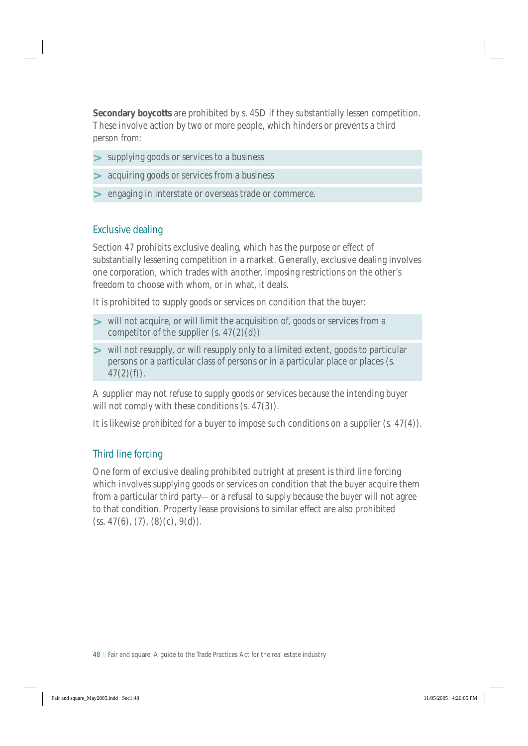**Secondary boycotts** are prohibited by s. 45D if they substantially lessen competition. These involve action by two or more people, which hinders or prevents a third person from:

- supplying goods or services to a business
- acquiring goods or services from a business
- engaging in interstate or overseas trade or commerce.

## Exclusive dealing

Section 47 prohibits exclusive dealing, which has the purpose or effect of substantially lessening competition in a market. Generally, exclusive dealing involves one corporation, which trades with another, imposing restrictions on the other's freedom to choose with whom, or in what, it deals.

It is prohibited to supply goods or services on condition that the buyer:

- will not acquire, or will limit the acquisition of, goods or services from a competitor of the supplier (s. 47(2)(d))
- will not resupply, or will resupply only to a limited extent, goods to particular persons or a particular class of persons or in a particular place or places (s. 47(2)(f)).

A supplier may not refuse to supply goods or services because the intending buyer will not comply with these conditions (s. 47(3)).

It is likewise prohibited for a buyer to impose such conditions on a supplier (s. 47(4)).

## Third line forcing

One form of exclusive dealing prohibited outright at present is third line forcing which involves supplying goods or services on condition that the buyer acquire them from a particular third party—or a refusal to supply because the buyer will not agree to that condition. Property lease provisions to similar effect are also prohibited (ss. 47(6), (7), (8)(c), 9(d)).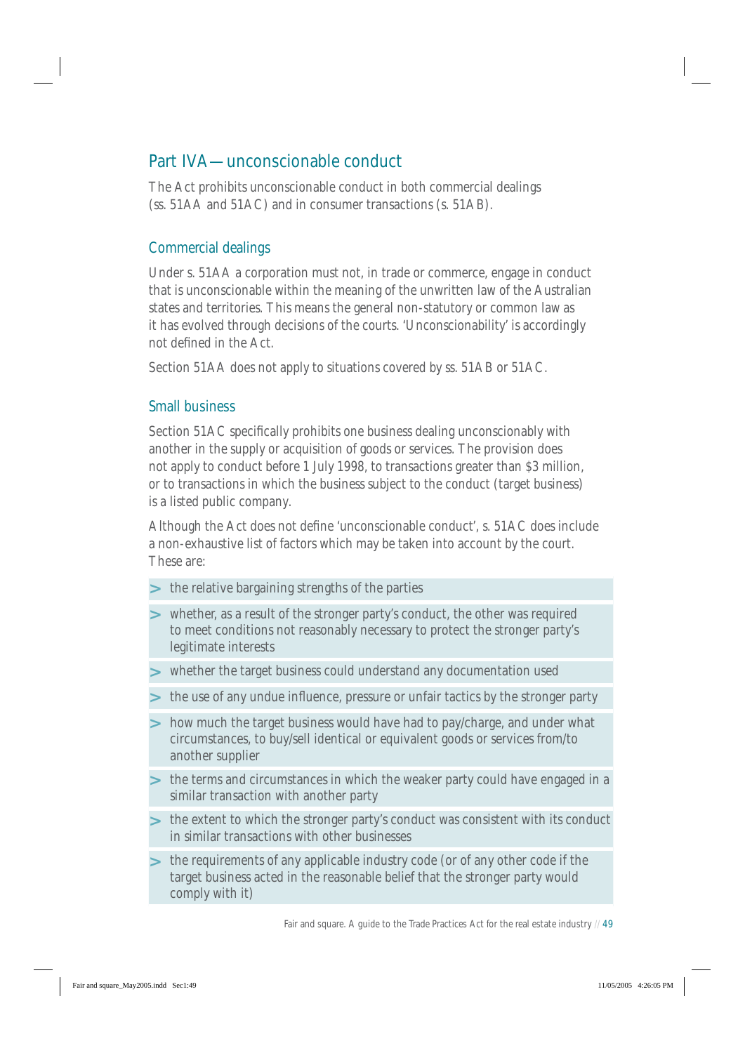## Part IVA—unconscionable conduct

The Act prohibits unconscionable conduct in both commercial dealings (ss. 51AA and 51AC) and in consumer transactions (s. 51AB).

### Commercial dealings

Under s. 51AA a corporation must not, in trade or commerce, engage in conduct that is unconscionable within the meaning of the unwritten law of the Australian states and territories. This means the general non-statutory or common law as it has evolved through decisions of the courts. 'Unconscionability' is accordingly not defined in the Act.

Section 51AA does not apply to situations covered by ss. 51AB or 51AC.

### Small business

Section 51AC specifically prohibits one business dealing unconscionably with another in the supply or acquisition of goods or services. The provision does not apply to conduct before 1 July 1998, to transactions greater than $3 million, or to transactions in which the business subject to the conduct (target business) is a listed public company.

Although the Act does not define 'unconscionable conduct', s. 51AC does include a non-exhaustive list of factors which may be taken into account by the court. These are:

- the relative bargaining strengths of the parties
- whether, as a result of the stronger party's conduct, the other was required to meet conditions not reasonably necessary to protect the stronger party's legitimate interests
- whether the target business could understand any documentation used
- the use of any undue influence, pressure or unfair tactics by the stronger party
- how much the target business would have had to pay/charge, and under what circumstances, to buy/sell identical or equivalent goods or services from/to another supplier
- the terms and circumstances in which the weaker party could have engaged in a similar transaction with another party
- the extent to which the stronger party's conduct was consistent with its conduct in similar transactions with other businesses
- the requirements of any applicable industry code (or of any other code if the target business acted in the reasonable belief that the stronger party would comply with it)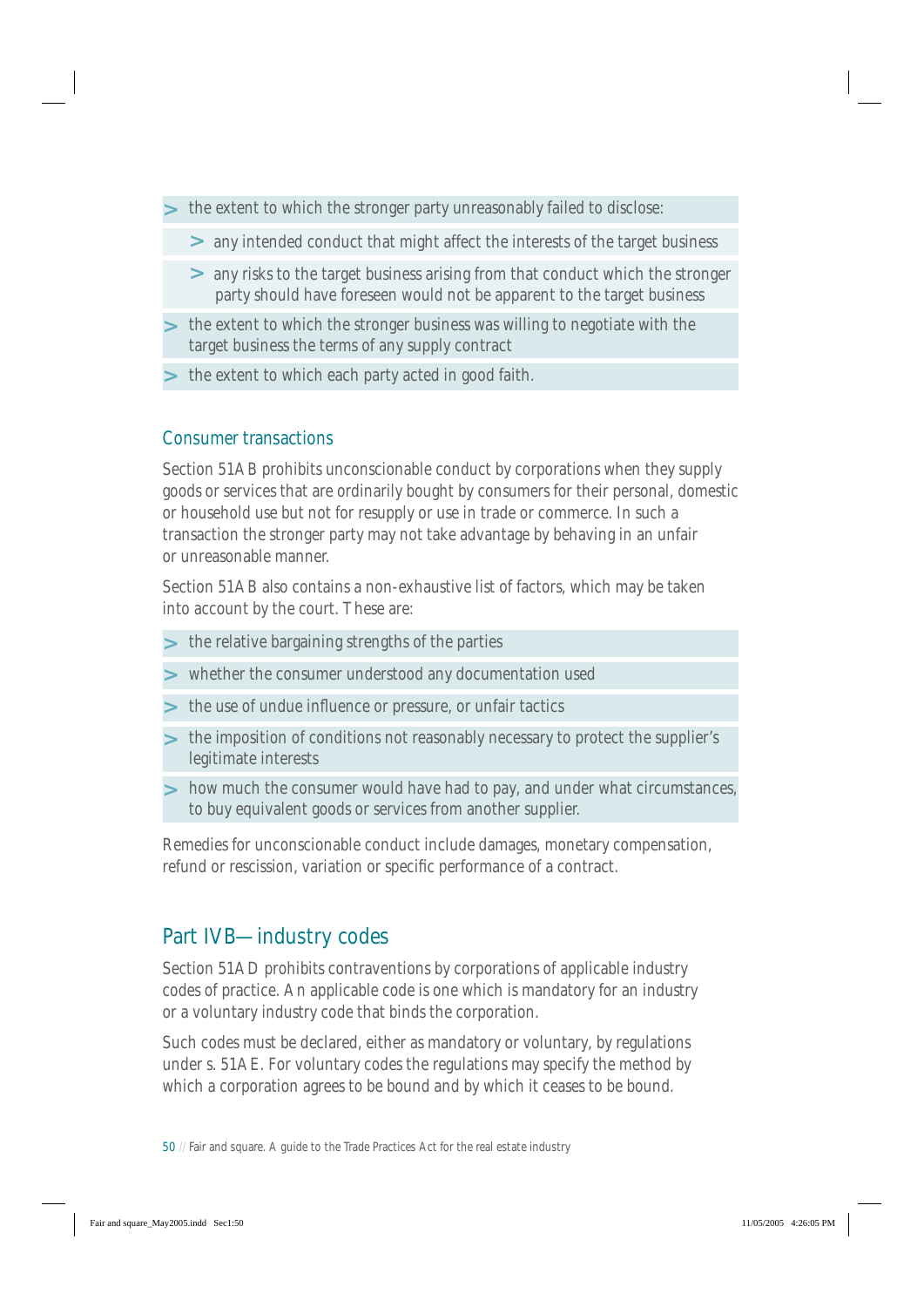- the extent to which the stronger party unreasonably failed to disclose:
  - any intended conduct that might affect the interests of the target business
  - any risks to the target business arising from that conduct which the stronger party should have foreseen would not be apparent to the target business
- the extent to which the stronger business was willing to negotiate with the target business the terms of any supply contract
- the extent to which each party acted in good faith.

### Consumer transactions

Section 51AB prohibits unconscionable conduct by corporations when they supply goods or services that are ordinarily bought by consumers for their personal, domestic or household use but not for resupply or use in trade or commerce. In such a transaction the stronger party may not take advantage by behaving in an unfair or unreasonable manner.

Section 51AB also contains a non-exhaustive list of factors, which may be taken into account by the court. These are:

- the relative bargaining strengths of the parties
- whether the consumer understood any documentation used
- the use of undue influence or pressure, or unfair tactics
- the imposition of conditions not reasonably necessary to protect the supplier's legitimate interests
- how much the consumer would have had to pay, and under what circumstances, to buy equivalent goods or services from another supplier.

Remedies for unconscionable conduct include damages, monetary compensation, refund or rescission, variation or specific performance of a contract.

## Part IVB—industry codes

Section 51AD prohibits contraventions by corporations of applicable industry codes of practice. An applicable code is one which is mandatory for an industry or a voluntary industry code that binds the corporation.

Such codes must be declared, either as mandatory or voluntary, by regulations under s. 51AE. For voluntary codes the regulations may specify the method by which a corporation agrees to be bound and by which it ceases to be bound.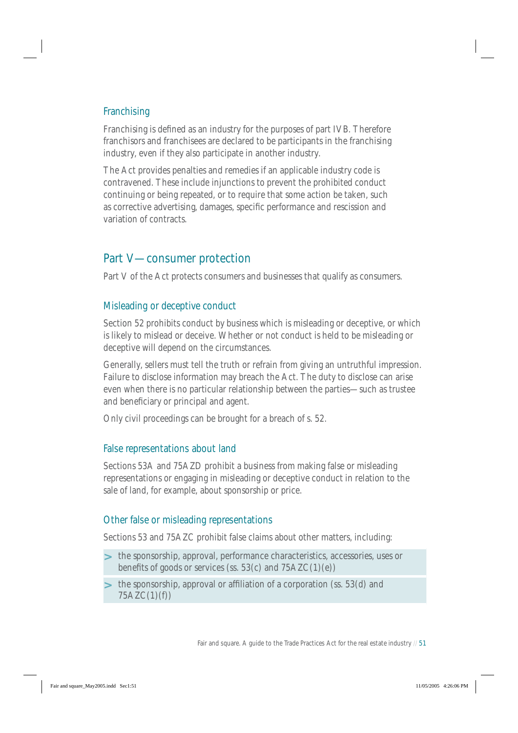### Franchising

Franchising is defined as an industry for the purposes of part IVB. Therefore franchisors and franchisees are declared to be participants in the franchising industry, even if they also participate in another industry.

The Act provides penalties and remedies if an applicable industry code is contravened. These include injunctions to prevent the prohibited conduct continuing or being repeated, or to require that some action be taken, such as corrective advertising, damages, specific performance and rescission and variation of contracts.

## Part V—consumer protection

Part V of the Act protects consumers and businesses that qualify as consumers.

### Misleading or deceptive conduct

Section 52 prohibits conduct by business which is misleading or deceptive, or which is likely to mislead or deceive. Whether or not conduct is held to be misleading or deceptive will depend on the circumstances.

Generally, sellers must tell the truth or refrain from giving an untruthful impression. Failure to disclose information may breach the Act. The duty to disclose can arise even when there is no particular relationship between the parties—such as trustee and beneficiary or principal and agent.

Only civil proceedings can be brought for a breach of s. 52.

### False representations about land

Sections 53A and 75AZD prohibit a business from making false or misleading representations or engaging in misleading or deceptive conduct in relation to the sale of land, for example, about sponsorship or price.

### Other false or misleading representations

Sections 53 and 75AZC prohibit false claims about other matters, including:

- the sponsorship, approval, performance characteristics, accessories, uses or benefits of goods or services (ss. 53(c) and 75AZC(1)(e))
- the sponsorship, approval or affiliation of a corporation (ss. 53(d) and 75AZC(1)(f))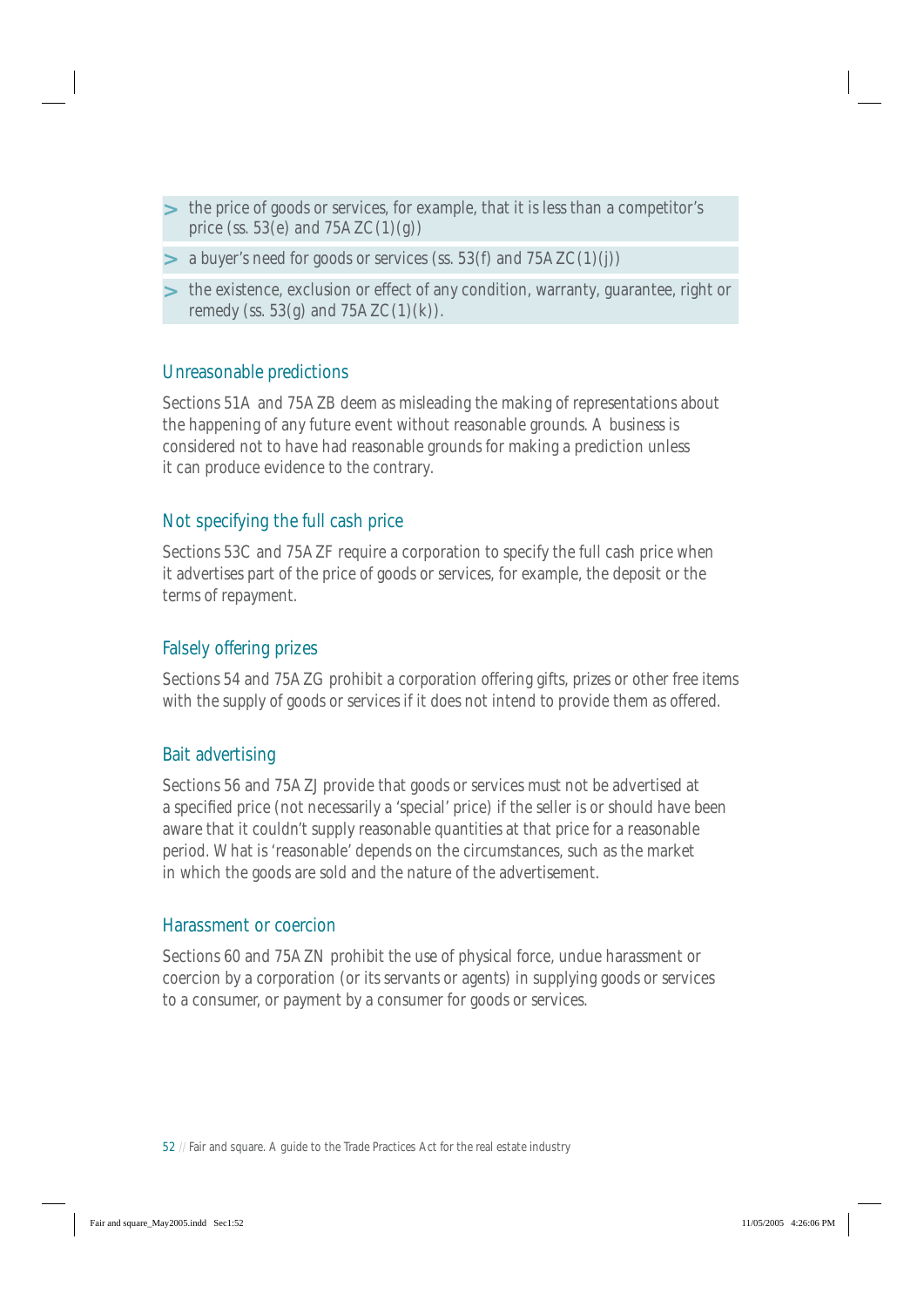- the price of goods or services, for example, that it is less than a competitor's price (ss. 53(e) and 75AZC(1)(g))
- a buyer's need for goods or services (ss. 53(f) and 75AZC(1)(j))
- the existence, exclusion or effect of any condition, warranty, guarantee, right or remedy (ss. 53(g) and 75AZC(1)(k)).

### Unreasonable predictions

Sections 51A and 75AZB deem as misleading the making of representations about the happening of any future event without reasonable grounds. A business is considered not to have had reasonable grounds for making a prediction unless it can produce evidence to the contrary.

### Not specifying the full cash price

Sections 53C and 75AZF require a corporation to specify the full cash price when it advertises part of the price of goods or services, for example, the deposit or the terms of repayment.

### Falsely offering prizes

Sections 54 and 75AZG prohibit a corporation offering gifts, prizes or other free items with the supply of goods or services if it does not intend to provide them as offered.

### Bait advertising

Sections 56 and 75AZJ provide that goods or services must not be advertised at a specified price (not necessarily a 'special' price) if the seller is or should have been aware that it couldn't supply reasonable quantities at that price for a reasonable period. What is 'reasonable' depends on the circumstances, such as the market in which the goods are sold and the nature of the advertisement.

### Harassment or coercion

Sections 60 and 75AZN prohibit the use of physical force, undue harassment or coercion by a corporation (or its servants or agents) in supplying goods or services to a consumer, or payment by a consumer for goods or services.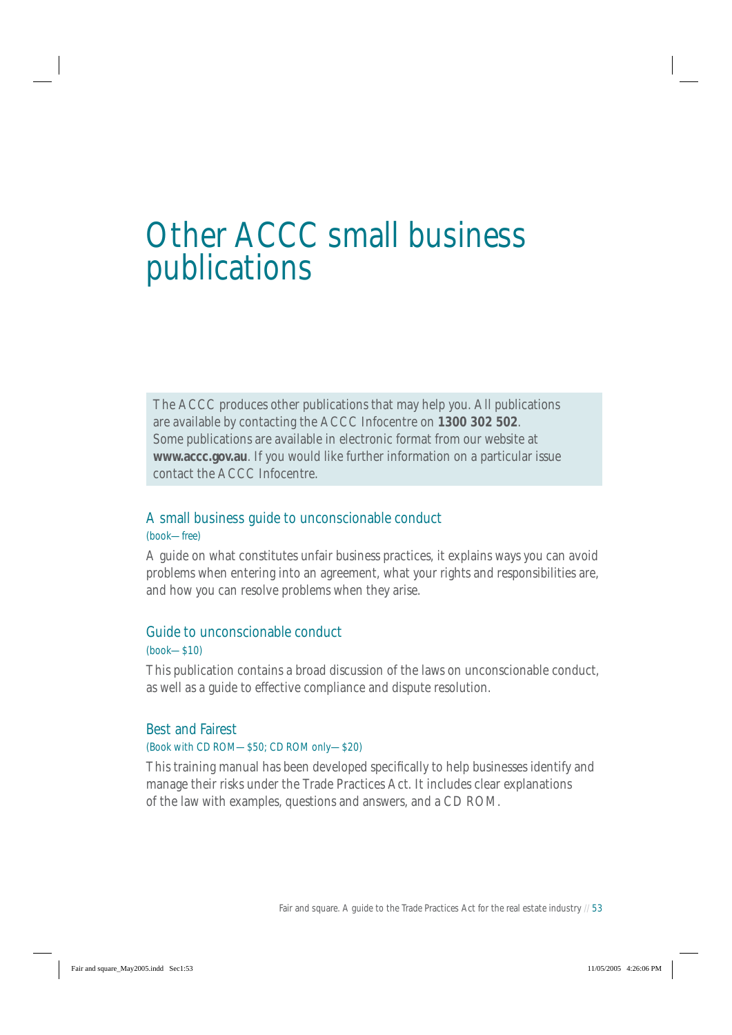# Other ACCC small business publications

The ACCC produces other publications that may help you. All publications are available by contacting the ACCC Infocentre on **1300 302 502**. Some publications are available in electronic format from our website at **www.accc.gov.au**. If you would like further information on a particular issue contact the ACCC Infocentre.

## A small business guide to unconscionable conduct

(book—free)

A guide on what constitutes unfair business practices, it explains ways you can avoid problems when entering into an agreement, what your rights and responsibilities are, and how you can resolve problems when they arise.

## Guide to unconscionable conduct

(book—$10)

This publication contains a broad discussion of the laws on unconscionable conduct, as well as a guide to effective compliance and dispute resolution.

## Best and Fairest

(Book with CD ROM—$50; CD ROM only—$20)

This training manual has been developed specifically to help businesses identify and manage their risks under the Trade Practices Act. It includes clear explanations of the law with examples, questions and answers, and a CD ROM.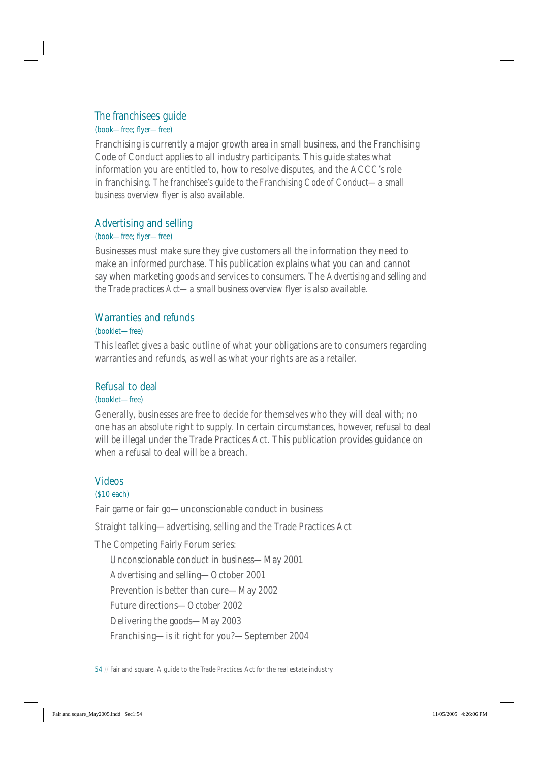### The franchisees guide

(book—free; flyer—free)

Franchising is currently a major growth area in small business, and the Franchising Code of Conduct applies to all industry participants. This guide states what information you are entitled to, how to resolve disputes, and the ACCC's role in franchising. The *franchisee's guide to the Franchising Code of Conduct—a small business overview* flyer is also available.

### Advertising and selling

(book—free; flyer—free)

Businesses must make sure they give customers all the information they need to make an informed purchase. This publication explains what you can and cannot say when marketing goods and services to consumers. The *Advertising and selling and the Trade practices Act—a small business overview* flyer is also available.

### Warranties and refunds

(booklet—free)

This leaflet gives a basic outline of what your obligations are to consumers regarding warranties and refunds, as well as what your rights are as a retailer.

### Refusal to deal

(booklet—free)

Generally, businesses are free to decide for themselves who they will deal with; no one has an absolute right to supply. In certain circumstances, however, refusal to deal will be illegal under the Trade Practices Act. This publication provides guidance on when a refusal to deal will be a breach.

### Videos

($10 each)

Fair game or fair go—unconscionable conduct in business

Straight talking—advertising, selling and the Trade Practices Act

The Competing Fairly Forum series:

- Unconscionable conduct in business—May 2001
- Advertising and selling—October 2001
- Prevention is better than cure—May 2002
- Future directions—October 2002
- Delivering the goods—May 2003
- Franchising—is it right for you?—September 2004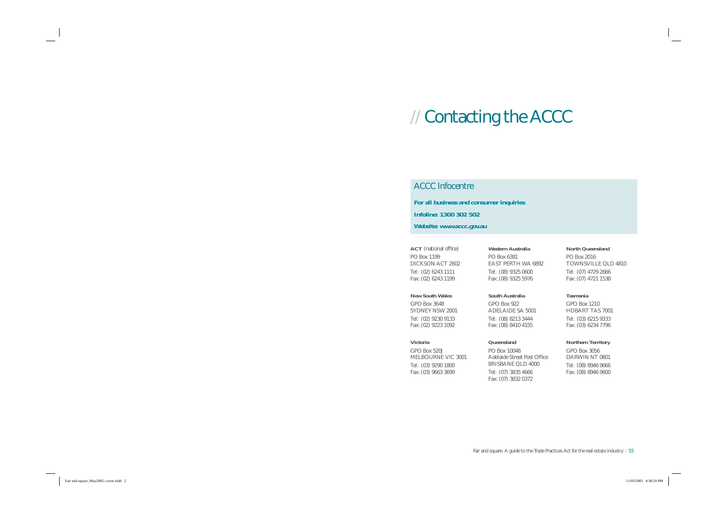# // Contacting the ACCC

## ACCC Infocentre

**For all business and consumer inquiries**

**Infoline: 1300 302 502**

**Website: www.accc.gov.au**

**ACT** *(national office)*
PO Box 1199
DICKSON ACT 2602
Tel: (02) 6243 1111
Fax: (02) 6243 1199

**New South Wales**
GPO Box 3648
SYDNEY NSW 2001
Tel: (02) 9230 9133
Fax: (02) 9223 1092

**Victoria**
GPO Box 520J
MELBOURNE VIC 3001
Tel: (03) 9290 1800
Fax: (03) 9663 3699

**Western Australia**
PO Box 6381
EAST PERTH WA 6892
Tel: (08) 9325 0600
Fax: (08) 9325 5976

**South Australia**
GPO Box 922
ADELAIDE SA 5001
Tel: (08) 8213 3444
Fax: (08) 8410 4155

**Queensland**
PO Box 10048
Adelaide Street Post Office
BRISBANE QLD 4000
Tel: (07) 3835 4666
Fax: (07) 3832 0372

**North Queensland**
PO Box 2016
TOWNSVILLE QLD 4810
Tel: (07) 4729 2666
Fax: (07) 4721 1538

**Tasmania**
GPO Box 1210
HOBART TAS 7001
Tel: (03) 6215 9333
Fax: (03) 6234 7796

**Northern Territory**
GPO Box 3056
DARWIN NT 0801
Tel: (08) 8946 9666
Fax: (08) 8946 9600